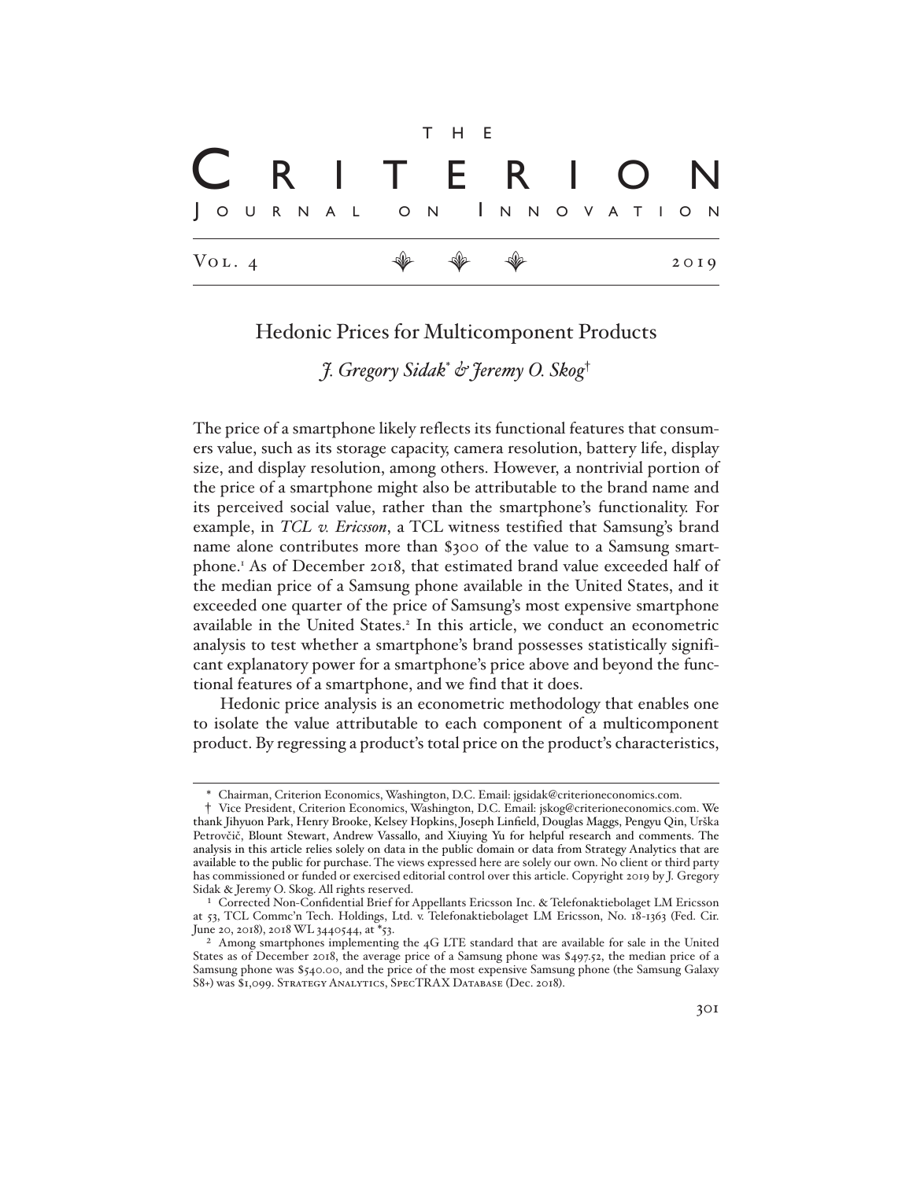# THE CRITERION JOURNAL ON INNOVATION

Vol. 4 ⚜ ⚜ ⚜ 2019

## Hedonic Prices for Multicomponent Products

*J. Gregory Sidak*\* *& Jeremy O. Skog*†

The price of a smartphone likely reflects its functional features that consumers value, such as its storage capacity, camera resolution, battery life, display size, and display resolution, among others. However, a nontrivial portion of the price of a smartphone might also be attributable to the brand name and its perceived social value, rather than the smartphone's functionality. For example, in *TCL v. Ericsson*, a TCL witness testified that Samsung's brand name alone contributes more than $300 of the value to a Samsung smartphone.[1] As of December 2018, that estimated brand value exceeded half of the median price of a Samsung phone available in the United States, and it exceeded one quarter of the price of Samsung's most expensive smartphone available in the United States.[2] In this article, we conduct an econometric analysis to test whether a smartphone's brand possesses statistically significant explanatory power for a smartphone's price above and beyond the functional features of a smartphone, and we find that it does.

Hedonic price analysis is an econometric methodology that enables one to isolate the value attributable to each component of a multicomponent product. By regressing a product's total price on the product's characteristics,

---

\* Chairman, Criterion Economics, Washington, D.C. Email: jgsidak@criterioneconomics.com.

† Vice President, Criterion Economics, Washington, D.C. Email: jskog@criterioneconomics.com. We thank Jihyuon Park, Henry Brooke, Kelsey Hopkins, Joseph Linfield, Douglas Maggs, Pengyu Qin, Urška Petrovčič, Blount Stewart, Andrew Vassallo, and Xiuying Yu for helpful research and comments. The analysis in this article relies solely on data in the public domain or data from Strategy Analytics that are available to the public for purchase. The views expressed here are solely our own. No client or third party has commissioned or funded or exercised editorial control over this article. Copyright 2019 by J. Gregory Sidak & Jeremy O. Skog. All rights reserved.

[1] Corrected Non-Confidential Brief for Appellants Ericsson Inc. & Telefonaktiebolaget LM Ericsson at 53, TCL Commc'n Tech. Holdings, Ltd. v. Telefonaktiebolaget LM Ericsson, No. 18-1363 (Fed. Cir. June 20, 2018), 2018 WL 3440544, at \*53.

[2] Among smartphones implementing the 4G LTE standard that are available for sale in the United States as of December 2018, the average price of a Samsung phone was $497.52, the median price of a Samsung phone was $540.00, and the price of the most expensive Samsung phone (the Samsung Galaxy S8+) was $1,099. Strategy Analytics, SpecTRAX Database (Dec. 2018).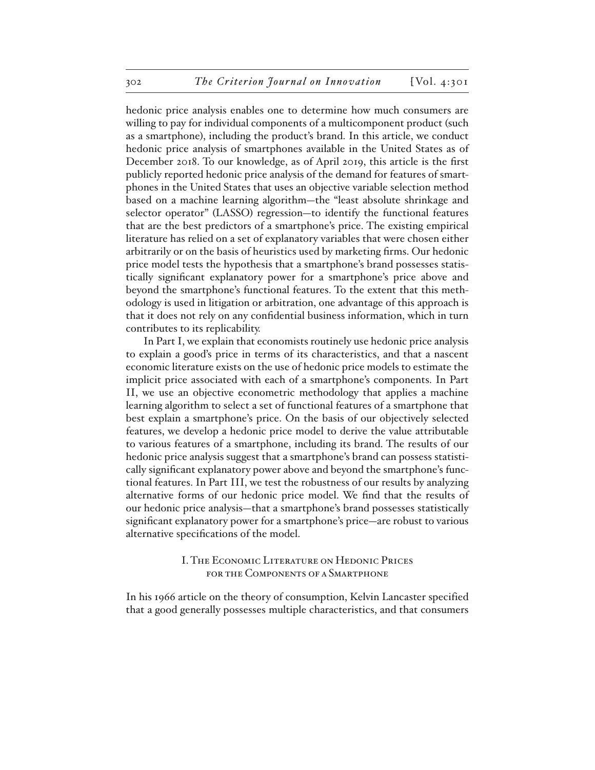hedonic price analysis enables one to determine how much consumers are willing to pay for individual components of a multicomponent product (such as a smartphone), including the product's brand. In this article, we conduct hedonic price analysis of smartphones available in the United States as of December 2018. To our knowledge, as of April 2019, this article is the first publicly reported hedonic price analysis of the demand for features of smartphones in the United States that uses an objective variable selection method based on a machine learning algorithm—the "least absolute shrinkage and selector operator" (LASSO) regression—to identify the functional features that are the best predictors of a smartphone's price. The existing empirical literature has relied on a set of explanatory variables that were chosen either arbitrarily or on the basis of heuristics used by marketing firms. Our hedonic price model tests the hypothesis that a smartphone's brand possesses statistically significant explanatory power for a smartphone's price above and beyond the smartphone's functional features. To the extent that this methodology is used in litigation or arbitration, one advantage of this approach is that it does not rely on any confidential business information, which in turn contributes to its replicability.

In Part I, we explain that economists routinely use hedonic price analysis to explain a good's price in terms of its characteristics, and that a nascent economic literature exists on the use of hedonic price models to estimate the implicit price associated with each of a smartphone's components. In Part II, we use an objective econometric methodology that applies a machine learning algorithm to select a set of functional features of a smartphone that best explain a smartphone's price. On the basis of our objectively selected features, we develop a hedonic price model to derive the value attributable to various features of a smartphone, including its brand. The results of our hedonic price analysis suggest that a smartphone's brand can possess statistically significant explanatory power above and beyond the smartphone's functional features. In Part III, we test the robustness of our results by analyzing alternative forms of our hedonic price model. We find that the results of our hedonic price analysis—that a smartphone's brand possesses statistically significant explanatory power for a smartphone's price—are robust to various alternative specifications of the model.

## I. The Economic Literature on Hedonic Prices for the Components of a Smartphone

In his 1966 article on the theory of consumption, Kelvin Lancaster specified that a good generally possesses multiple characteristics, and that consumers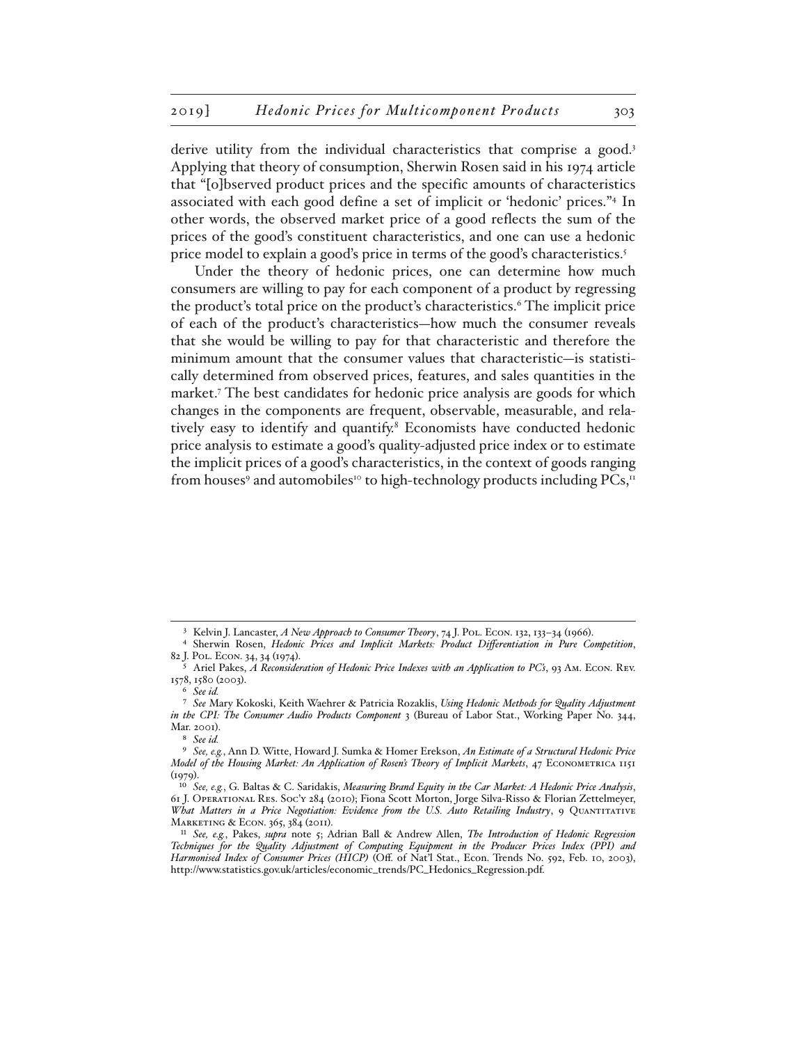derive utility from the individual characteristics that comprise a good.[3] Applying that theory of consumption, Sherwin Rosen said in his 1974 article that "[o]bserved product prices and the specific amounts of characteristics associated with each good define a set of implicit or 'hedonic' prices."[4] In other words, the observed market price of a good reflects the sum of the prices of the good's constituent characteristics, and one can use a hedonic price model to explain a good's price in terms of the good's characteristics.[5]

Under the theory of hedonic prices, one can determine how much consumers are willing to pay for each component of a product by regressing the product's total price on the product's characteristics.[6] The implicit price of each of the product's characteristics—how much the consumer reveals that she would be willing to pay for that characteristic and therefore the minimum amount that the consumer values that characteristic—is statistically determined from observed prices, features, and sales quantities in the market.[7] The best candidates for hedonic price analysis are goods for which changes in the components are frequent, observable, measurable, and relatively easy to identify and quantify.[8] Economists have conducted hedonic price analysis to estimate a good's quality-adjusted price index or to estimate the implicit prices of a good's characteristics, in the context of goods ranging from houses[9] and automobiles[10] to high-technology products including PCs,[11]

---

[3] Kelvin J. Lancaster, *A New Approach to Consumer Theory*, 74 J. Pol. Econ. 132, 133–34 (1966).

[4] Sherwin Rosen, *Hedonic Prices and Implicit Markets: Product Differentiation in Pure Competition*, 82 J. Pol. Econ. 34, 34 (1974).

[5] Ariel Pakes, *A Reconsideration of Hedonic Price Indexes with an Application to PC's*, 93 Am. Econ. Rev. 1578, 1580 (2003).

[6] *See id.*

[7] *See* Mary Kokoski, Keith Waehrer & Patricia Rozaklis, *Using Hedonic Methods for Quality Adjustment in the CPI: The Consumer Audio Products Component* 3 (Bureau of Labor Stat., Working Paper No. 344, Mar. 2001).

[8] *See id.*

[9] *See, e.g.*, Ann D. Witte, Howard J. Sumka & Homer Erekson, *An Estimate of a Structural Hedonic Price Model of the Housing Market: An Application of Rosen's Theory of Implicit Markets*, 47 Econometrica 1151 (1979).

[10] *See, e.g.*, G. Baltas & C. Saridakis, *Measuring Brand Equity in the Car Market: A Hedonic Price Analysis*, 61 J. Operational Res. Soc'y 284 (2010); Fiona Scott Morton, Jorge Silva-Risso & Florian Zettelmeyer, *What Matters in a Price Negotiation: Evidence from the U.S. Auto Retailing Industry*, 9 Quantitative Marketing & Econ. 365, 384 (2011).

[11] *See, e.g.*, Pakes, *supra* note 5; Adrian Ball & Andrew Allen, *The Introduction of Hedonic Regression Techniques for the Quality Adjustment of Computing Equipment in the Producer Prices Index (PPI) and Harmonised Index of Consumer Prices (HICP)* (Off. of Nat'l Stat., Econ. Trends No. 592, Feb. 10, 2003), http://www.statistics.gov.uk/articles/economic_trends/PC_Hedonics_Regression.pdf.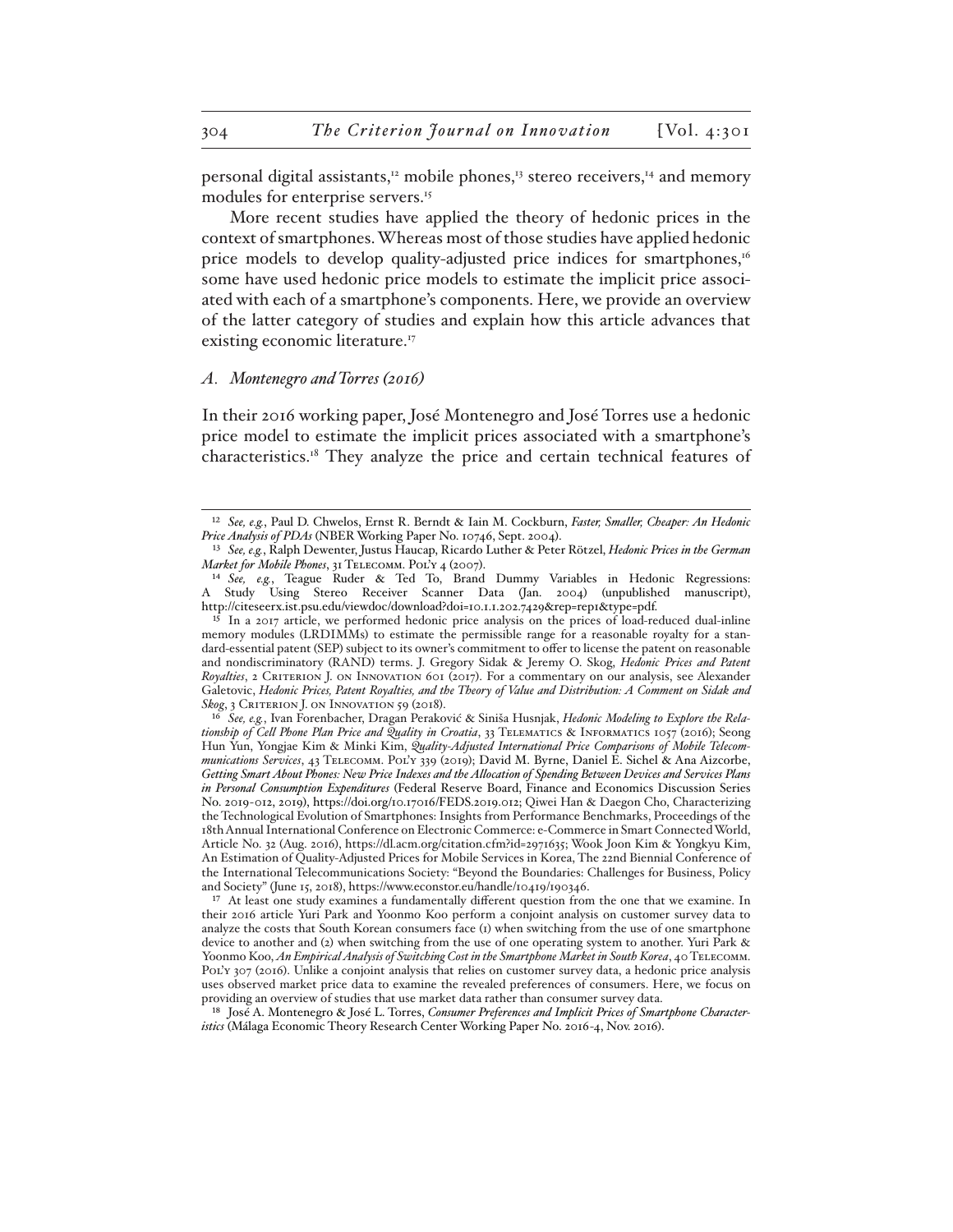personal digital assistants,[12] mobile phones,[13] stereo receivers,[14] and memory modules for enterprise servers.[15]

More recent studies have applied the theory of hedonic prices in the context of smartphones. Whereas most of those studies have applied hedonic price models to develop quality-adjusted price indices for smartphones,[16] some have used hedonic price models to estimate the implicit price associated with each of a smartphone's components. Here, we provide an overview of the latter category of studies and explain how this article advances that existing economic literature.[17]

### *A. Montenegro and Torres (2016)*

In their 2016 working paper, José Montenegro and José Torres use a hedonic price model to estimate the implicit prices associated with a smartphone's characteristics.[18] They analyze the price and certain technical features of

---

[12] *See, e.g.*, Paul D. Chwelos, Ernst R. Berndt & Iain M. Cockburn, *Faster, Smaller, Cheaper: An Hedonic Price Analysis of PDAs* (NBER Working Paper No. 10746, Sept. 2004).

[13] *See, e.g.*, Ralph Dewenter, Justus Haucap, Ricardo Luther & Peter Rötzel, *Hedonic Prices in the German Market for Mobile Phones*, 31 Telecomm. Pol'y 4 (2007).

[14] *See, e.g.*, Teague Ruder & Ted To, Brand Dummy Variables in Hedonic Regressions: A Study Using Stereo Receiver Scanner Data (Jan. 2004) (unpublished manuscript), http://citeseerx.ist.psu.edu/viewdoc/download?doi=10.1.1.202.7429&rep=rep1&type=pdf.

[15] In a 2017 article, we performed hedonic price analysis on the prices of load-reduced dual-inline memory modules (LRDIMMs) to estimate the permissible range for a reasonable royalty for a standard-essential patent (SEP) subject to its owner's commitment to offer to license the patent on reasonable and nondiscriminatory (RAND) terms. J. Gregory Sidak & Jeremy O. Skog, *Hedonic Prices and Patent Royalties*, 2 Criterion J. on Innovation 601 (2017). For a commentary on our analysis, see Alexander Galetovic, *Hedonic Prices, Patent Royalties, and the Theory of Value and Distribution: A Comment on Sidak and Skog*, 3 Criterion J. on Innovation 59 (2018).

[16] *See, e.g.*, Ivan Forenbacher, Dragan Peraković & Siniša Husnjak, *Hedonic Modeling to Explore the Relationship of Cell Phone Plan Price and Quality in Croatia*, 33 Telematics & Informatics 1057 (2016); Seong Hun Yun, Yongjae Kim & Minki Kim, *Quality-Adjusted International Price Comparisons of Mobile Telecommunications Services*, 43 Telecomm. Pol'y 339 (2019); David M. Byrne, Daniel E. Sichel & Ana Aizcorbe, *Getting Smart About Phones: New Price Indexes and the Allocation of Spending Between Devices and Services Plans in Personal Consumption Expenditures* (Federal Reserve Board, Finance and Economics Discussion Series No. 2019-012, 2019), https://doi.org/10.17016/FEDS.2019.012; Qiwei Han & Daegon Cho, Characterizing the Technological Evolution of Smartphones: Insights from Performance Benchmarks, Proceedings of the 18th Annual International Conference on Electronic Commerce: e-Commerce in Smart Connected World, Article No. 32 (Aug. 2016), https://dl.acm.org/citation.cfm?id=2971635; Wook Joon Kim & Yongkyu Kim, An Estimation of Quality-Adjusted Prices for Mobile Services in Korea, The 22nd Biennial Conference of the International Telecommunications Society: "Beyond the Boundaries: Challenges for Business, Policy and Society" (June 15, 2018), https://www.econstor.eu/handle/10419/190346.

[17] At least one study examines a fundamentally different question from the one that we examine. In their 2016 article Yuri Park and Yoonmo Koo perform a conjoint analysis on customer survey data to analyze the costs that South Korean consumers face (1) when switching from the use of one smartphone device to another and (2) when switching from the use of one operating system to another. Yuri Park & Yoonmo Koo, *An Empirical Analysis of Switching Cost in the Smartphone Market in South Korea*, 40 Telecomm. Pol'y 307 (2016). Unlike a conjoint analysis that relies on customer survey data, a hedonic price analysis uses observed market price data to examine the revealed preferences of consumers. Here, we focus on providing an overview of studies that use market data rather than consumer survey data.

[18] José A. Montenegro & José L. Torres, *Consumer Preferences and Implicit Prices of Smartphone Characteristics* (Málaga Economic Theory Research Center Working Paper No. 2016-4, Nov. 2016).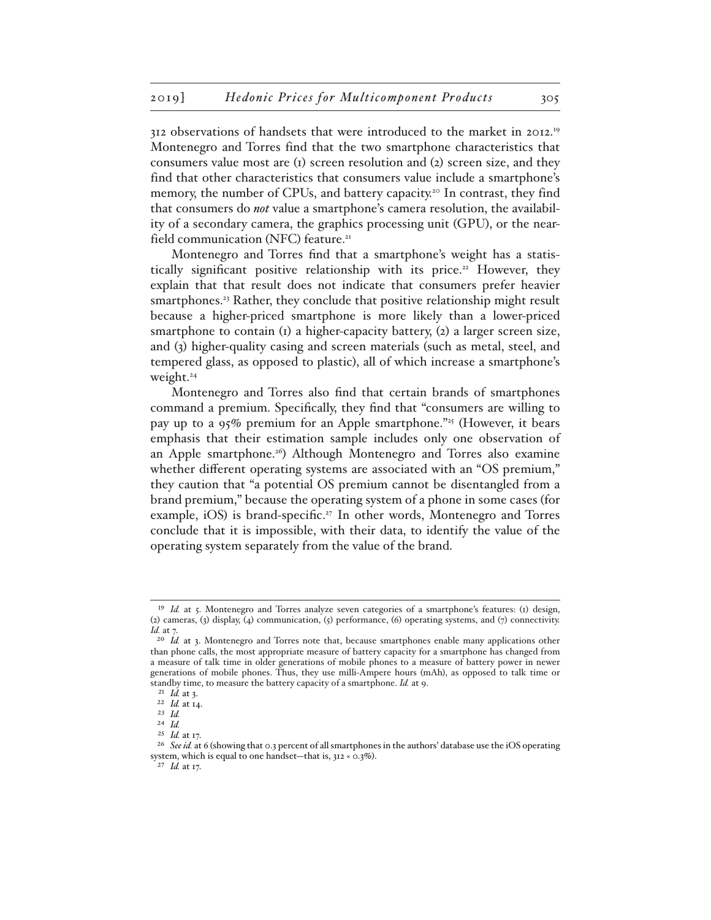312 observations of handsets that were introduced to the market in 2012.[19] Montenegro and Torres find that the two smartphone characteristics that consumers value most are (1) screen resolution and (2) screen size, and they find that other characteristics that consumers value include a smartphone's memory, the number of CPUs, and battery capacity.[20] In contrast, they find that consumers do ***not*** value a smartphone's camera resolution, the availability of a secondary camera, the graphics processing unit (GPU), or the near-field communication (NFC) feature.[21]

Montenegro and Torres find that a smartphone's weight has a statistically significant positive relationship with its price.[22] However, they explain that that result does not indicate that consumers prefer heavier smartphones.[23] Rather, they conclude that positive relationship might result because a higher-priced smartphone is more likely than a lower-priced smartphone to contain (1) a higher-capacity battery, (2) a larger screen size, and (3) higher-quality casing and screen materials (such as metal, steel, and tempered glass, as opposed to plastic), all of which increase a smartphone's weight.[24]

Montenegro and Torres also find that certain brands of smartphones command a premium. Specifically, they find that "consumers are willing to pay up to a 95% premium for an Apple smartphone."[25] (However, it bears emphasis that their estimation sample includes only one observation of an Apple smartphone.[26]) Although Montenegro and Torres also examine whether different operating systems are associated with an "OS premium," they caution that "a potential OS premium cannot be disentangled from a brand premium," because the operating system of a phone in some cases (for example, iOS) is brand-specific.[27] In other words, Montenegro and Torres conclude that it is impossible, with their data, to identify the value of the operating system separately from the value of the brand.

---

[19] *Id.* at 5. Montenegro and Torres analyze seven categories of a smartphone's features: (1) design, (2) cameras, (3) display, (4) communication, (5) performance, (6) operating systems, and (7) connectivity. *Id.* at 7.

[20] *Id.* at 3. Montenegro and Torres note that, because smartphones enable many applications other than phone calls, the most appropriate measure of battery capacity for a smartphone has changed from a measure of talk time in older generations of mobile phones to a measure of battery power in newer generations of mobile phones. Thus, they use milli-Ampere hours (mAh), as opposed to talk time or standby time, to measure the battery capacity of a smartphone. *Id.* at 9.

[21] *Id.* at 3.

[22] *Id.* at 14.

[23] *Id.*

[24] *Id.*

[25] *Id.* at 17.

[26] *See id.* at 6 (showing that 0.3 percent of all smartphones in the authors' database use the iOS operating system, which is equal to one handset—that is, 312 × 0.3%).

[27] *Id.* at 17.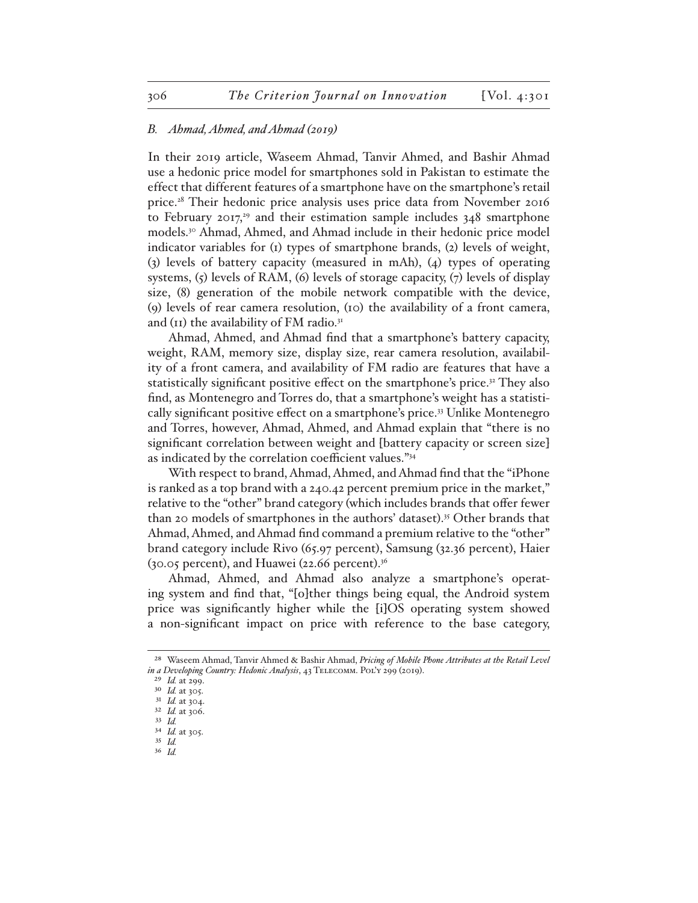### *B. Ahmad, Ahmed, and Ahmad (2019)*

In their 2019 article, Waseem Ahmad, Tanvir Ahmed, and Bashir Ahmad use a hedonic price model for smartphones sold in Pakistan to estimate the effect that different features of a smartphone have on the smartphone's retail price.[28] Their hedonic price analysis uses price data from November 2016 to February 2017,[29] and their estimation sample includes 348 smartphone models.[30] Ahmad, Ahmed, and Ahmad include in their hedonic price model indicator variables for (1) types of smartphone brands, (2) levels of weight, (3) levels of battery capacity (measured in mAh), (4) types of operating systems, (5) levels of RAM, (6) levels of storage capacity, (7) levels of display size, (8) generation of the mobile network compatible with the device, (9) levels of rear camera resolution, (10) the availability of a front camera, and (11) the availability of FM radio.[31]

Ahmad, Ahmed, and Ahmad find that a smartphone's battery capacity, weight, RAM, memory size, display size, rear camera resolution, availability of a front camera, and availability of FM radio are features that have a statistically significant positive effect on the smartphone's price.[32] They also find, as Montenegro and Torres do, that a smartphone's weight has a statistically significant positive effect on a smartphone's price.[33] Unlike Montenegro and Torres, however, Ahmad, Ahmed, and Ahmad explain that "there is no significant correlation between weight and [battery capacity or screen size] as indicated by the correlation coefficient values."[34]

With respect to brand, Ahmad, Ahmed, and Ahmad find that the "iPhone is ranked as a top brand with a 240.42 percent premium price in the market," relative to the "other" brand category (which includes brands that offer fewer than 20 models of smartphones in the authors' dataset).[35] Other brands that Ahmad, Ahmed, and Ahmad find command a premium relative to the "other" brand category include Rivo (65.97 percent), Samsung (32.36 percent), Haier (30.05 percent), and Huawei (22.66 percent).[36]

Ahmad, Ahmed, and Ahmad also analyze a smartphone's operating system and find that, "[o]ther things being equal, the Android system price was significantly higher while the [i]OS operating system showed a non-significant impact on price with reference to the base category,

---

[28] Waseem Ahmad, Tanvir Ahmed & Bashir Ahmad, *Pricing of Mobile Phone Attributes at the Retail Level in a Developing Country: Hedonic Analysis*, 43 TELECOMM. POL'Y 299 (2019).

[29] *Id.* at 299.

[30] *Id.* at 305.

[31] *Id.* at 304.

[32] *Id.* at 306.

[33] *Id.*

[34] *Id.* at 305.

[35] *Id.*

[36] *Id.*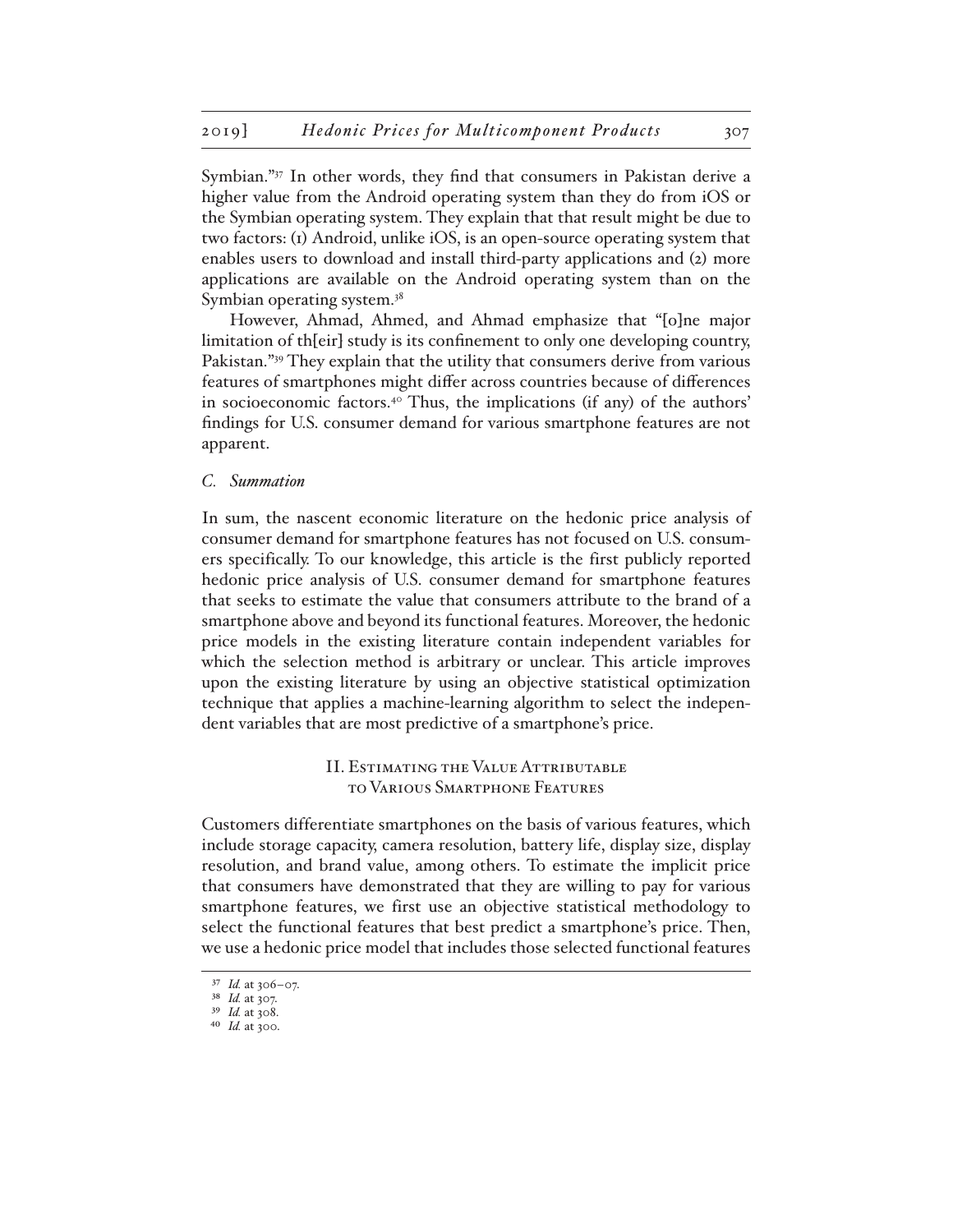Symbian."[37] In other words, they find that consumers in Pakistan derive a higher value from the Android operating system than they do from iOS or the Symbian operating system. They explain that that result might be due to two factors: (1) Android, unlike iOS, is an open-source operating system that enables users to download and install third-party applications and (2) more applications are available on the Android operating system than on the Symbian operating system.[38]

However, Ahmad, Ahmed, and Ahmad emphasize that "[o]ne major limitation of th[eir] study is its confinement to only one developing country, Pakistan."[39] They explain that the utility that consumers derive from various features of smartphones might differ across countries because of differences in socioeconomic factors.[40] Thus, the implications (if any) of the authors' findings for U.S. consumer demand for various smartphone features are not apparent.

### *C. Summation*

In sum, the nascent economic literature on the hedonic price analysis of consumer demand for smartphone features has not focused on U.S. consumers specifically. To our knowledge, this article is the first publicly reported hedonic price analysis of U.S. consumer demand for smartphone features that seeks to estimate the value that consumers attribute to the brand of a smartphone above and beyond its functional features. Moreover, the hedonic price models in the existing literature contain independent variables for which the selection method is arbitrary or unclear. This article improves upon the existing literature by using an objective statistical optimization technique that applies a machine-learning algorithm to select the independent variables that are most predictive of a smartphone's price.

## II. Estimating the Value Attributable to Various Smartphone Features

Customers differentiate smartphones on the basis of various features, which include storage capacity, camera resolution, battery life, display size, display resolution, and brand value, among others. To estimate the implicit price that consumers have demonstrated that they are willing to pay for various smartphone features, we first use an objective statistical methodology to select the functional features that best predict a smartphone's price. Then, we use a hedonic price model that includes those selected functional features

[37] *Id.* at 306–07.

[38] *Id.* at 307.

[39] *Id.* at 308.

[40] *Id.* at 300.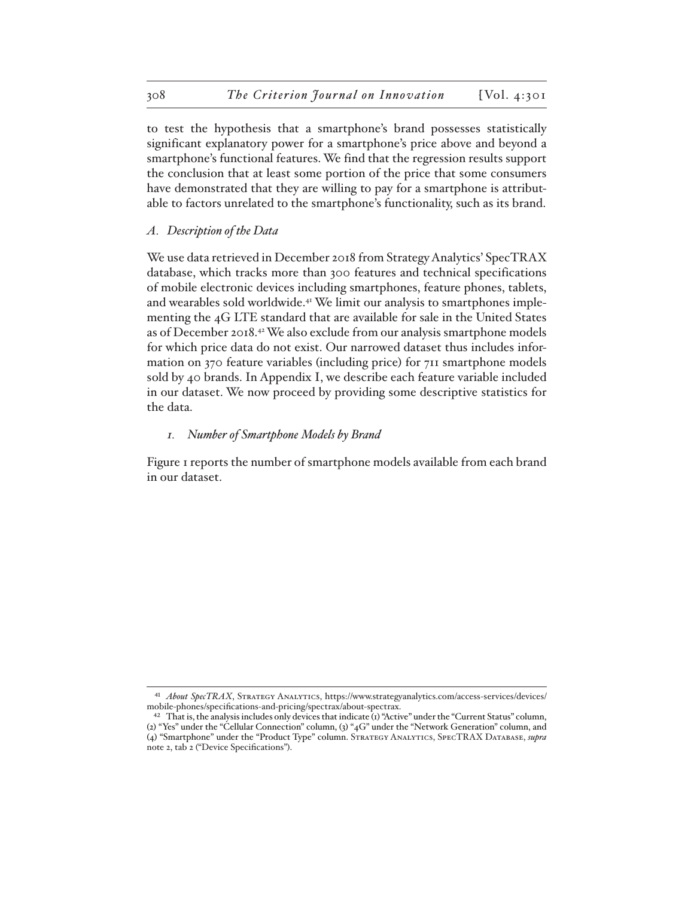to test the hypothesis that a smartphone's brand possesses statistically significant explanatory power for a smartphone's price above and beyond a smartphone's functional features. We find that the regression results support the conclusion that at least some portion of the price that some consumers have demonstrated that they are willing to pay for a smartphone is attributable to factors unrelated to the smartphone's functionality, such as its brand.

### *A. Description of the Data*

We use data retrieved in December 2018 from Strategy Analytics' SpecTRAX database, which tracks more than 300 features and technical specifications of mobile electronic devices including smartphones, feature phones, tablets, and wearables sold worldwide.[41] We limit our analysis to smartphones implementing the 4G LTE standard that are available for sale in the United States as of December 2018.[42] We also exclude from our analysis smartphone models for which price data do not exist. Our narrowed dataset thus includes information on 370 feature variables (including price) for 711 smartphone models sold by 40 brands. In Appendix I, we describe each feature variable included in our dataset. We now proceed by providing some descriptive statistics for the data.

#### *1. Number of Smartphone Models by Brand*

Figure 1 reports the number of smartphone models available from each brand in our dataset.

---

[41] *About SpecTRAX*, Strategy Analytics, https://www.strategyanalytics.com/access-services/devices/mobile-phones/specifications-and-pricing/spectrax/about-spectrax.

[42] That is, the analysis includes only devices that indicate (1) "Active" under the "Current Status" column, (2) "Yes" under the "Cellular Connection" column, (3) "4G" under the "Network Generation" column, and (4) "Smartphone" under the "Product Type" column. Strategy Analytics, SpecTRAX Database, *supra* note 2, tab 2 ("Device Specifications").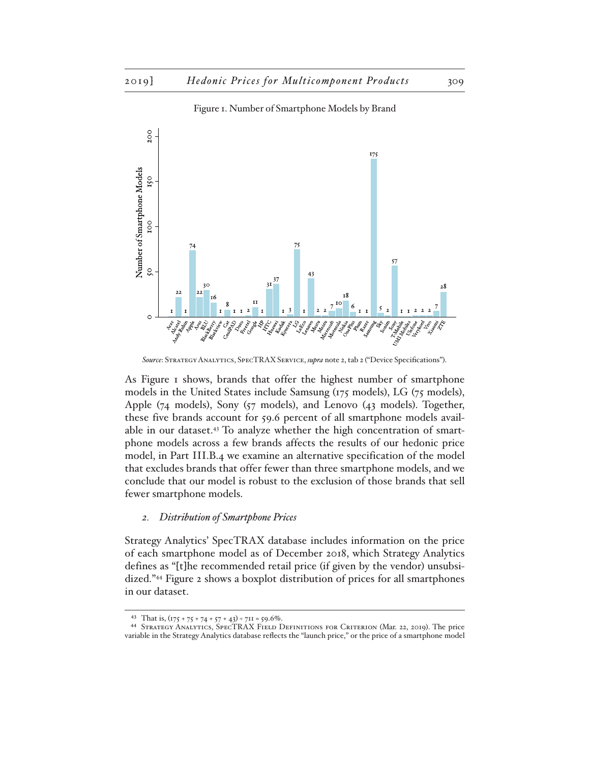Figure 1. Number of Smartphone Models by Brand

*Source*: Strategy Analytics, SpecTRAX Service, *supra* note 2, tab 2 ("Device Specifications").

As Figure 1 shows, brands that offer the highest number of smartphone models in the United States include Samsung (175 models), LG (75 models), Apple (74 models), Sony (57 models), and Lenovo (43 models). Together, these five brands account for 59.6 percent of all smartphone models available in our dataset.[43] To analyze whether the high concentration of smartphone models across a few brands affects the results of our hedonic price model, in Part III.B.4 we examine an alternative specification of the model that excludes brands that offer fewer than three smartphone models, and we conclude that our model is robust to the exclusion of those brands that sell fewer smartphone models.

### 2. *Distribution of Smartphone Prices*

Strategy Analytics' SpecTRAX database includes information on the price of each smartphone model as of December 2018, which Strategy Analytics defines as "[t]he recommended retail price (if given by the vendor) unsubsidized."[44] Figure 2 shows a boxplot distribution of prices for all smartphones in our dataset.

---

[43] That is, (175 + 75 + 74 + 57 + 43) ÷ 711 = 59.6%.

[44] Strategy Analytics, SpecTRAX Field Definitions for Criterion (Mar. 22, 2019). The price variable in the Strategy Analytics database reflects the "launch price," or the price of a smartphone model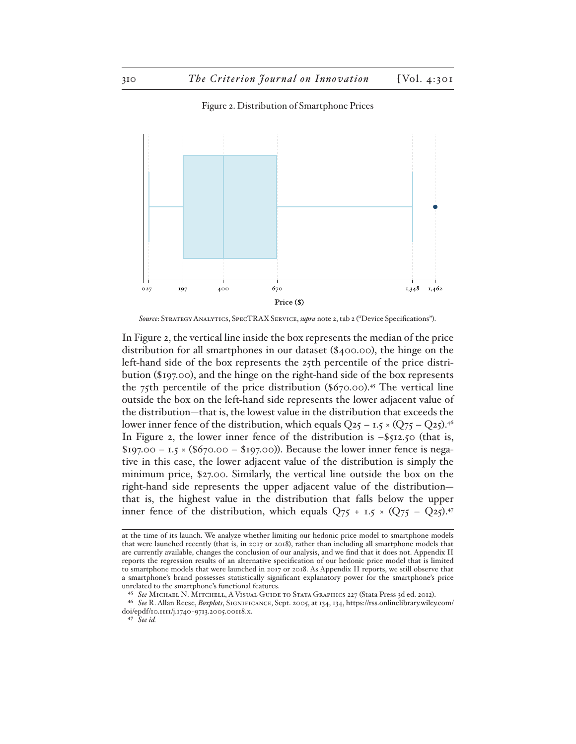Figure 2. Distribution of Smartphone Prices

*Source*: Strategy Analytics, SpecTRAX Service, *supra* note 2, tab 2 ("Device Specifications").

In Figure 2, the vertical line inside the box represents the median of the price distribution for all smartphones in our dataset ($400.00), the hinge on the left-hand side of the box represents the 25th percentile of the price distribution ($197.00), and the hinge on the right-hand side of the box represents the 75th percentile of the price distribution ($670.00).[45] The vertical line outside the box on the left-hand side represents the lower adjacent value of the distribution—that is, the lowest value in the distribution that exceeds the lower inner fence of the distribution, which equals $Q25 - 1.5 \times (Q75 - Q25)$.[46] In Figure 2, the lower inner fence of the distribution is –$512.50 (that is, $197.00 – 1.5 × ($670.00 – $197.00)). Because the lower inner fence is negative in this case, the lower adjacent value of the distribution is simply the minimum price, $27.00. Similarly, the vertical line outside the box on the right-hand side represents the upper adjacent value of the distribution—that is, the highest value in the distribution that falls below the upper inner fence of the distribution, which equals $Q75 + 1.5 \times (Q75 - Q25)$.[47]

at the time of its launch. We analyze whether limiting our hedonic price model to smartphone models that were launched recently (that is, in 2017 or 2018), rather than including all smartphone models that are currently available, changes the conclusion of our analysis, and we find that it does not. Appendix II reports the regression results of an alternative specification of our hedonic price model that is limited to smartphone models that were launched in 2017 or 2018. As Appendix II reports, we still observe that a smartphone's brand possesses statistically significant explanatory power for the smartphone's price unrelated to the smartphone's functional features.

[45] *See* Michael N. Mitchell, A Visual Guide to Stata Graphics 227 (Stata Press 3d ed. 2012).

[46] *See* R. Allan Reese, *Boxplots*, Significance, Sept. 2005, at 134, 134, https://rss.onlinelibrary.wiley.com/doi/epdf/10.1111/j.1740-9713.2005.00118.x.

[47] *See id.*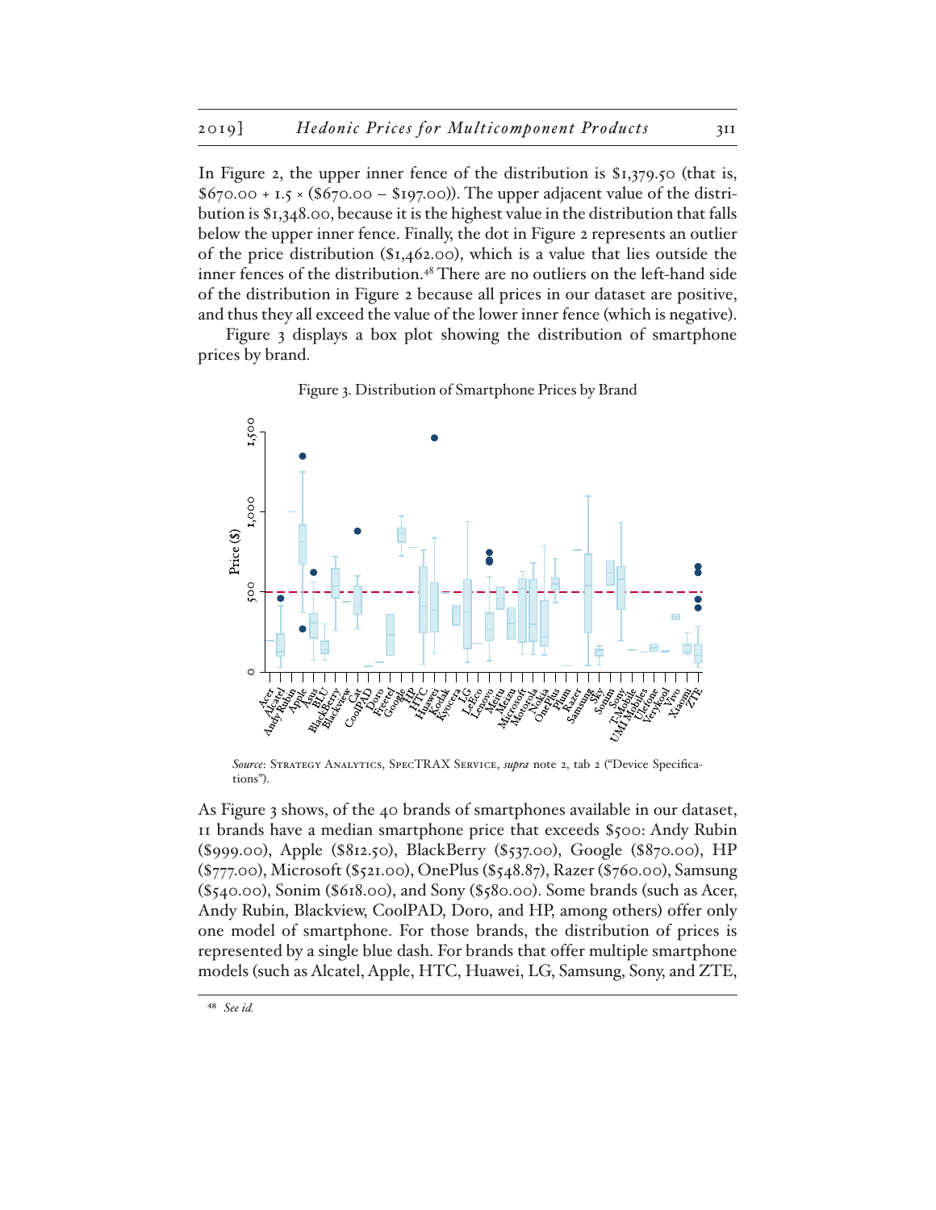In Figure 2, the upper inner fence of the distribution is $1,379.50 (that is, $670.00 + 1.5 × ($670.00 − $197.00)). The upper adjacent value of the distribution is $1,348.00, because it is the highest value in the distribution that falls below the upper inner fence. Finally, the dot in Figure 2 represents an outlier of the price distribution ($1,462.00), which is a value that lies outside the inner fences of the distribution.[48] There are no outliers on the left-hand side of the distribution in Figure 2 because all prices in our dataset are positive, and thus they all exceed the value of the lower inner fence (which is negative).

Figure 3 displays a box plot showing the distribution of smartphone prices by brand.

Figure 3. Distribution of Smartphone Prices by Brand

*Source*: Strategy Analytics, SpecTRAX Service, *supra* note 2, tab 2 ("Device Specifications").

As Figure 3 shows, of the 40 brands of smartphones available in our dataset, 11 brands have a median smartphone price that exceeds $500: Andy Rubin ($999.00), Apple ($812.50), BlackBerry ($537.00), Google ($870.00), HP ($777.00), Microsoft ($521.00), OnePlus ($548.87), Razer ($760.00), Samsung ($540.00), Sonim ($618.00), and Sony ($580.00). Some brands (such as Acer, Andy Rubin, Blackview, CoolPAD, Doro, and HP, among others) offer only one model of smartphone. For those brands, the distribution of prices is represented by a single blue dash. For brands that offer multiple smartphone models (such as Alcatel, Apple, HTC, Huawei, LG, Samsung, Sony, and ZTE,

[48] *See id.*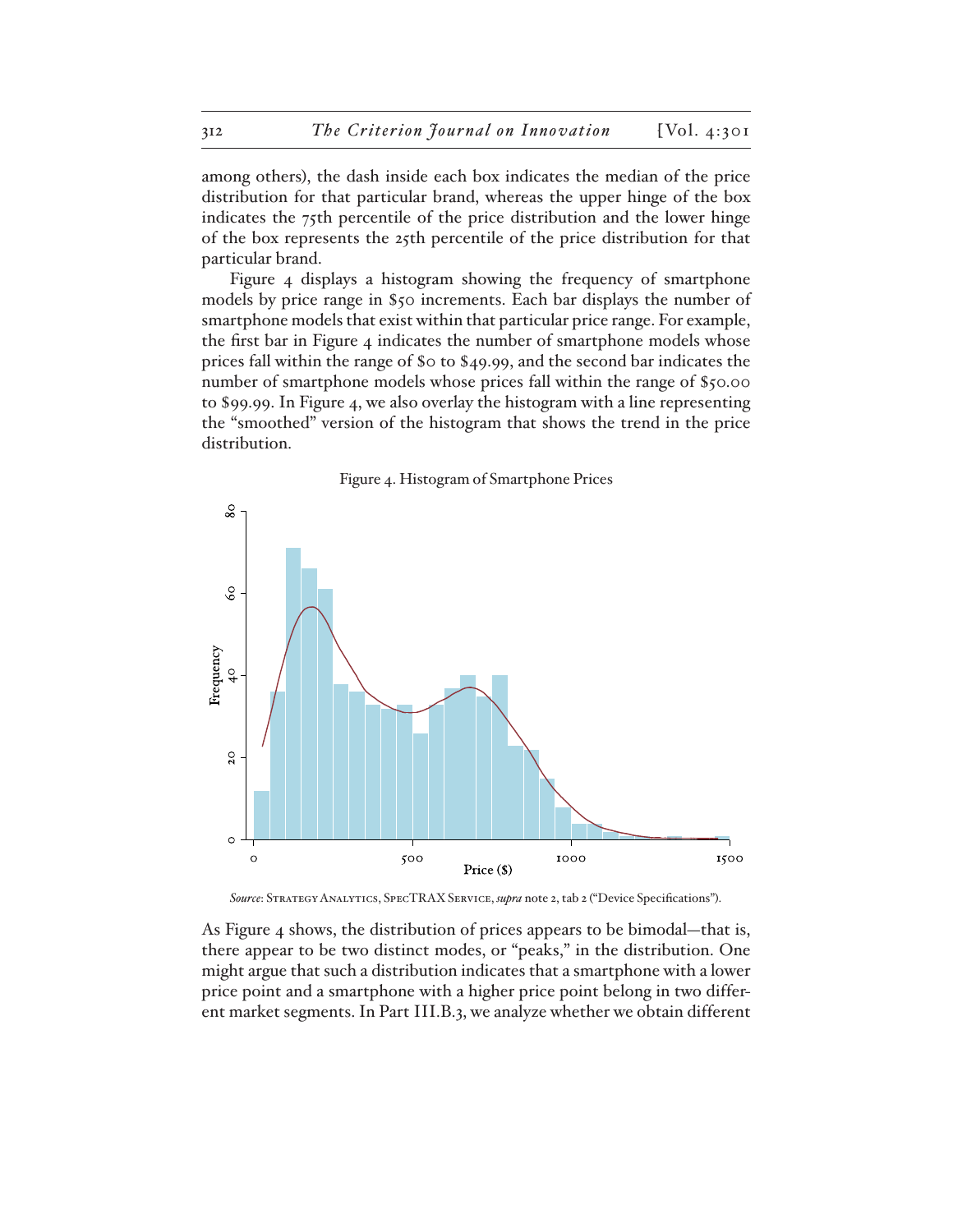among others), the dash inside each box indicates the median of the price distribution for that particular brand, whereas the upper hinge of the box indicates the 75th percentile of the price distribution and the lower hinge of the box represents the 25th percentile of the price distribution for that particular brand.

Figure 4 displays a histogram showing the frequency of smartphone models by price range in $50 increments. Each bar displays the number of smartphone models that exist within that particular price range. For example, the first bar in Figure 4 indicates the number of smartphone models whose prices fall within the range of $0 to $49.99, and the second bar indicates the number of smartphone models whose prices fall within the range of $50.00 to $99.99. In Figure 4, we also overlay the histogram with a line representing the "smoothed" version of the histogram that shows the trend in the price distribution.

Figure 4. Histogram of Smartphone Prices

*Source*: Strategy Analytics, SpecTRAX Service, *supra* note 2, tab 2 ("Device Specifications").

As Figure 4 shows, the distribution of prices appears to be bimodal—that is, there appear to be two distinct modes, or "peaks," in the distribution. One might argue that such a distribution indicates that a smartphone with a lower price point and a smartphone with a higher price point belong in two different market segments. In Part III.B.3, we analyze whether we obtain different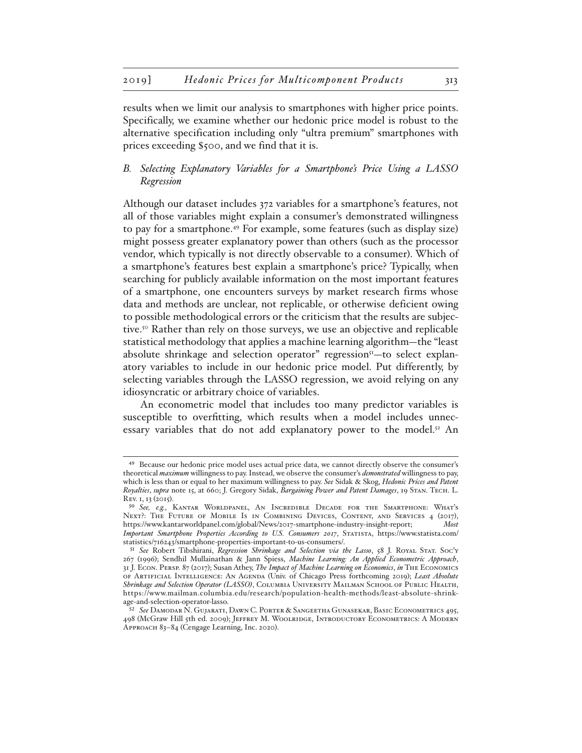results when we limit our analysis to smartphones with higher price points. Specifically, we examine whether our hedonic price model is robust to the alternative specification including only "ultra premium" smartphones with prices exceeding $500, and we find that it is.

### *B. Selecting Explanatory Variables for a Smartphone's Price Using a LASSO Regression*

Although our dataset includes 372 variables for a smartphone's features, not all of those variables might explain a consumer's demonstrated willingness to pay for a smartphone.[49] For example, some features (such as display size) might possess greater explanatory power than others (such as the processor vendor, which typically is not directly observable to a consumer). Which of a smartphone's features best explain a smartphone's price? Typically, when searching for publicly available information on the most important features of a smartphone, one encounters surveys by market research firms whose data and methods are unclear, not replicable, or otherwise deficient owing to possible methodological errors or the criticism that the results are subjective.[50] Rather than rely on those surveys, we use an objective and replicable statistical methodology that applies a machine learning algorithm—the "least absolute shrinkage and selection operator" regression[51]—to select explanatory variables to include in our hedonic price model. Put differently, by selecting variables through the LASSO regression, we avoid relying on any idiosyncratic or arbitrary choice of variables.

An econometric model that includes too many predictor variables is susceptible to overfitting, which results when a model includes unnecessary variables that do not add explanatory power to the model.[52] An

---

[49] Because our hedonic price model uses actual price data, we cannot directly observe the consumer's theoretical *maximum* willingness to pay. Instead, we observe the consumer's *demonstrated* willingness to pay, which is less than or equal to her maximum willingness to pay. *See* Sidak & Skog, *Hedonic Prices and Patent Royalties*, *supra* note 15, at 660; J. Gregory Sidak, *Bargaining Power and Patent Damages*, 19 Stan. Tech. L. Rev. 1, 13 (2015).

[50] *See, e.g.*, Kantar Worldpanel, An Incredible Decade for the Smartphone: What's Next?: The Future of Mobile Is in Combining Devices, Content, and Services 4 (2017), https://www.kantarworldpanel.com/global/News/2017-smartphone-industry-insight-report; *Most Important Smartphone Properties According to U.S. Consumers 2017*, Statista, https://www.statista.com/statistics/716243/smartphone-properties-important-to-us-consumers/.

[51] *See* Robert Tibshirani, *Regression Shrinkage and Selection via the Lasso*, 58 J. Royal Stat. Soc'y 267 (1996); Sendhil Mullainathan & Jann Spiess, *Machine Learning: An Applied Econometric Approach*, 31 J. Econ. Persp. 87 (2017); Susan Athey, *The Impact of Machine Learning on Economics*, *in* The Economics of Artificial Intelligence: An Agenda (Univ. of Chicago Press forthcoming 2019); *Least Absolute Shrinkage and Selection Operator (LASSO)*, Columbia University Mailman School of Public Health, https://www.mailman.columbia.edu/research/population-health-methods/least-absolute-shrinkage-and-selection-operator-lasso.

[52] *See* Damodar N. Gujarati, Dawn C. Porter & Sangeetha Gunasekar, Basic Econometrics 495, 498 (McGraw Hill 5th ed. 2009); Jeffrey M. Woolridge, Introductory Econometrics: A Modern Approach 83–84 (Cengage Learning, Inc. 2020).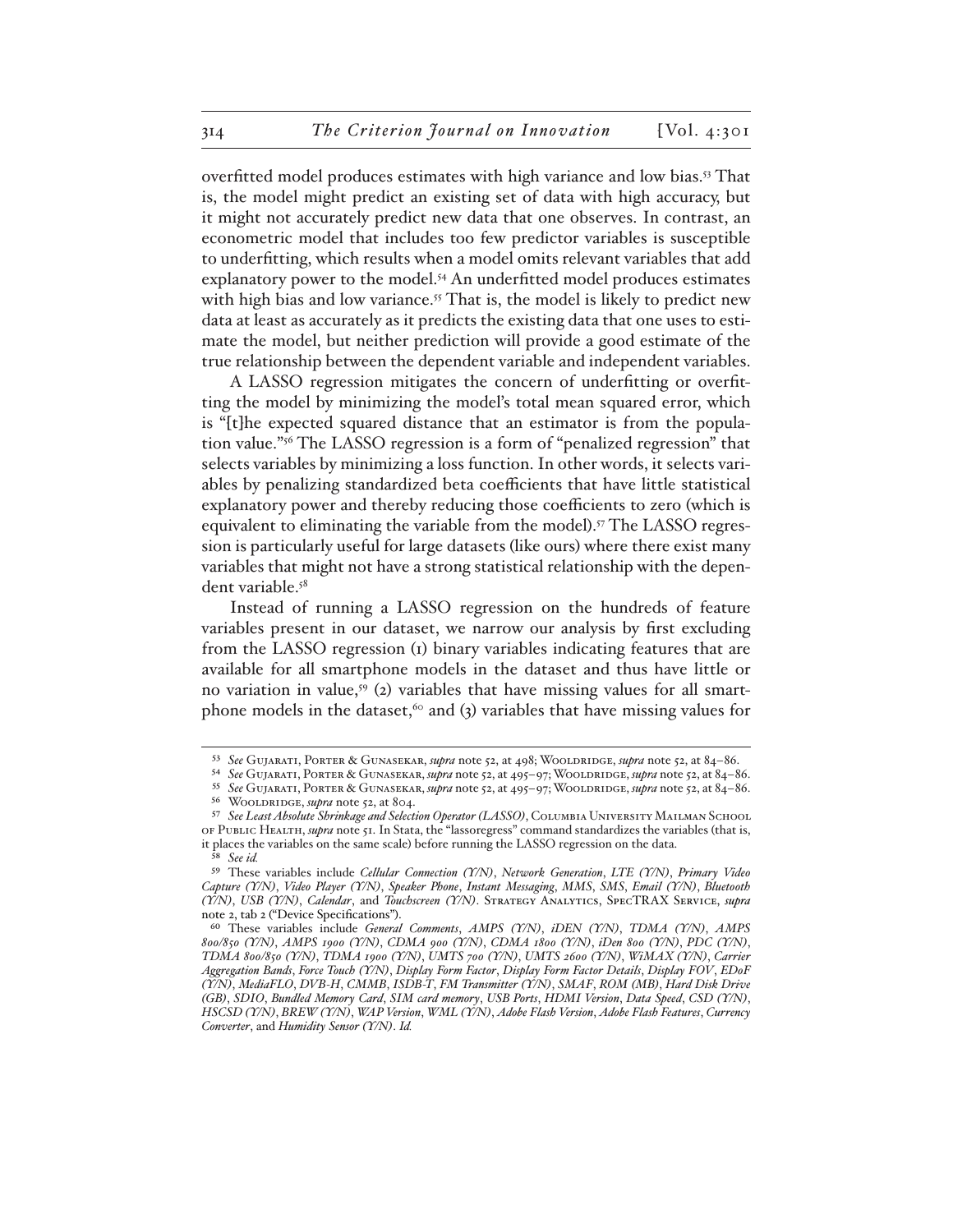overfitted model produces estimates with high variance and low bias.[53] That is, the model might predict an existing set of data with high accuracy, but it might not accurately predict new data that one observes. In contrast, an econometric model that includes too few predictor variables is susceptible to underfitting, which results when a model omits relevant variables that add explanatory power to the model.[54] An underfitted model produces estimates with high bias and low variance.[55] That is, the model is likely to predict new data at least as accurately as it predicts the existing data that one uses to estimate the model, but neither prediction will provide a good estimate of the true relationship between the dependent variable and independent variables.

A LASSO regression mitigates the concern of underfitting or overfitting the model by minimizing the model's total mean squared error, which is "[t]he expected squared distance that an estimator is from the population value."[56] The LASSO regression is a form of "penalized regression" that selects variables by minimizing a loss function. In other words, it selects variables by penalizing standardized beta coefficients that have little statistical explanatory power and thereby reducing those coefficients to zero (which is equivalent to eliminating the variable from the model).[57] The LASSO regression is particularly useful for large datasets (like ours) where there exist many variables that might not have a strong statistical relationship with the dependent variable.[58]

Instead of running a LASSO regression on the hundreds of feature variables present in our dataset, we narrow our analysis by first excluding from the LASSO regression (1) binary variables indicating features that are available for all smartphone models in the dataset and thus have little or no variation in value,[59] (2) variables that have missing values for all smartphone models in the dataset,[60] and (3) variables that have missing values for

---

[53] *See* Gujarati, Porter & Gunasekar, *supra* note 52, at 498; Wooldridge, *supra* note 52, at 84–86.

[54] *See* Gujarati, Porter & Gunasekar, *supra* note 52, at 495–97; Wooldridge, *supra* note 52, at 84–86.

[55] *See* Gujarati, Porter & Gunasekar, *supra* note 52, at 495–97; Wooldridge, *supra* note 52, at 84–86.

[56] Wooldridge, *supra* note 52, at 804.

[57] *See Least Absolute Shrinkage and Selection Operator (LASSO)*, Columbia University Mailman School of Public Health, *supra* note 51. In Stata, the "lassoregress" command standardizes the variables (that is, it places the variables on the same scale) before running the LASSO regression on the data.

[58] *See id.*

[59] These variables include *Cellular Connection (Y/N)*, *Network Generation*, *LTE (Y/N)*, *Primary Video Capture (Y/N)*, *Video Player (Y/N)*, *Speaker Phone*, *Instant Messaging*, *MMS*, *SMS*, *Email (Y/N)*, *Bluetooth (Y/N)*, *USB (Y/N)*, *Calendar*, and *Touchscreen (Y/N)*. Strategy Analytics, SpecTRAX Service, *supra* note 2, tab 2 ("Device Specifications").

[60] These variables include *General Comments*, *AMPS (Y/N)*, *iDEN (Y/N)*, *TDMA (Y/N)*, *AMPS 800/850 (Y/N)*, *AMPS 1900 (Y/N)*, *CDMA 900 (Y/N)*, *CDMA 1800 (Y/N)*, *iDen 800 (Y/N)*, *PDC (Y/N)*, *TDMA 800/850 (Y/N)*, *TDMA 1900 (Y/N)*, *UMTS 700 (Y/N)*, *UMTS 2600 (Y/N)*, *WiMAX (Y/N)*, *Carrier Aggregation Bands*, *Force Touch (Y/N)*, *Display Form Factor*, *Display Form Factor Details*, *Display FOV*, *EDoF (Y/N)*, *MediaFLO*, *DVB-H*, *CMMB*, *ISDB-T*, *FM Transmitter (Y/N)*, *SMAF*, *ROM (MB)*, *Hard Disk Drive (GB)*, *SDIO*, *Bundled Memory Card*, *SIM card memory*, *USB Ports*, *HDMI Version*, *Data Speed*, *CSD (Y/N)*, *HSCSD (Y/N)*, *BREW (Y/N)*, *WAP Version*, *WML (Y/N)*, *Adobe Flash Version*, *Adobe Flash Features*, *Currency Converter*, and *Humidity Sensor (Y/N)*. *Id.*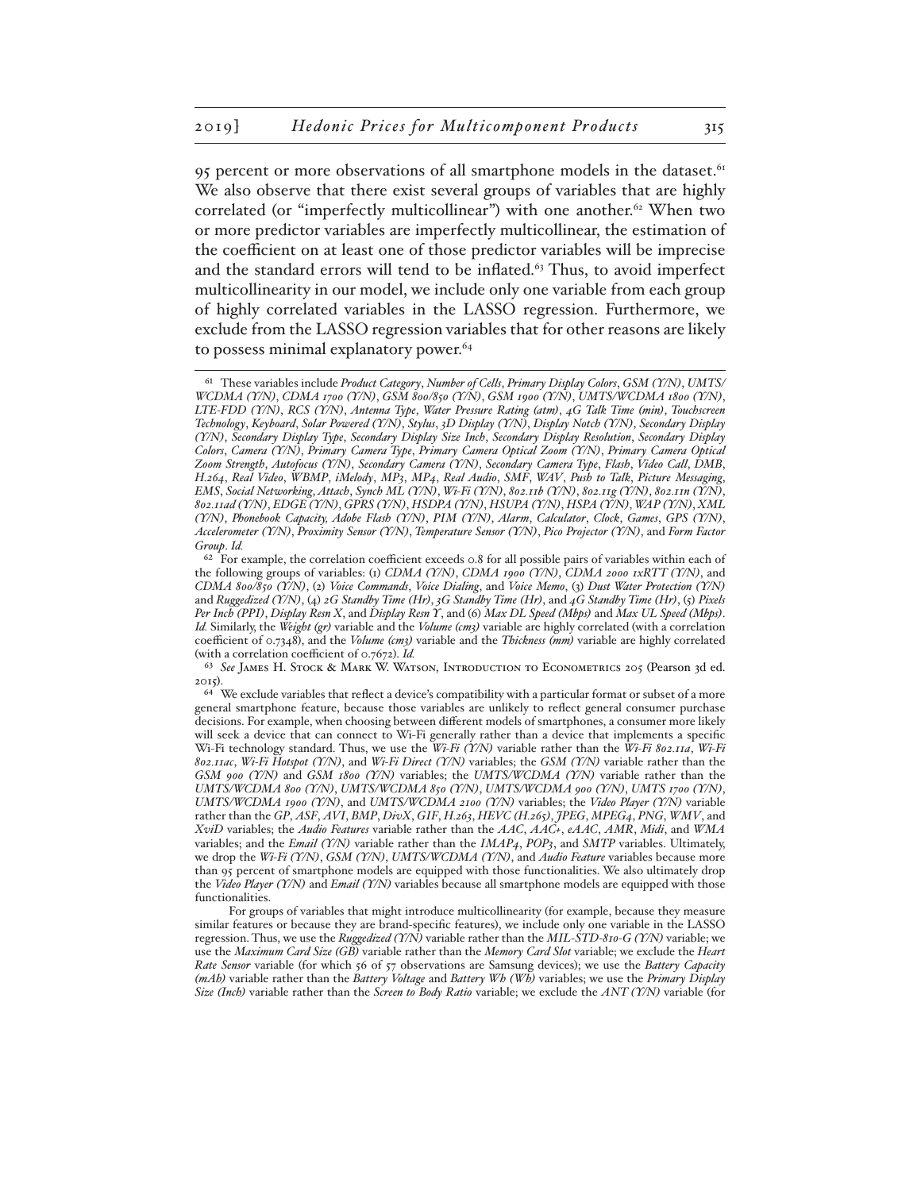95 percent or more observations of all smartphone models in the dataset.[61] We also observe that there exist several groups of variables that are highly correlated (or "imperfectly multicollinear") with one another.[62] When two or more predictor variables are imperfectly multicollinear, the estimation of the coefficient on at least one of those predictor variables will be imprecise and the standard errors will tend to be inflated.[63] Thus, to avoid imperfect multicollinearity in our model, we include only one variable from each group of highly correlated variables in the LASSO regression. Furthermore, we exclude from the LASSO regression variables that for other reasons are likely to possess minimal explanatory power.[64]

---

[61] These variables include *Product Category*, *Number of Cells*, *Primary Display Colors*, *GSM (Y/N)*, *UMTS/WCDMA (Y/N)*, *CDMA 1700 (Y/N)*, *GSM 800/850 (Y/N)*, *GSM 1900 (Y/N)*, *UMTS/WCDMA 1800 (Y/N)*, *LTE-FDD (Y/N)*, *RCS (Y/N)*, *Antenna Type*, *Water Pressure Rating (atm)*, *4G Talk Time (min)*, *Touchscreen Technology*, *Keyboard*, *Solar Powered (Y/N)*, *Stylus*, *3D Display (Y/N)*, *Display Notch (Y/N)*, *Secondary Display (Y/N)*, *Secondary Display Type*, *Secondary Display Size Inch*, *Secondary Display Resolution*, *Secondary Display Colors*, *Camera (Y/N)*, *Primary Camera Type*, *Primary Camera Optical Zoom (Y/N)*, *Primary Camera Optical Zoom Strength*, *Autofocus (Y/N)*, *Secondary Camera (Y/N)*, *Secondary Camera Type*, *Flash*, *Video Call*, *DMB*, *H.264*, *Real Video*, *WBMP*, *iMelody*, *MP3*, *MP4*, *Real Audio*, *SMF*, *WAV*, *Push to Talk*, *Picture Messaging*, *EMS*, *Social Networking*, *Attach*, *Synch ML (Y/N)*, *Wi-Fi (Y/N)*, *802.11b (Y/N)*, *802.11g (Y/N)*, *802.11n (Y/N)*, *802.11ad (Y/N)*, *EDGE (Y/N)*, *GPRS (Y/N)*, *HSDPA (Y/N)*, *HSUPA (Y/N)*, *HSPA (Y/N)*, *WAP (Y/N)*, *XML (Y/N)*, *Phonebook Capacity*, *Adobe Flash (Y/N)*, *PIM (Y/N)*, *Alarm*, *Calculator*, *Clock*, *Games*, *GPS (Y/N)*, *Accelerometer (Y/N)*, *Proximity Sensor (Y/N)*, *Temperature Sensor (Y/N)*, *Pico Projector (Y/N)*, and *Form Factor Group*. *Id.*

[62] For example, the correlation coefficient exceeds 0.8 for all possible pairs of variables within each of the following groups of variables: (1) *CDMA (Y/N)*, *CDMA 1900 (Y/N)*, *CDMA 2000 1xRTT (Y/N)*, and *CDMA 800/850 (Y/N)*, (2) *Voice Commands*, *Voice Dialing*, and *Voice Memo*, (3) *Dust Water Protection (Y/N)* and *Ruggedized (Y/N)*, (4) *2G Standby Time (Hr)*, *3G Standby Time (Hr)*, and *4G Standby Time (Hr)*, (5) *Pixels Per Inch (PPI)*, *Display Resn X*, and *Display Resn Y*, and (6) *Max DL Speed (Mbps)* and *Max UL Speed (Mbps)*. *Id.* Similarly, the *Weight (gr)* variable and the *Volume (cm3)* variable are highly correlated (with a correlation coefficient of 0.7348), and the *Volume (cm3)* variable and the *Thickness (mm)* variable are highly correlated (with a correlation coefficient of 0.7672). *Id.*

[63] *See* James H. Stock & Mark W. Watson, Introduction to Econometrics 205 (Pearson 3d ed. 2015).

[64] We exclude variables that reflect a device's compatibility with a particular format or subset of a more general smartphone feature, because those variables are unlikely to reflect general consumer purchase decisions. For example, when choosing between different models of smartphones, a consumer more likely will seek a device that can connect to Wi-Fi generally rather than a device that implements a specific Wi-Fi technology standard. Thus, we use the *Wi-Fi (Y/N)* variable rather than the *Wi-Fi 802.11a*, *Wi-Fi 802.11ac*, *Wi-Fi Hotspot (Y/N)*, and *Wi-Fi Direct (Y/N)* variables; the *GSM (Y/N)* variable rather than the *GSM 900 (Y/N)* and *GSM 1800 (Y/N)* variables; the *UMTS/WCDMA (Y/N)* variable rather than the *UMTS/WCDMA 800 (Y/N)*, *UMTS/WCDMA 850 (Y/N)*, *UMTS/WCDMA 900 (Y/N)*, *UMTS 1700 (Y/N)*, *UMTS/WCDMA 1900 (Y/N)*, and *UMTS/WCDMA 2100 (Y/N)* variables; the *Video Player (Y/N)* variable rather than the *GP*, *ASF*, *AVI*, *BMP*, *DivX*, *GIF*, *H.263*, *HEVC (H.265)*, *JPEG*, *MPEG4*, *PNG*, *WMV*, and *XviD* variables; the *Audio Features* variable rather than the *AAC*, *AAC+*, *eAAC*, *AMR*, *Midi*, and *WMA* variables; and the *Email (Y/N)* variable rather than the *IMAP4*, *POP3*, and *SMTP* variables. Ultimately, we drop the *Wi-Fi (Y/N)*, *GSM (Y/N)*, *UMTS/WCDMA (Y/N)*, and *Audio Feature* variables because more than 95 percent of smartphone models are equipped with those functionalities. We also ultimately drop the *Video Player (Y/N)* and *Email (Y/N)* variables because all smartphone models are equipped with those functionalities.

For groups of variables that might introduce multicollinearity (for example, because they measure similar features or because they are brand-specific features), we include only one variable in the LASSO regression. Thus, we use the *Ruggedized (Y/N)* variable rather than the *MIL-STD-810-G (Y/N)* variable; we use the *Maximum Card Size (GB)* variable rather than the *Memory Card Slot* variable; we exclude the *Heart Rate Sensor* variable (for which 56 of 57 observations are Samsung devices); we use the *Battery Capacity (mAh)* variable rather than the *Battery Voltage* and *Battery Wh (Wh)* variables; we use the *Primary Display Size (Inch)* variable rather than the *Screen to Body Ratio* variable; we exclude the *ANT (Y/N)* variable (for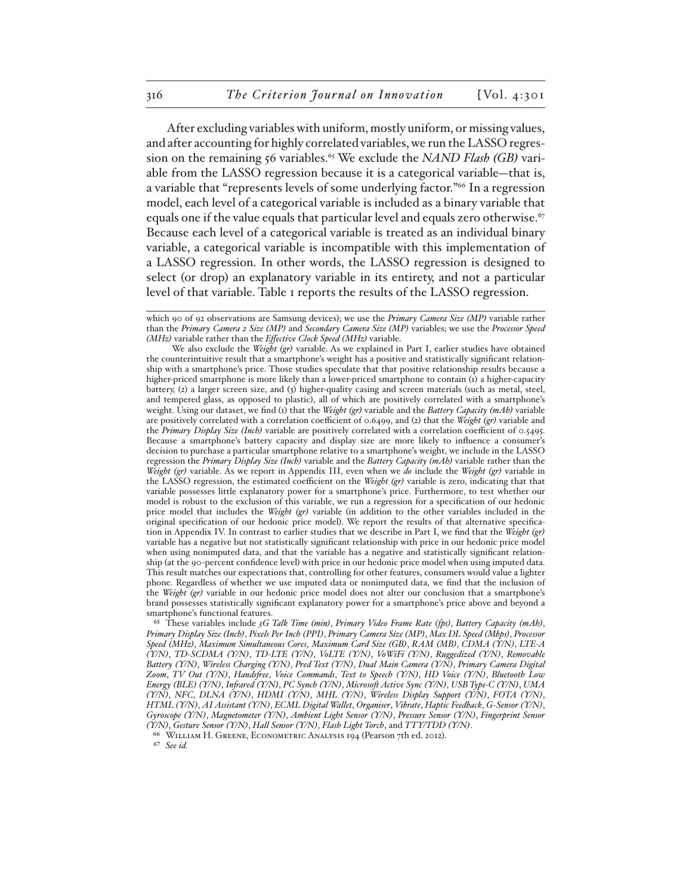After excluding variables with uniform, mostly uniform, or missing values, and after accounting for highly correlated variables, we run the LASSO regression on the remaining 56 variables.[65] We exclude the *NAND Flash (GB)* variable from the LASSO regression because it is a categorical variable—that is, a variable that "represents levels of some underlying factor."[66] In a regression model, each level of a categorical variable is included as a binary variable that equals one if the value equals that particular level and equals zero otherwise.[67] Because each level of a categorical variable is treated as an individual binary variable, a categorical variable is incompatible with this implementation of a LASSO regression. In other words, the LASSO regression is designed to select (or drop) an explanatory variable in its entirety, and not a particular level of that variable. Table 1 reports the results of the LASSO regression.

---

which 90 of 92 observations are Samsung devices); we use the *Primary Camera Size (MP)* variable rather than the *Primary Camera 2 Size (MP)* and *Secondary Camera Size (MP)* variables; we use the *Processor Speed (MHz)* variable rather than the *Effective Clock Speed (MHz)* variable.

We also exclude the *Weight (gr)* variable. As we explained in Part I, earlier studies have obtained the counterintuitive result that a smartphone's weight has a positive and statistically significant relationship with a smartphone's price. Those studies speculate that that positive relationship results because a higher-priced smartphone is more likely than a lower-priced smartphone to contain (1) a higher-capacity battery, (2) a larger screen size, and (3) higher-quality casing and screen materials (such as metal, steel, and tempered glass, as opposed to plastic), all of which are positively correlated with a smartphone's weight. Using our dataset, we find (1) that the *Weight (gr)* variable and the *Battery Capacity (mAh)* variable are positively correlated with a correlation coefficient of 0.6499, and (2) that the *Weight (gr)* variable and the *Primary Display Size (Inch)* variable are positively correlated with a correlation coefficient of 0.5495. Because a smartphone's battery capacity and display size are more likely to influence a consumer's decision to purchase a particular smartphone relative to a smartphone's weight, we include in the LASSO regression the *Primary Display Size (Inch)* variable and the *Battery Capacity (mAh)* variable rather than the *Weight (gr)* variable. As we report in Appendix III, even when we *do* include the *Weight (gr)* variable in the LASSO regression, the estimated coefficient on the *Weight (gr)* variable is zero, indicating that that variable possesses little explanatory power for a smartphone's price. Furthermore, to test whether our model is robust to the exclusion of this variable, we run a regression for a specification of our hedonic price model that includes the *Weight (gr)* variable (in addition to the other variables included in the original specification of our hedonic price model). We report the results of that alternative specification in Appendix IV. In contrast to earlier studies that we describe in Part I, we find that the *Weight (gr)* variable has a negative but not statistically significant relationship with price in our hedonic price model when using nonimputed data, and that the variable has a negative and statistically significant relationship (at the 90-percent confidence level) with price in our hedonic price model when using imputed data. This result matches our expectations that, controlling for other features, consumers would value a lighter phone. Regardless of whether we use imputed data or nonimputed data, we find that the inclusion of the *Weight (gr)* variable in our hedonic price model does not alter our conclusion that a smartphone's brand possesses statistically significant explanatory power for a smartphone's price above and beyond a smartphone's functional features.

[65] These variables include *3G Talk Time (min)*, *Primary Video Frame Rate (fps)*, *Battery Capacity (mAh)*, *Primary Display Size (Inch)*, *Pixels Per Inch (PPI)*, *Primary Camera Size (MP)*, *Max DL Speed (Mbps)*, *Processor Speed (MHz)*, *Maximum Simultaneous Cores*, *Maximum Card Size (GB)*, *RAM (MB)*, *CDMA (Y/N)*, *LTE-A (Y/N)*, *TD-SCDMA (Y/N)*, *TD-LTE (Y/N)*, *VoLTE (Y/N)*, *VoWiFi (Y/N)*, *Ruggedized (Y/N)*, *Removable Battery (Y/N)*, *Wireless Charging (Y/N)*, *Pred Text (Y/N)*, *Dual Main Camera (Y/N)*, *Primary Camera Digital Zoom*, *TV Out (Y/N)*, *Handsfree*, *Voice Commands*, *Text to Speech (Y/N)*, *HD Voice (Y/N)*, *Bluetooth Low Energy (BLE) (Y/N)*, *Infrared (Y/N)*, *PC Synch (Y/N)*, *Microsoft Active Sync (Y/N)*, *USB Type-C (Y/N)*, *UMA (Y/N)*, *NFC*, *DLNA (Y/N)*, *HDMI (Y/N)*, *MHL (Y/N)*, *Wireless Display Support (Y/N)*, *FOTA (Y/N)*, *HTML (Y/N)*, *AI Assistant (Y/N)*, *ECML Digital Wallet*, *Organiser*, *Vibrate*, *Haptic Feedback*, *G-Sensor (Y/N)*, *Gyroscope (Y/N)*, *Magnetometer (Y/N)*, *Ambient Light Sensor (Y/N)*, *Pressure Sensor (Y/N)*, *Fingerprint Sensor (Y/N)*, *Gesture Sensor (Y/N)*, *Hall Sensor (Y/N)*, *Flash Light Torch*, and *TTY/TDD (Y/N)*.

[66] William H. Greene, Econometric Analysis 194 (Pearson 7th ed. 2012).

[67] *See id.*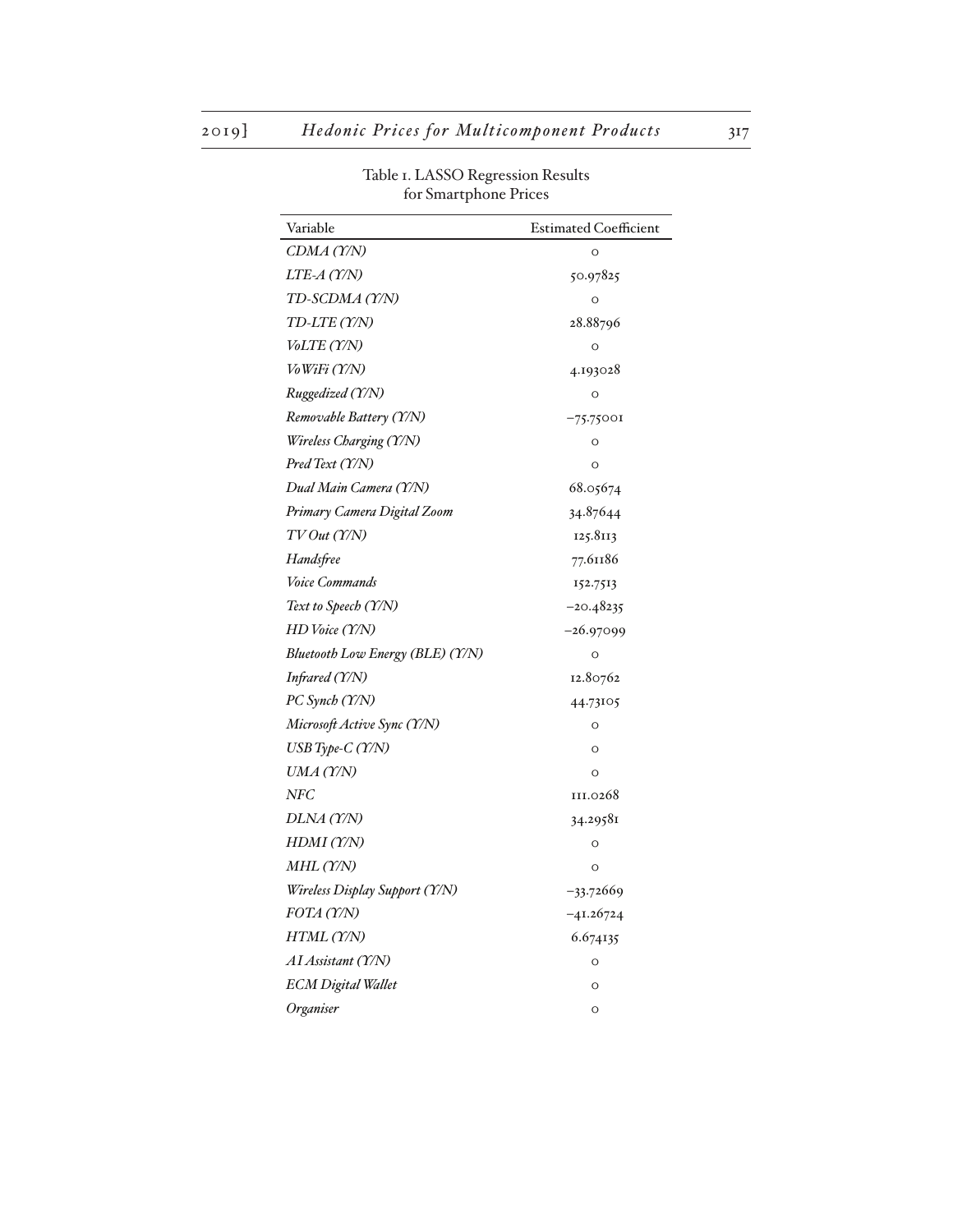Table 1. LASSO Regression Results for Smartphone Prices

| Variable | Estimated Coefficient |
| --- | --- |
| *CDMA (Y/N)* | 0 |
| *LTE-A (Y/N)* | 50.97825 |
| *TD-SCDMA (Y/N)* | 0 |
| *TD-LTE (Y/N)* | 28.88796 |
| *VoLTE (Y/N)* | 0 |
| *VoWiFi (Y/N)* | 4.193028 |
| *Ruggedized (Y/N)* | 0 |
| *Removable Battery (Y/N)* | −75.75001 |
| *Wireless Charging (Y/N)* | 0 |
| *Pred Text (Y/N)* | 0 |
| *Dual Main Camera (Y/N)* | 68.05674 |
| *Primary Camera Digital Zoom* | 34.87644 |
| *TV Out (Y/N)* | 125.8113 |
| *Handsfree* | 77.61186 |
| *Voice Commands* | 152.7513 |
| *Text to Speech (Y/N)* | −20.48235 |
| *HD Voice (Y/N)* | −26.97099 |
| *Bluetooth Low Energy (BLE) (Y/N)* | 0 |
| *Infrared (Y/N)* | 12.80762 |
| *PC Synch (Y/N)* | 44.73105 |
| *Microsoft Active Sync (Y/N)* | 0 |
| *USB Type-C (Y/N)* | 0 |
| *UMA (Y/N)* | 0 |
| *NFC* | 111.0268 |
| *DLNA (Y/N)* | 34.29581 |
| *HDMI (Y/N)* | 0 |
| *MHL (Y/N)* | 0 |
| *Wireless Display Support (Y/N)* | −33.72669 |
| *FOTA (Y/N)* | −41.26724 |
| *HTML (Y/N)* | 6.674135 |
| *AI Assistant (Y/N)* | 0 |
| *ECM Digital Wallet* | 0 |
| *Organiser* | 0 |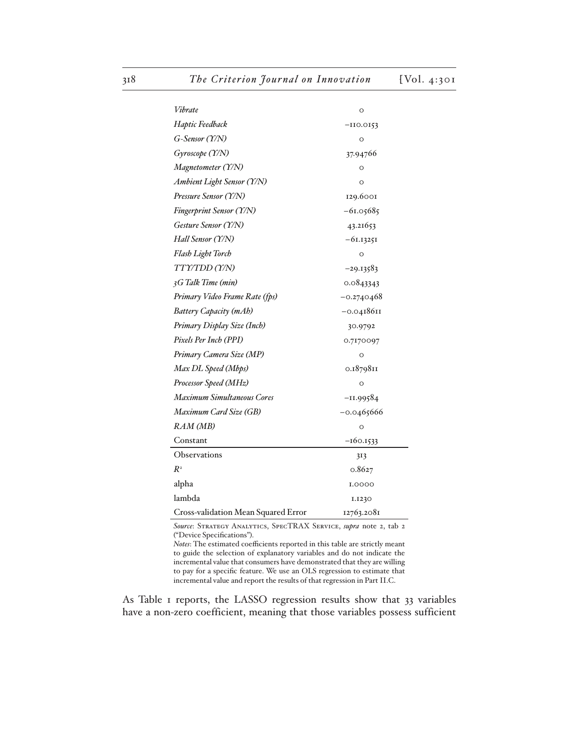| | |
|---|---|
| *Vibrate* | 0 |
| *Haptic Feedback* | −110.0153 |
| *G-Sensor (Y/N)* | 0 |
| *Gyroscope (Y/N)* | 37.94766 |
| *Magnetometer (Y/N)* | 0 |
| *Ambient Light Sensor (Y/N)* | 0 |
| *Pressure Sensor (Y/N)* | 129.6001 |
| *Fingerprint Sensor (Y/N)* | −61.05685 |
| *Gesture Sensor (Y/N)* | 43.21653 |
| *Hall Sensor (Y/N)* | −61.13251 |
| *Flash Light Torch* | 0 |
| *TTY/TDD (Y/N)* | −29.13583 |
| *3G Talk Time (min)* | 0.0843343 |
| *Primary Video Frame Rate (fps)* | −0.2740468 |
| *Battery Capacity (mAh)* | −0.0418611 |
| *Primary Display Size (Inch)* | 30.9792 |
| *Pixels Per Inch (PPI)* | 0.7170097 |
| *Primary Camera Size (MP)* | 0 |
| *Max DL Speed (Mbps)* | 0.1879811 |
| *Processor Speed (MHz)* | 0 |
| *Maximum Simultaneous Cores* | −11.99584 |
| *Maximum Card Size (GB)* | −0.0465666 |
| *RAM (MB)* | 0 |
| Constant | −160.1533 |
| Observations | 313 |
| $R^2$ | 0.8627 |
| alpha | 1.0000 |
| lambda | 1.1230 |
| Cross-validation Mean Squared Error | 12763.2081 |

*Source*: Strategy Analytics, SpecTRAX Service, *supra* note 2, tab 2 ("Device Specifications").

*Notes*: The estimated coefficients reported in this table are strictly meant to guide the selection of explanatory variables and do not indicate the incremental value that consumers have demonstrated that they are willing to pay for a specific feature. We use an OLS regression to estimate that incremental value and report the results of that regression in Part II.C.

As Table 1 reports, the LASSO regression results show that 33 variables have a non-zero coefficient, meaning that those variables possess sufficient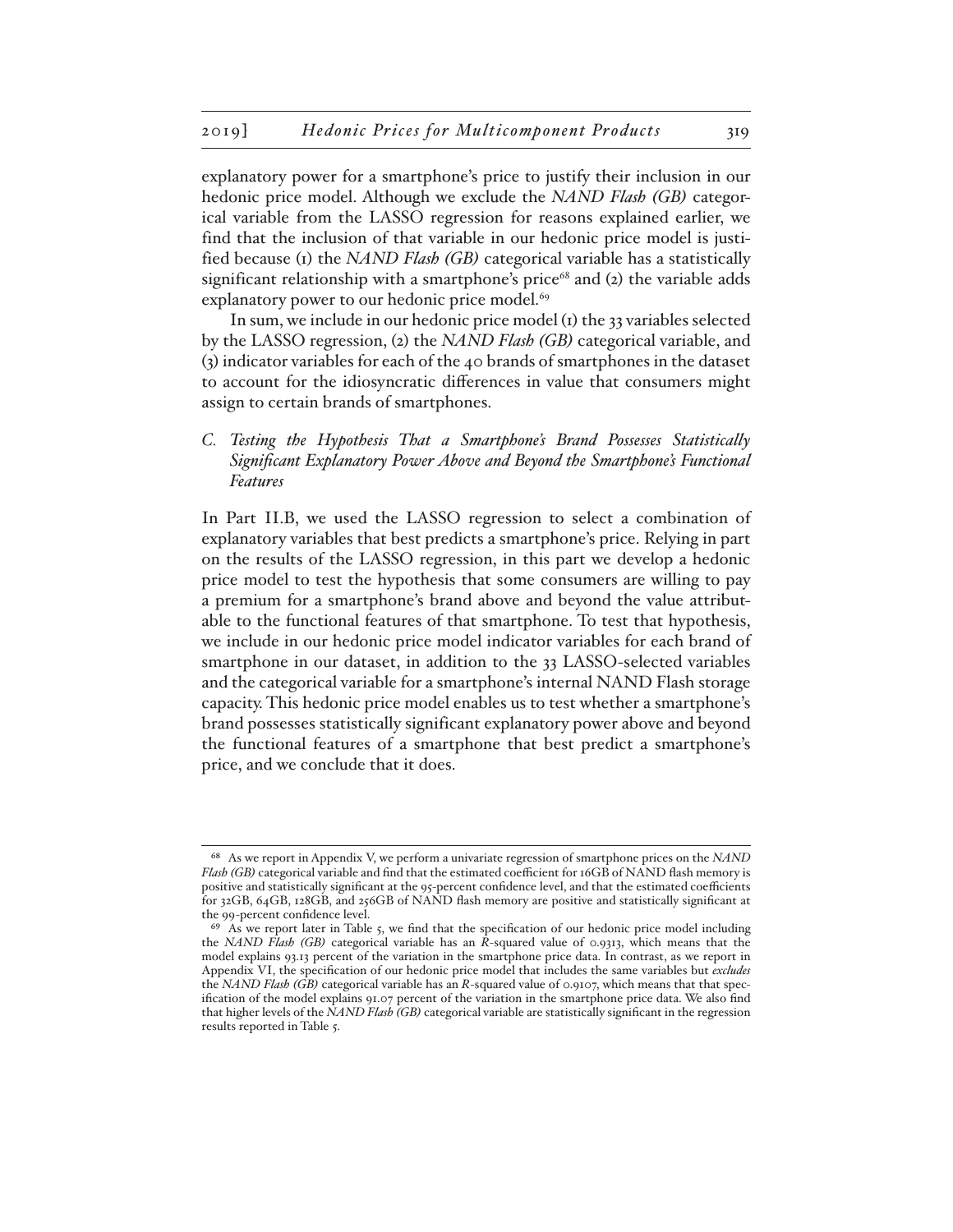explanatory power for a smartphone's price to justify their inclusion in our hedonic price model. Although we exclude the *NAND Flash (GB)* categorical variable from the LASSO regression for reasons explained earlier, we find that the inclusion of that variable in our hedonic price model is justified because (1) the *NAND Flash (GB)* categorical variable has a statistically significant relationship with a smartphone's price[68] and (2) the variable adds explanatory power to our hedonic price model.[69]

In sum, we include in our hedonic price model (1) the 33 variables selected by the LASSO regression, (2) the *NAND Flash (GB)* categorical variable, and (3) indicator variables for each of the 40 brands of smartphones in the dataset to account for the idiosyncratic differences in value that consumers might assign to certain brands of smartphones.

### *C. Testing the Hypothesis That a Smartphone's Brand Possesses Statistically Significant Explanatory Power Above and Beyond the Smartphone's Functional Features*

In Part II.B, we used the LASSO regression to select a combination of explanatory variables that best predicts a smartphone's price. Relying in part on the results of the LASSO regression, in this part we develop a hedonic price model to test the hypothesis that some consumers are willing to pay a premium for a smartphone's brand above and beyond the value attributable to the functional features of that smartphone. To test that hypothesis, we include in our hedonic price model indicator variables for each brand of smartphone in our dataset, in addition to the 33 LASSO-selected variables and the categorical variable for a smartphone's internal NAND Flash storage capacity. This hedonic price model enables us to test whether a smartphone's brand possesses statistically significant explanatory power above and beyond the functional features of a smartphone that best predict a smartphone's price, and we conclude that it does.

---

[68] As we report in Appendix V, we perform a univariate regression of smartphone prices on the *NAND Flash (GB)* categorical variable and find that the estimated coefficient for 16GB of NAND flash memory is positive and statistically significant at the 95-percent confidence level, and that the estimated coefficients for 32GB, 64GB, 128GB, and 256GB of NAND flash memory are positive and statistically significant at the 99-percent confidence level.

[69] As we report later in Table 5, we find that the specification of our hedonic price model including the *NAND Flash (GB)* categorical variable has an $R$-squared value of 0.9313, which means that the model explains 93.13 percent of the variation in the smartphone price data. In contrast, as we report in Appendix VI, the specification of our hedonic price model that includes the same variables but *excludes* the *NAND Flash (GB)* categorical variable has an $R$-squared value of 0.9107, which means that that specification of the model explains 91.07 percent of the variation in the smartphone price data. We also find that higher levels of the *NAND Flash (GB)* categorical variable are statistically significant in the regression results reported in Table 5.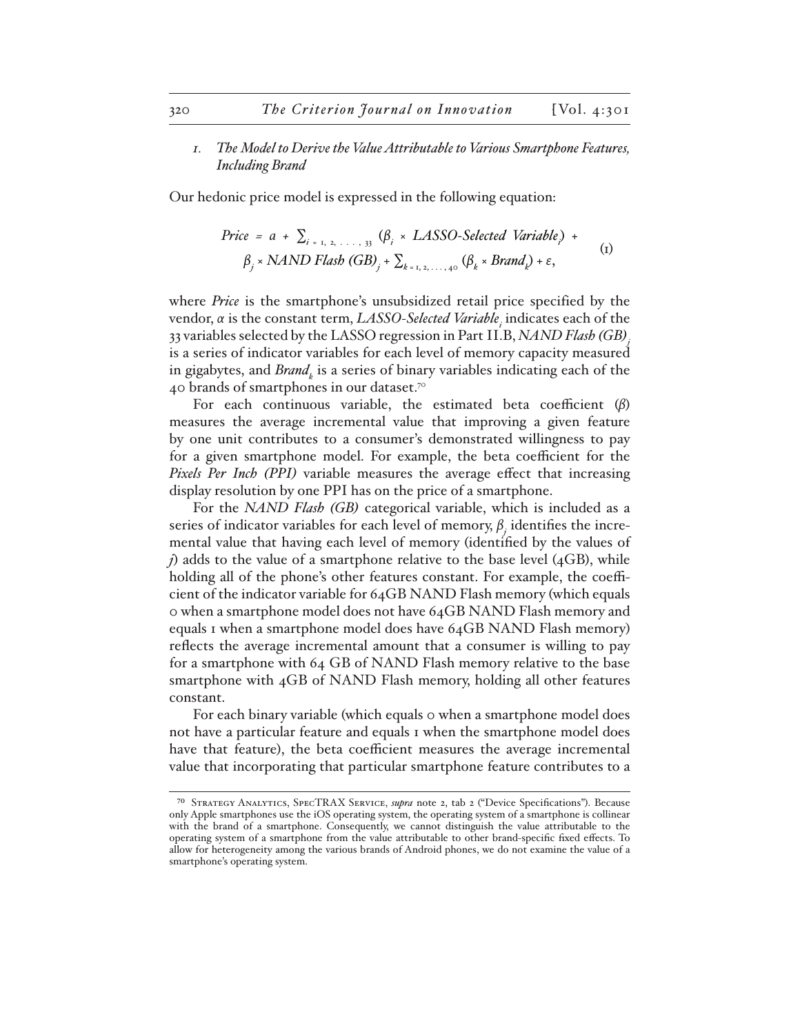*1. The Model to Derive the Value Attributable to Various Smartphone Features, Including Brand*

Our hedonic price model is expressed in the following equation:

$$Price = \alpha + \sum_{i=1,2,\ldots,33} (\beta_i \times LASSO\text{-}Selected\ Variable_i) + \beta_j \times NAND\ Flash\ (GB)_j + \sum_{k=1,2,\ldots,40} (\beta_k \times Brand_k) + \varepsilon, \tag{1}$$

where *Price* is the smartphone's unsubsidized retail price specified by the vendor, $\alpha$ is the constant term, $LASSO\text{-}Selected\ Variable_i$ indicates each of the 33 variables selected by the LASSO regression in Part II.B, $NAND\ Flash\ (GB)_j$ is a series of indicator variables for each level of memory capacity measured in gigabytes, and $Brand_k$ is a series of binary variables indicating each of the 40 brands of smartphones in our dataset.[70]

For each continuous variable, the estimated beta coefficient ($\beta$) measures the average incremental value that improving a given feature by one unit contributes to a consumer's demonstrated willingness to pay for a given smartphone model. For example, the beta coefficient for the *Pixels Per Inch (PPI)* variable measures the average effect that increasing display resolution by one PPI has on the price of a smartphone.

For the *NAND Flash (GB)* categorical variable, which is included as a series of indicator variables for each level of memory, $\beta_j$ identifies the incremental value that having each level of memory (identified by the values of $j$) adds to the value of a smartphone relative to the base level (4GB), while holding all of the phone's other features constant. For example, the coefficient of the indicator variable for 64GB NAND Flash memory (which equals 0 when a smartphone model does not have 64GB NAND Flash memory and equals 1 when a smartphone model does have 64GB NAND Flash memory) reflects the average incremental amount that a consumer is willing to pay for a smartphone with 64 GB of NAND Flash memory relative to the base smartphone with 4GB of NAND Flash memory, holding all other features constant.

For each binary variable (which equals 0 when a smartphone model does not have a particular feature and equals 1 when the smartphone model does have that feature), the beta coefficient measures the average incremental value that incorporating that particular smartphone feature contributes to a

---

[70] Strategy Analytics, SpecTRAX Service, *supra* note 2, tab 2 ("Device Specifications"). Because only Apple smartphones use the iOS operating system, the operating system of a smartphone is collinear with the brand of a smartphone. Consequently, we cannot distinguish the value attributable to the operating system of a smartphone from the value attributable to other brand-specific fixed effects. To allow for heterogeneity among the various brands of Android phones, we do not examine the value of a smartphone's operating system.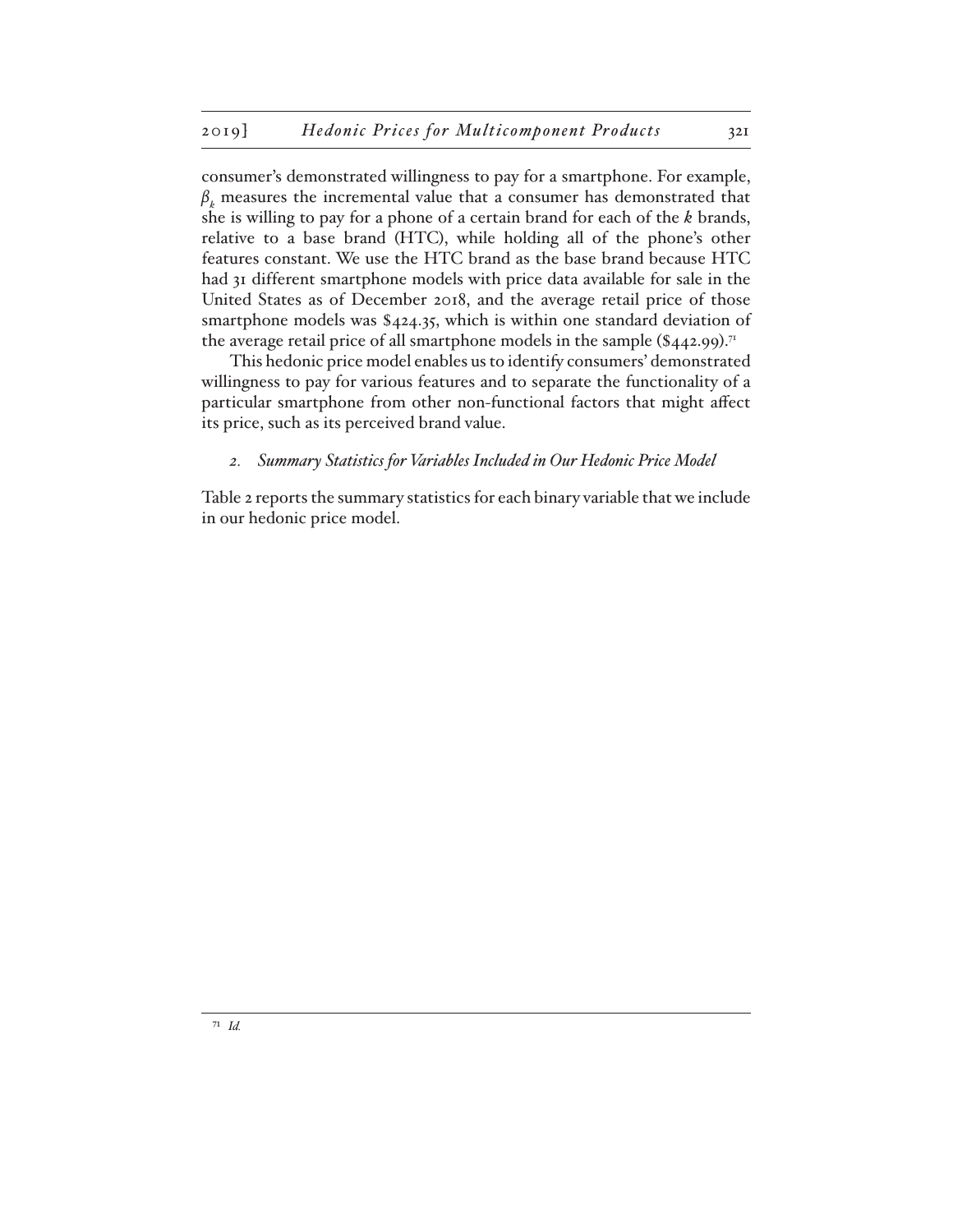consumer's demonstrated willingness to pay for a smartphone. For example, $\beta_k$ measures the incremental value that a consumer has demonstrated that she is willing to pay for a phone of a certain brand for each of the *k* brands, relative to a base brand (HTC), while holding all of the phone's other features constant. We use the HTC brand as the base brand because HTC had 31 different smartphone models with price data available for sale in the United States as of December 2018, and the average retail price of those smartphone models was $424.35, which is within one standard deviation of the average retail price of all smartphone models in the sample ($442.99).[71]

This hedonic price model enables us to identify consumers' demonstrated willingness to pay for various features and to separate the functionality of a particular smartphone from other non-functional factors that might affect its price, such as its perceived brand value.

### *2. Summary Statistics for Variables Included in Our Hedonic Price Model*

Table 2 reports the summary statistics for each binary variable that we include in our hedonic price model.

---

[71] *Id.*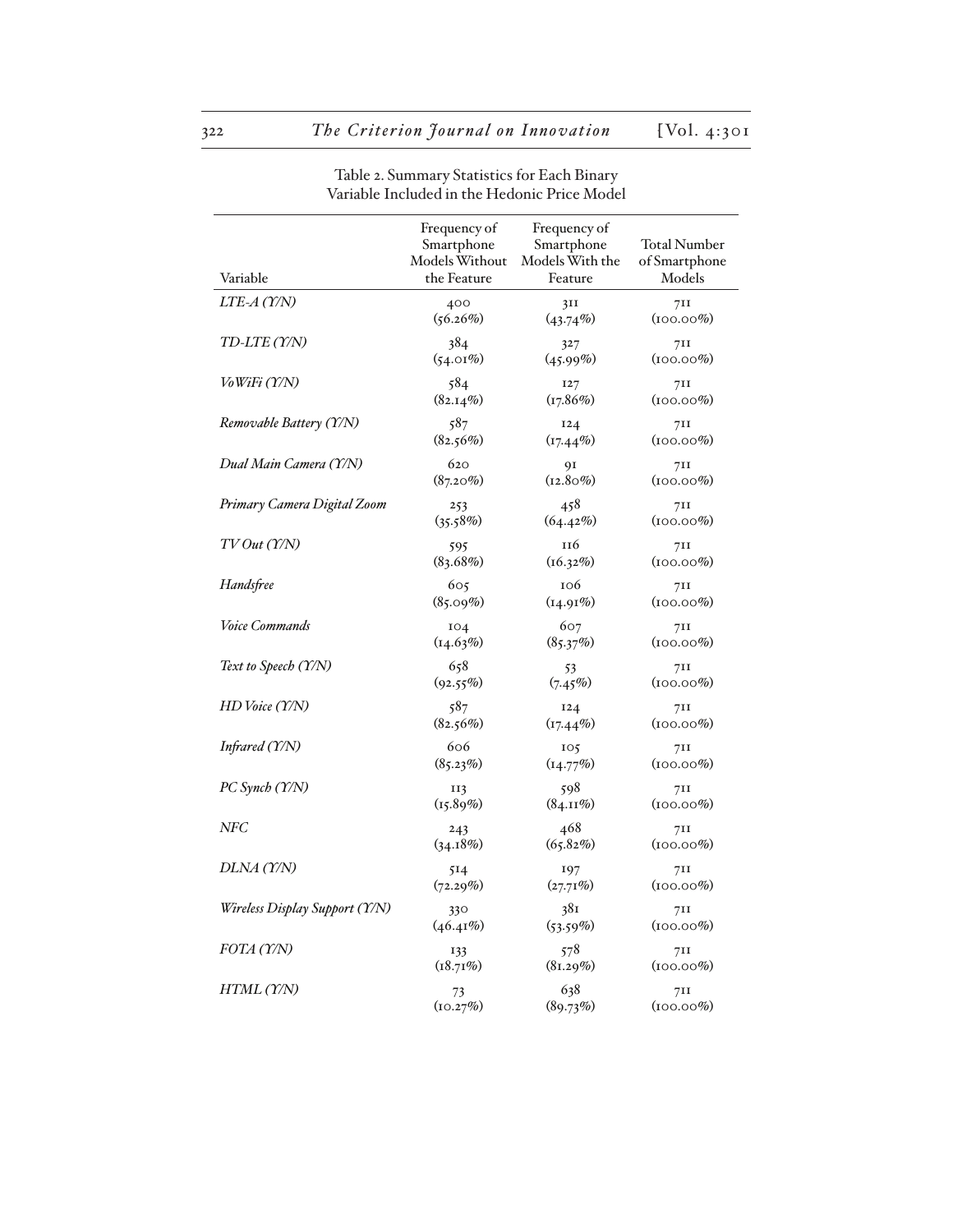Table 2. Summary Statistics for Each Binary Variable Included in the Hedonic Price Model

| Variable | Frequency of Smartphone Models Without the Feature | Frequency of Smartphone Models With the Feature | Total Number of Smartphone Models |
|---|---|---|---|
| *LTE-A (Y/N)* | 400 (56.26%) | 311 (43.74%) | 711 (100.00%) |
| *TD-LTE (Y/N)* | 384 (54.01%) | 327 (45.99%) | 711 (100.00%) |
| *VoWiFi (Y/N)* | 584 (82.14%) | 127 (17.86%) | 711 (100.00%) |
| *Removable Battery (Y/N)* | 587 (82.56%) | 124 (17.44%) | 711 (100.00%) |
| *Dual Main Camera (Y/N)* | 620 (87.20%) | 91 (12.80%) | 711 (100.00%) |
| *Primary Camera Digital Zoom* | 253 (35.58%) | 458 (64.42%) | 711 (100.00%) |
| *TV Out (Y/N)* | 595 (83.68%) | 116 (16.32%) | 711 (100.00%) |
| *Handsfree* | 605 (85.09%) | 106 (14.91%) | 711 (100.00%) |
| *Voice Commands* | 104 (14.63%) | 607 (85.37%) | 711 (100.00%) |
| *Text to Speech (Y/N)* | 658 (92.55%) | 53 (7.45%) | 711 (100.00%) |
| *HD Voice (Y/N)* | 587 (82.56%) | 124 (17.44%) | 711 (100.00%) |
| *Infrared (Y/N)* | 606 (85.23%) | 105 (14.77%) | 711 (100.00%) |
| *PC Synch (Y/N)* | 113 (15.89%) | 598 (84.11%) | 711 (100.00%) |
| *NFC* | 243 (34.18%) | 468 (65.82%) | 711 (100.00%) |
| *DLNA (Y/N)* | 514 (72.29%) | 197 (27.71%) | 711 (100.00%) |
| *Wireless Display Support (Y/N)* | 330 (46.41%) | 381 (53.59%) | 711 (100.00%) |
| *FOTA (Y/N)* | 133 (18.71%) | 578 (81.29%) | 711 (100.00%) |
| *HTML (Y/N)* | 73 (10.27%) | 638 (89.73%) | 711 (100.00%) |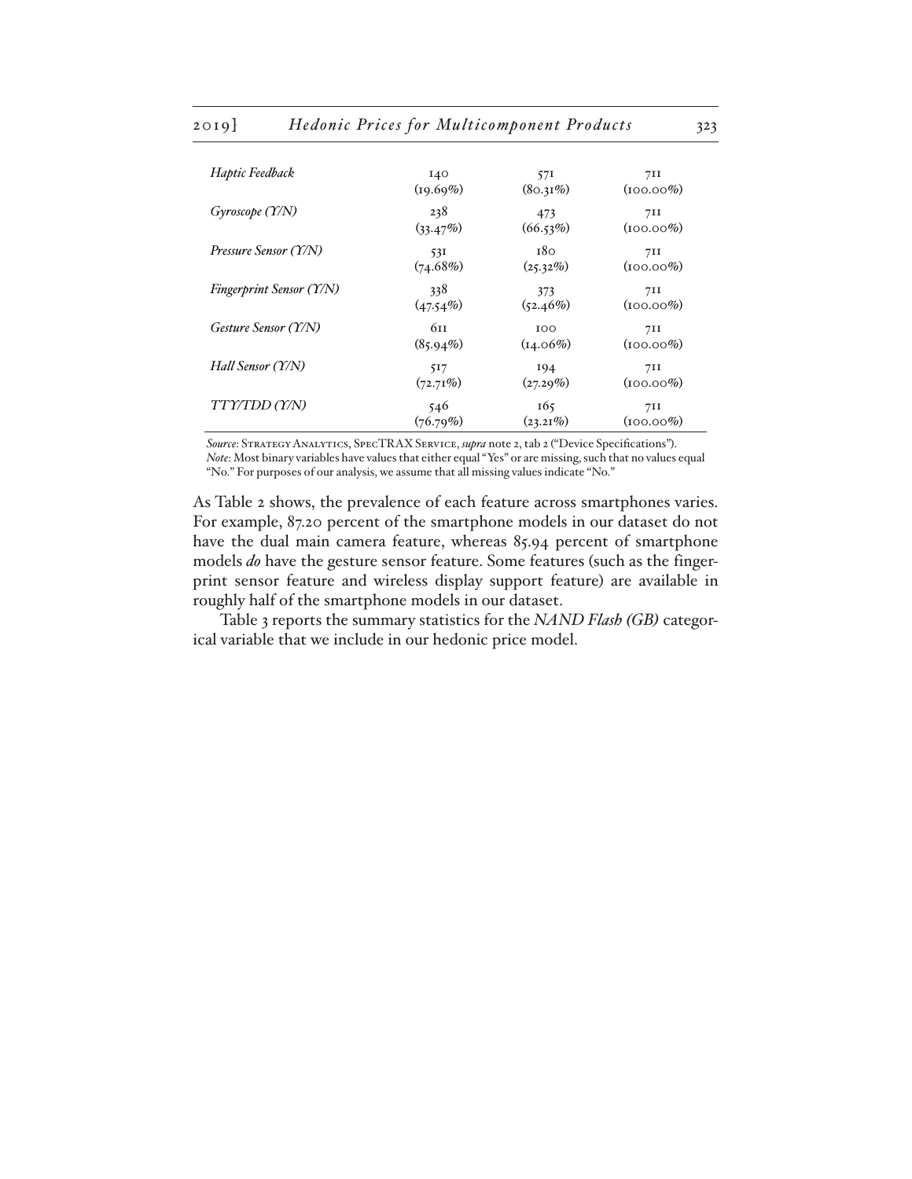| | | | |
|---|---|---|---|
| *Haptic Feedback* | 140<br>(19.69%) | 571<br>(80.31%) | 711<br>(100.00%) |
| *Gyroscope (Y/N)* | 238<br>(33.47%) | 473<br>(66.53%) | 711<br>(100.00%) |
| *Pressure Sensor (Y/N)* | 531<br>(74.68%) | 180<br>(25.32%) | 711<br>(100.00%) |
| *Fingerprint Sensor (Y/N)* | 338<br>(47.54%) | 373<br>(52.46%) | 711<br>(100.00%) |
| *Gesture Sensor (Y/N)* | 611<br>(85.94%) | 100<br>(14.06%) | 711<br>(100.00%) |
| *Hall Sensor (Y/N)* | 517<br>(72.71%) | 194<br>(27.29%) | 711<br>(100.00%) |
| *TTY/TDD (Y/N)* | 546<br>(76.79%) | 165<br>(23.21%) | 711<br>(100.00%) |

*Source*: Strategy Analytics, SpecTRAX Service, *supra* note 2, tab 2 ("Device Specifications").
*Note*: Most binary variables have values that either equal "Yes" or are missing, such that no values equal "No." For purposes of our analysis, we assume that all missing values indicate "No."

As Table 2 shows, the prevalence of each feature across smartphones varies. For example, 87.20 percent of the smartphone models in our dataset do not have the dual main camera feature, whereas 85.94 percent of smartphone models *do* have the gesture sensor feature. Some features (such as the fingerprint sensor feature and wireless display support feature) are available in roughly half of the smartphone models in our dataset.

Table 3 reports the summary statistics for the *NAND Flash (GB)* categorical variable that we include in our hedonic price model.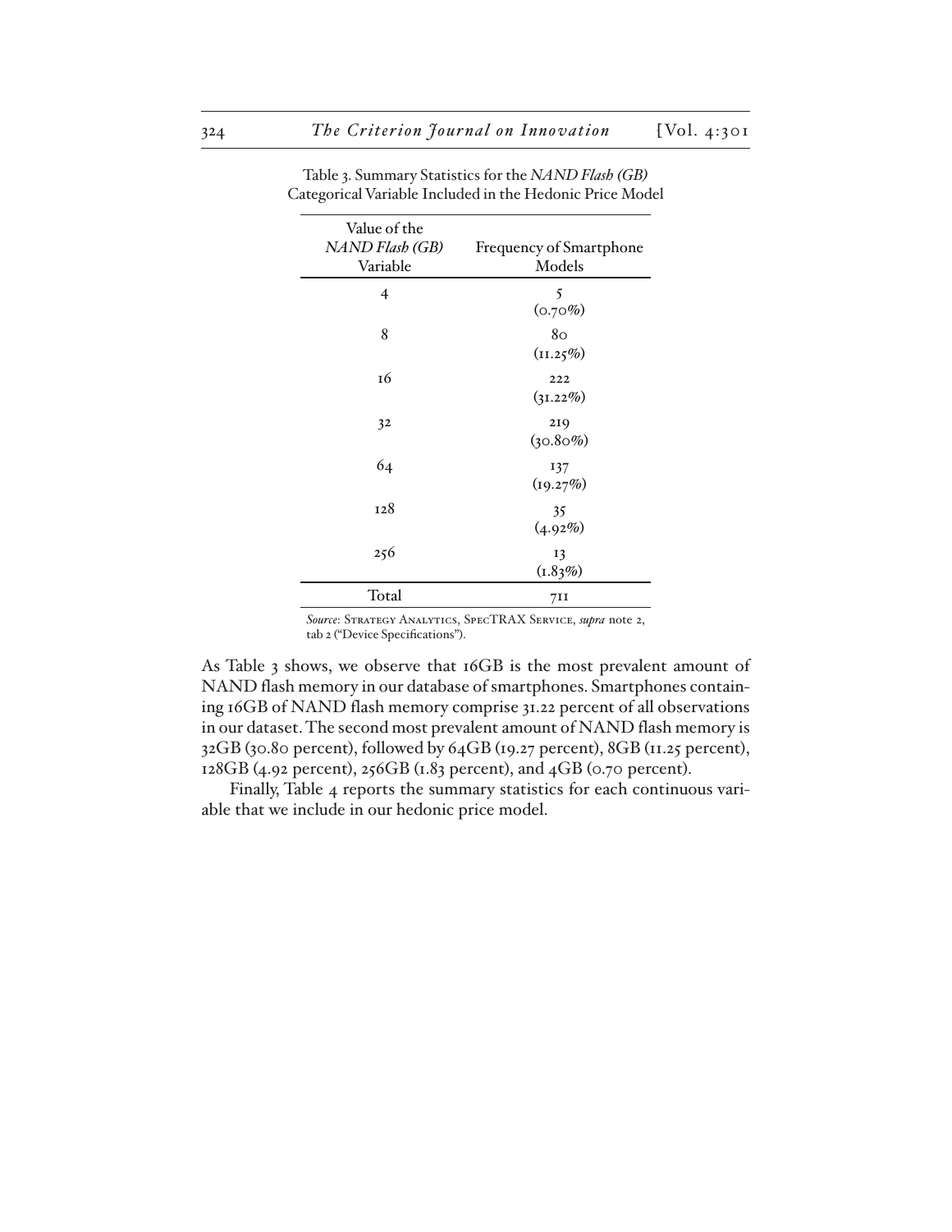Table 3. Summary Statistics for the *NAND Flash (GB)* Categorical Variable Included in the Hedonic Price Model

| Value of the *NAND Flash (GB)* Variable | Frequency of Smartphone Models |
|---|---|
| 4 | 5 (0.70%) |
| 8 | 80 (11.25%) |
| 16 | 222 (31.22%) |
| 32 | 219 (30.80%) |
| 64 | 137 (19.27%) |
| 128 | 35 (4.92%) |
| 256 | 13 (1.83%) |
| Total | 711 |

*Source*: Strategy Analytics, SpecTRAX Service, *supra* note 2, tab 2 ("Device Specifications").

As Table 3 shows, we observe that 16GB is the most prevalent amount of NAND flash memory in our database of smartphones. Smartphones containing 16GB of NAND flash memory comprise 31.22 percent of all observations in our dataset. The second most prevalent amount of NAND flash memory is 32GB (30.80 percent), followed by 64GB (19.27 percent), 8GB (11.25 percent), 128GB (4.92 percent), 256GB (1.83 percent), and 4GB (0.70 percent).

Finally, Table 4 reports the summary statistics for each continuous variable that we include in our hedonic price model.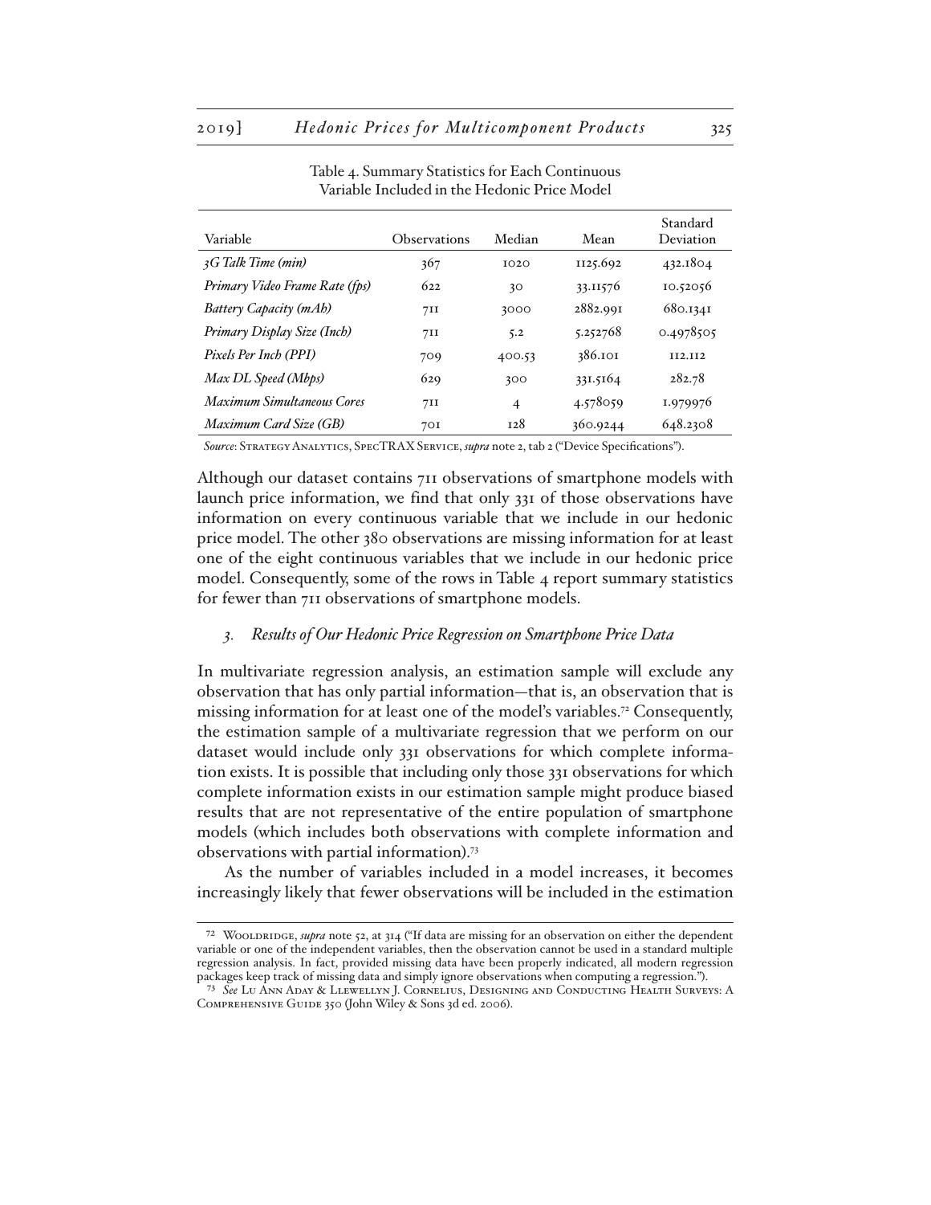Table 4. Summary Statistics for Each Continuous Variable Included in the Hedonic Price Model

| Variable | Observations | Median | Mean | Standard Deviation |
|---|---|---|---|---|
| *3G Talk Time (min)* | 367 | 1020 | 1125.692 | 432.1804 |
| *Primary Video Frame Rate (fps)* | 622 | 30 | 33.11576 | 10.52056 |
| *Battery Capacity (mAh)* | 711 | 3000 | 2882.991 | 680.1341 |
| *Primary Display Size (Inch)* | 711 | 5.2 | 5.252768 | 0.4978505 |
| *Pixels Per Inch (PPI)* | 709 | 400.53 | 386.101 | 112.112 |
| *Max DL Speed (Mbps)* | 629 | 300 | 331.5164 | 282.78 |
| *Maximum Simultaneous Cores* | 711 | 4 | 4.578059 | 1.979976 |
| *Maximum Card Size (GB)* | 701 | 128 | 360.9244 | 648.2308 |

*Source*: Strategy Analytics, SpecTRAX Service, *supra* note 2, tab 2 ("Device Specifications").

Although our dataset contains 711 observations of smartphone models with launch price information, we find that only 331 of those observations have information on every continuous variable that we include in our hedonic price model. The other 380 observations are missing information for at least one of the eight continuous variables that we include in our hedonic price model. Consequently, some of the rows in Table 4 report summary statistics for fewer than 711 observations of smartphone models.

### *3. Results of Our Hedonic Price Regression on Smartphone Price Data*

In multivariate regression analysis, an estimation sample will exclude any observation that has only partial information—that is, an observation that is missing information for at least one of the model's variables.[72] Consequently, the estimation sample of a multivariate regression that we perform on our dataset would include only 331 observations for which complete information exists. It is possible that including only those 331 observations for which complete information exists in our estimation sample might produce biased results that are not representative of the entire population of smartphone models (which includes both observations with complete information and observations with partial information).[73]

As the number of variables included in a model increases, it becomes increasingly likely that fewer observations will be included in the estimation

---

[72] Wooldridge, *supra* note 52, at 314 ("If data are missing for an observation on either the dependent variable or one of the independent variables, then the observation cannot be used in a standard multiple regression analysis. In fact, provided missing data have been properly indicated, all modern regression packages keep track of missing data and simply ignore observations when computing a regression.").

[73] *See* Lu Ann Aday & Llewellyn J. Cornelius, Designing and Conducting Health Surveys: A Comprehensive Guide 350 (John Wiley & Sons 3d ed. 2006).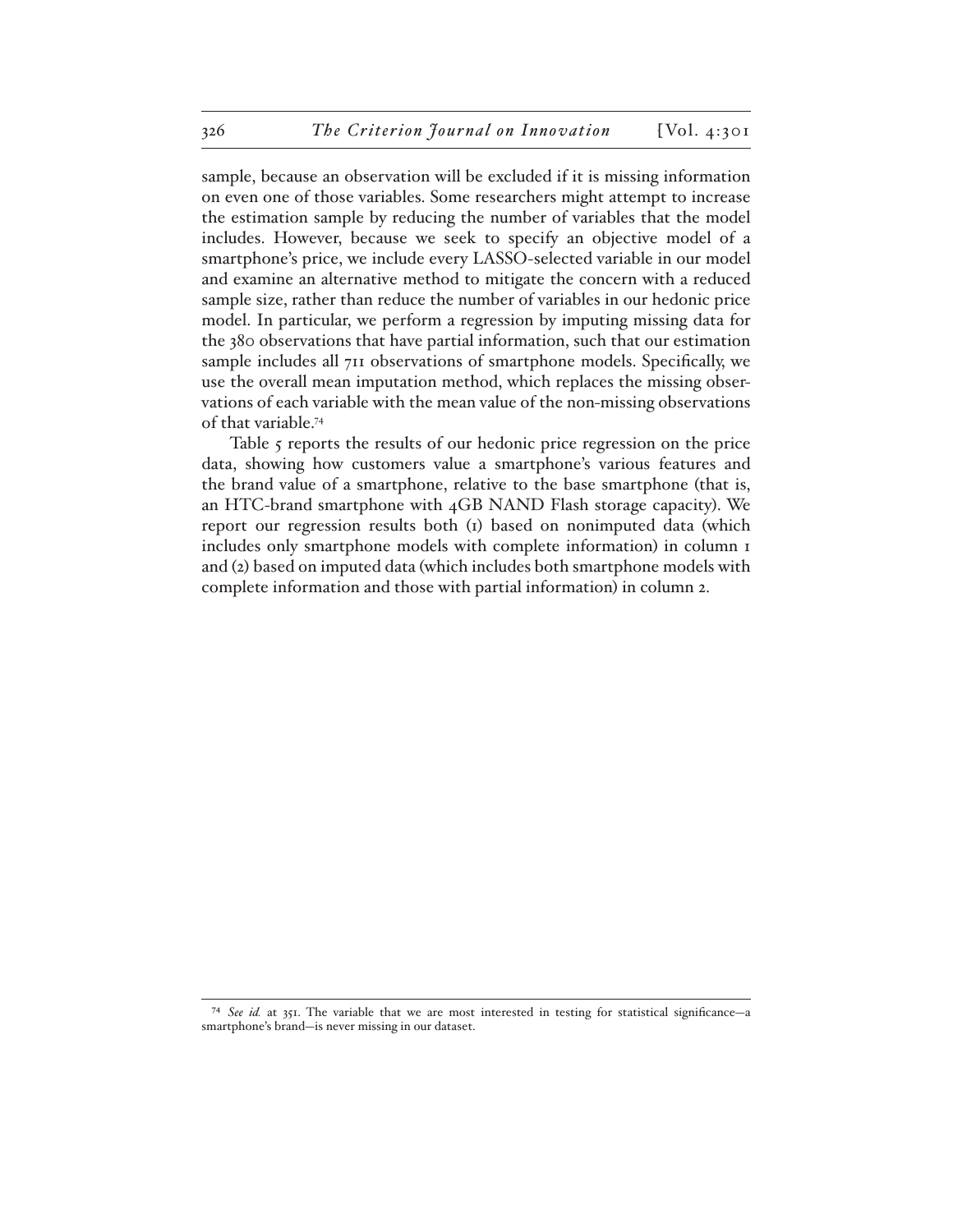sample, because an observation will be excluded if it is missing information on even one of those variables. Some researchers might attempt to increase the estimation sample by reducing the number of variables that the model includes. However, because we seek to specify an objective model of a smartphone's price, we include every LASSO-selected variable in our model and examine an alternative method to mitigate the concern with a reduced sample size, rather than reduce the number of variables in our hedonic price model. In particular, we perform a regression by imputing missing data for the 380 observations that have partial information, such that our estimation sample includes all 711 observations of smartphone models. Specifically, we use the overall mean imputation method, which replaces the missing observations of each variable with the mean value of the non-missing observations of that variable.[74]

Table 5 reports the results of our hedonic price regression on the price data, showing how customers value a smartphone's various features and the brand value of a smartphone, relative to the base smartphone (that is, an HTC-brand smartphone with 4GB NAND Flash storage capacity). We report our regression results both (1) based on nonimputed data (which includes only smartphone models with complete information) in column 1 and (2) based on imputed data (which includes both smartphone models with complete information and those with partial information) in column 2.

---

[74] *See id.* at 351. The variable that we are most interested in testing for statistical significance—a smartphone's brand—is never missing in our dataset.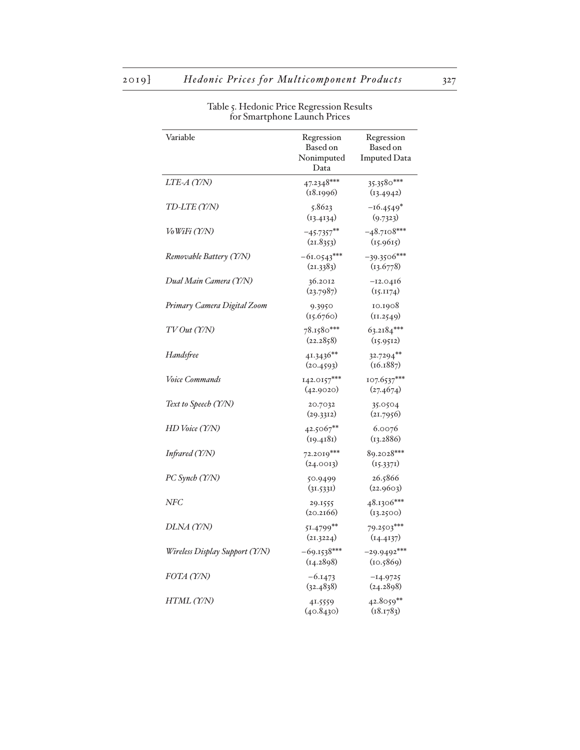Table 5. Hedonic Price Regression Results for Smartphone Launch Prices

| Variable | Regression Based on Nonimputed Data | Regression Based on Imputed Data |
|---|---|---|
| *LTE-A (Y/N)* | 47.2348*** | 35.3580*** |
| | (18.1996) | (13.4942) |
| *TD-LTE (Y/N)* | 5.8623 | −16.4549* |
| | (13.4134) | (9.7323) |
| *VoWiFi (Y/N)* | −45.7357** | −48.7108*** |
| | (21.8353) | (15.9615) |
| *Removable Battery (Y/N)* | −61.0543*** | −39.3506*** |
| | (21.3383) | (13.6778) |
| *Dual Main Camera (Y/N)* | 36.2012 | −12.0416 |
| | (23.7987) | (15.1174) |
| *Primary Camera Digital Zoom* | 9.3950 | 10.1908 |
| | (15.6760) | (11.2549) |
| *TV Out (Y/N)* | 78.1580*** | 63.2184*** |
| | (22.2858) | (15.9512) |
| *Handsfree* | 41.3436** | 32.7294** |
| | (20.4593) | (16.1887) |
| *Voice Commands* | 142.0157*** | 107.6537*** |
| | (42.9020) | (27.4674) |
| *Text to Speech (Y/N)* | 20.7032 | 35.0504 |
| | (29.3312) | (21.7956) |
| *HD Voice (Y/N)* | 42.5067** | 6.0076 |
| | (19.4181) | (13.2886) |
| *Infrared (Y/N)* | 72.2019*** | 89.2028*** |
| | (24.0013) | (15.3371) |
| *PC Synch (Y/N)* | 50.9499 | 26.5866 |
| | (31.5331) | (22.9603) |
| *NFC* | 29.1555 | 48.1306*** |
| | (20.2166) | (13.2500) |
| *DLNA (Y/N)* | 51.4799** | 79.2503*** |
| | (21.3224) | (14.4137) |
| *Wireless Display Support (Y/N)* | −69.1538*** | −29.9492*** |
| | (14.2898) | (10.5869) |
| *FOTA (Y/N)* | −6.1473 | −14.9725 |
| | (32.4838) | (24.2898) |
| *HTML (Y/N)* | 41.5559 | 42.8059** |
| | (40.8430) | (18.1783) |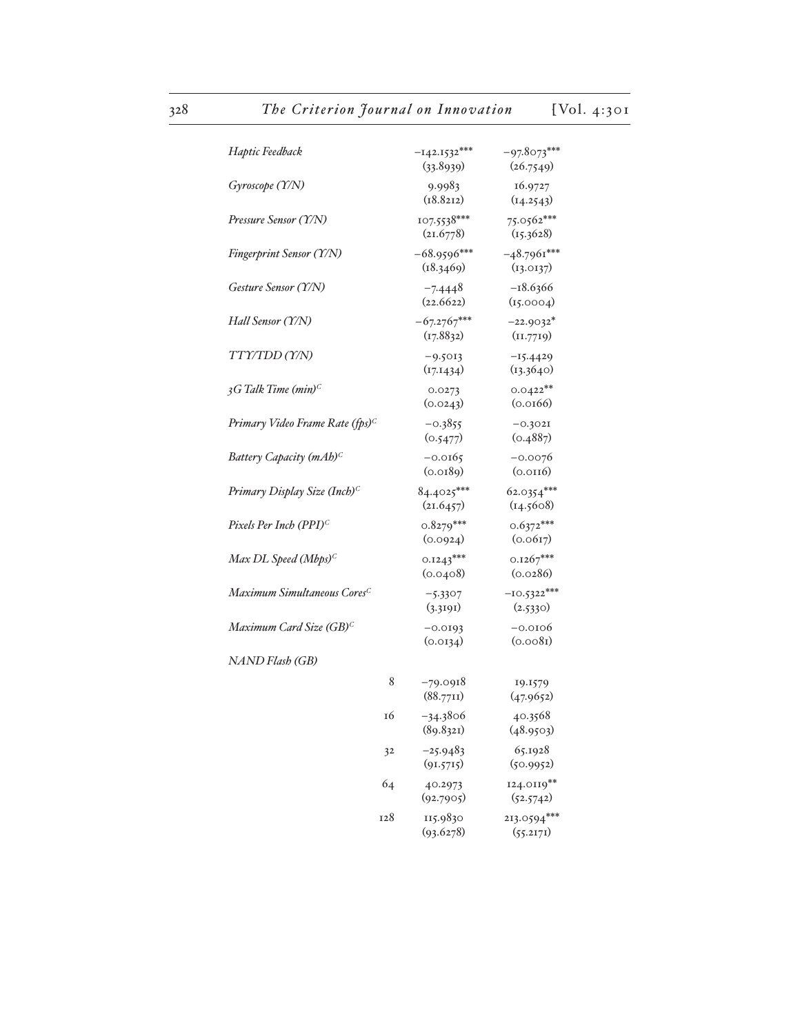| | | | |
|---|---|---|---|
| *Haptic Feedback* | | −142.1532*** | −97.8073*** |
| | | (33.8939) | (26.7549) |
| *Gyroscope (Y/N)* | | 9.9983 | 16.9727 |
| | | (18.8212) | (14.2543) |
| *Pressure Sensor (Y/N)* | | 107.5538*** | 75.0562*** |
| | | (21.6778) | (15.3628) |
| *Fingerprint Sensor (Y/N)* | | −68.9596*** | −48.7961*** |
| | | (18.3469) | (13.0137) |
| *Gesture Sensor (Y/N)* | | −7.4448 | −18.6366 |
| | | (22.6622) | (15.0004) |
| *Hall Sensor (Y/N)* | | −67.2767*** | −22.9032* |
| | | (17.8832) | (11.7719) |
| *TTY/TDD (Y/N)* | | −9.5013 | −15.4429 |
| | | (17.1434) | (13.3640) |
| *3G Talk Time (min)*[C] | | 0.0273 | 0.0422** |
| | | (0.0243) | (0.0166) |
| *Primary Video Frame Rate (fps)*[C] | | −0.3855 | −0.3021 |
| | | (0.5477) | (0.4887) |
| *Battery Capacity (mAh)*[C] | | −0.0165 | −0.0076 |
| | | (0.0189) | (0.0116) |
| *Primary Display Size (Inch)*[C] | | 84.4025*** | 62.0354*** |
| | | (21.6457) | (14.5608) |
| *Pixels Per Inch (PPI)*[C] | | 0.8279*** | 0.6372*** |
| | | (0.0924) | (0.0617) |
| *Max DL Speed (Mbps)*[C] | | 0.1243*** | 0.1267*** |
| | | (0.0408) | (0.0286) |
| *Maximum Simultaneous Cores*[C] | | −5.3307 | −10.5322*** |
| | | (3.3191) | (2.5330) |
| *Maximum Card Size (GB)*[C] | | −0.0193 | −0.0106 |
| | | (0.0134) | (0.0081) |
| *NAND Flash (GB)* | | | |
| | 8 | −79.0918 | 19.1579 |
| | | (88.7711) | (47.9652) |
| | 16 | −34.3806 | 40.3568 |
| | | (89.8321) | (48.9503) |
| | 32 | −25.9483 | 65.1928 |
| | | (91.5715) | (50.9952) |
| | 64 | 40.2973 | 124.0119** |
| | | (92.7905) | (52.5742) |
| | 128 | 115.9830 | 213.0594*** |
| | | (93.6278) | (55.2171) |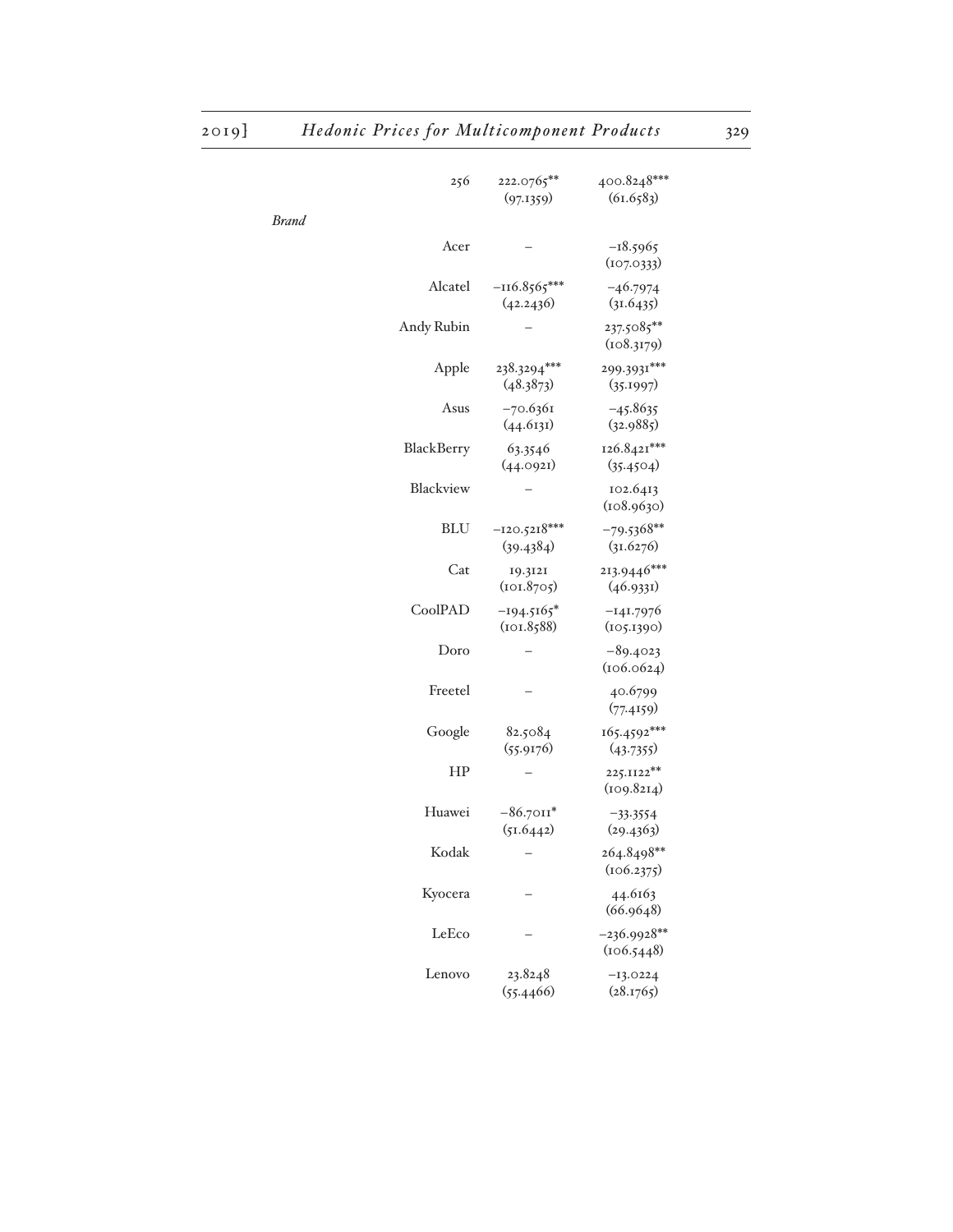| | | |
|---|---|---|
| 256 | 222.0765** (97.1359) | 400.8248*** (61.6583) |
| *Brand* | | |
| Acer | – | −18.5965 (107.0333) |
| Alcatel | −116.8565*** (42.2436) | −46.7974 (31.6435) |
| Andy Rubin | – | 237.5085** (108.3179) |
| Apple | 238.3294*** (48.3873) | 299.3931*** (35.1997) |
| Asus | −70.6361 (44.6131) | −45.8635 (32.9885) |
| BlackBerry | 63.3546 (44.0921) | 126.8421*** (35.4504) |
| Blackview | – | 102.6413 (108.9630) |
| BLU | −120.5218*** (39.4384) | −79.5368** (31.6276) |
| Cat | 19.3121 (101.8705) | 213.9446*** (46.9331) |
| CoolPAD | −194.5165* (101.8588) | −141.7976 (105.1390) |
| Doro | – | −89.4023 (106.0624) |
| Freetel | – | 40.6799 (77.4159) |
| Google | 82.5084 (55.9176) | 165.4592*** (43.7355) |
| HP | – | 225.1122** (109.8214) |
| Huawei | −86.7011* (51.6442) | −33.3554 (29.4363) |
| Kodak | – | 264.8498** (106.2375) |
| Kyocera | – | 44.6163 (66.9648) |
| LeEco | – | −236.9928** (106.5448) |
| Lenovo | 23.8248 (55.4466) | −13.0224 (28.1765) |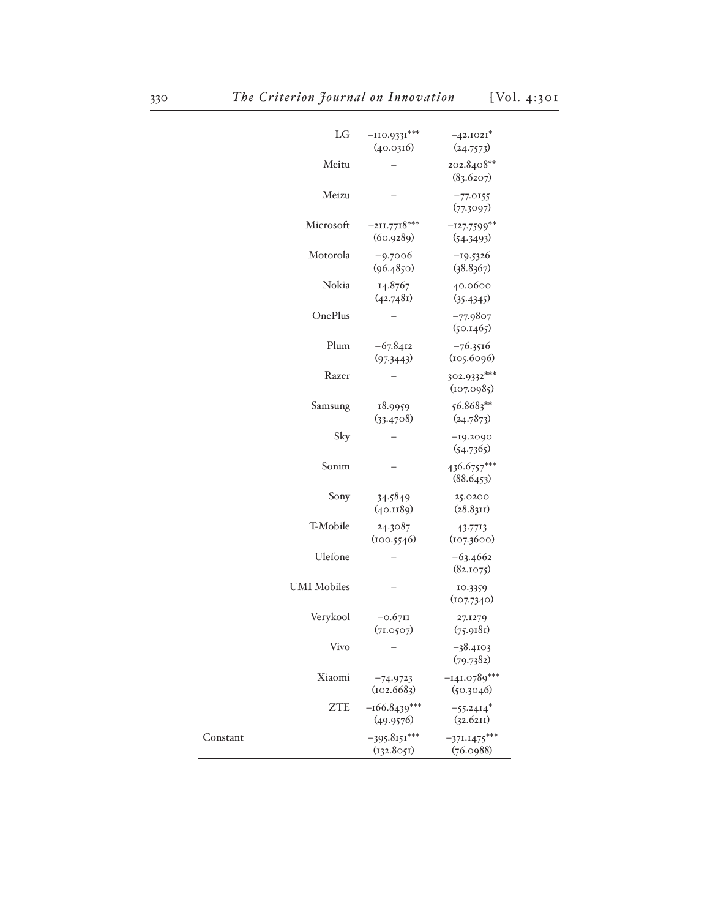| | | | |
|---|---|---|---|
| | LG | −110.9331*** (40.0316) | −42.1021* (24.7573) |
| | Meitu | – | 202.8408** (83.6207) |
| | Meizu | – | −77.0155 (77.3097) |
| | Microsoft | −211.7718*** (60.9289) | −127.7599** (54.3493) |
| | Motorola | −9.7006 (96.4850) | −19.5326 (38.8367) |
| | Nokia | 14.8767 (42.7481) | 40.0600 (35.4345) |
| | OnePlus | – | −77.9807 (50.1465) |
| | Plum | −67.8412 (97.3443) | −76.3516 (105.6096) |
| | Razer | – | 302.9332*** (107.0985) |
| | Samsung | 18.9959 (33.4708) | 56.8683** (24.7873) |
| | Sky | – | −19.2090 (54.7365) |
| | Sonim | – | 436.6757*** (88.6453) |
| | Sony | 34.5849 (40.1189) | 25.0200 (28.8311) |
| | T-Mobile | 24.3087 (100.5546) | 43.7713 (107.3600) |
| | Ulefone | – | −63.4662 (82.1075) |
| | UMI Mobiles | – | 10.3359 (107.7340) |
| | Verykool | −0.6711 (71.0507) | 27.1279 (75.9181) |
| | Vivo | – | −38.4103 (79.7382) |
| | Xiaomi | −74.9723 (102.6683) | −141.0789*** (50.3046) |
| | ZTE | −166.8439*** (49.9576) | −55.2414* (32.6211) |
| Constant | | −395.8151*** (132.8051) | −371.1475*** (76.0988) |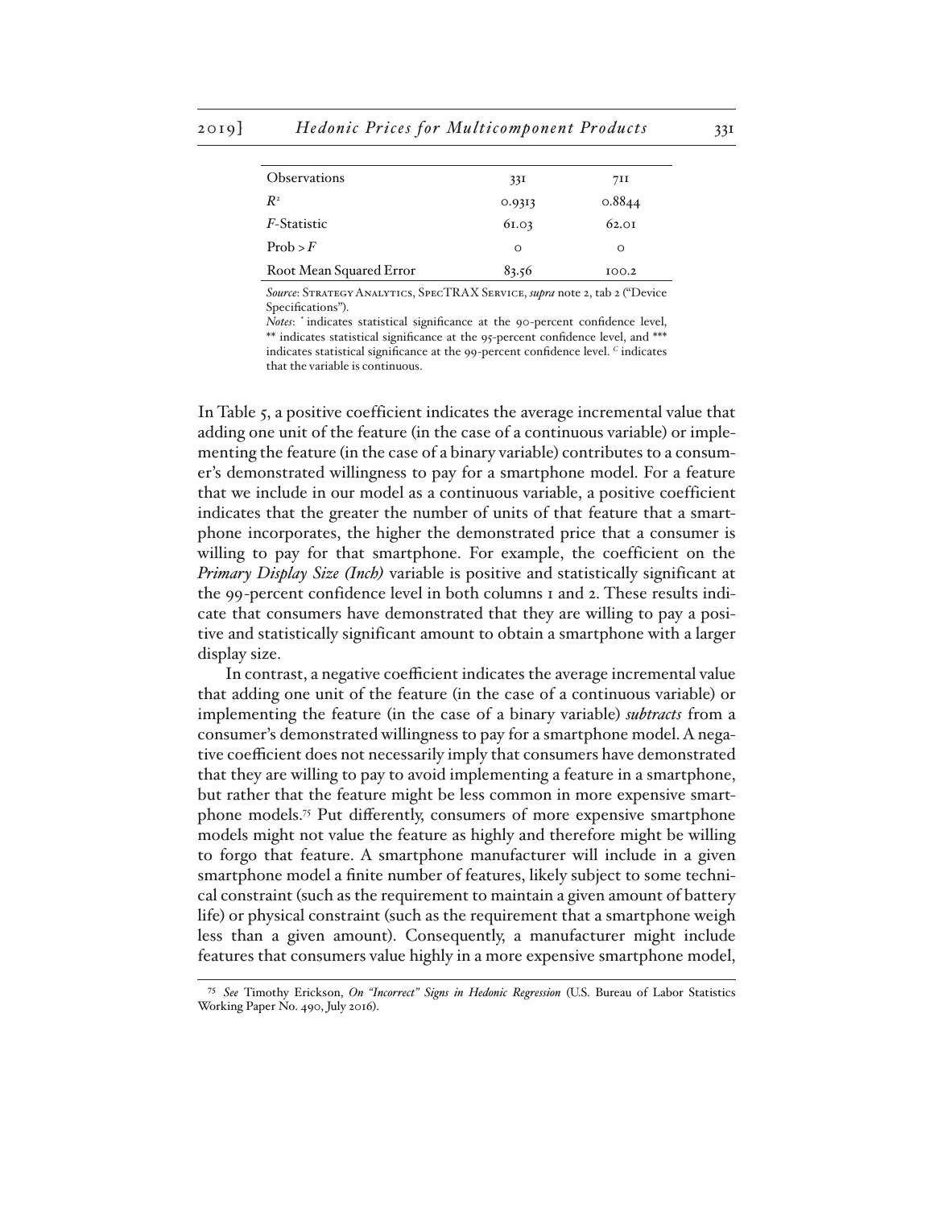| Observations | 331 | 711 |
|---|---|---|
| $R^2$ | 0.9313 | 0.8844 |
| *F*-Statistic | 61.03 | 62.01 |
| Prob > *F* | 0 | 0 |
| Root Mean Squared Error | 83.56 | 100.2 |

*Source*: Strategy Analytics, SpecTRAX Service, *supra* note 2, tab 2 ("Device Specifications").

*Notes*: * indicates statistical significance at the 90-percent confidence level, ** indicates statistical significance at the 95-percent confidence level, and *** indicates statistical significance at the 99-percent confidence level. $^C$ indicates that the variable is continuous.

In Table 5, a positive coefficient indicates the average incremental value that adding one unit of the feature (in the case of a continuous variable) or implementing the feature (in the case of a binary variable) contributes to a consumer's demonstrated willingness to pay for a smartphone model. For a feature that we include in our model as a continuous variable, a positive coefficient indicates that the greater the number of units of that feature that a smartphone incorporates, the higher the demonstrated price that a consumer is willing to pay for that smartphone. For example, the coefficient on the *Primary Display Size (Inch)* variable is positive and statistically significant at the 99-percent confidence level in both columns 1 and 2. These results indicate that consumers have demonstrated that they are willing to pay a positive and statistically significant amount to obtain a smartphone with a larger display size.

In contrast, a negative coefficient indicates the average incremental value that adding one unit of the feature (in the case of a continuous variable) or implementing the feature (in the case of a binary variable) ***subtracts*** from a consumer's demonstrated willingness to pay for a smartphone model. A negative coefficient does not necessarily imply that consumers have demonstrated that they are willing to pay to avoid implementing a feature in a smartphone, but rather that the feature might be less common in more expensive smartphone models.[75] Put differently, consumers of more expensive smartphone models might not value the feature as highly and therefore might be willing to forgo that feature. A smartphone manufacturer will include in a given smartphone model a finite number of features, likely subject to some technical constraint (such as the requirement to maintain a given amount of battery life) or physical constraint (such as the requirement that a smartphone weigh less than a given amount). Consequently, a manufacturer might include features that consumers value highly in a more expensive smartphone model,

[75] *See* Timothy Erickson, *On "Incorrect" Signs in Hedonic Regression* (U.S. Bureau of Labor Statistics Working Paper No. 490, July 2016).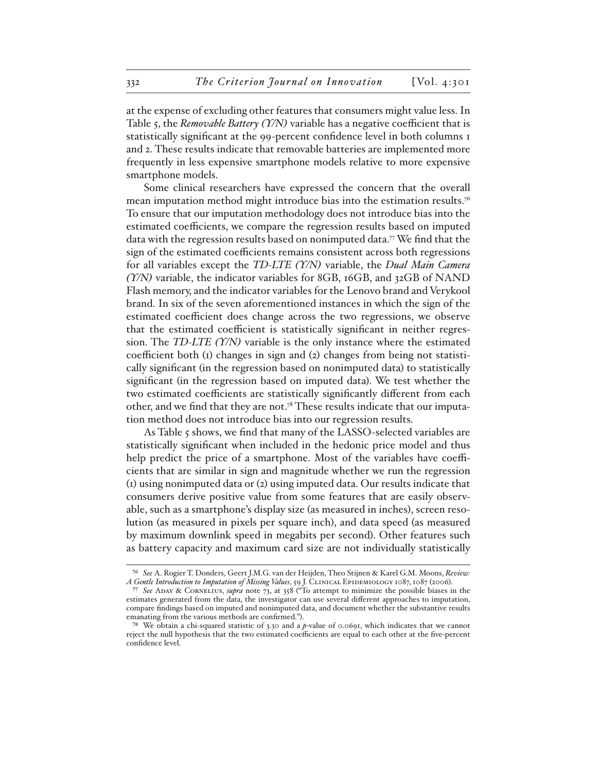at the expense of excluding other features that consumers might value less. In Table 5, the *Removable Battery (Y/N)* variable has a negative coefficient that is statistically significant at the 99-percent confidence level in both columns 1 and 2. These results indicate that removable batteries are implemented more frequently in less expensive smartphone models relative to more expensive smartphone models.

Some clinical researchers have expressed the concern that the overall mean imputation method might introduce bias into the estimation results.[76] To ensure that our imputation methodology does not introduce bias into the estimated coefficients, we compare the regression results based on imputed data with the regression results based on nonimputed data.[77] We find that the sign of the estimated coefficients remains consistent across both regressions for all variables except the *TD-LTE (Y/N)* variable, the *Dual Main Camera (Y/N)* variable, the indicator variables for 8GB, 16GB, and 32GB of NAND Flash memory, and the indicator variables for the Lenovo brand and Verykool brand. In six of the seven aforementioned instances in which the sign of the estimated coefficient does change across the two regressions, we observe that the estimated coefficient is statistically significant in neither regression. The *TD-LTE (Y/N)* variable is the only instance where the estimated coefficient both (1) changes in sign and (2) changes from being not statistically significant (in the regression based on nonimputed data) to statistically significant (in the regression based on imputed data). We test whether the two estimated coefficients are statistically significantly different from each other, and we find that they are not.[78] These results indicate that our imputation method does not introduce bias into our regression results.

As Table 5 shows, we find that many of the LASSO-selected variables are statistically significant when included in the hedonic price model and thus help predict the price of a smartphone. Most of the variables have coefficients that are similar in sign and magnitude whether we run the regression (1) using nonimputed data or (2) using imputed data. Our results indicate that consumers derive positive value from some features that are easily observable, such as a smartphone's display size (as measured in inches), screen resolution (as measured in pixels per square inch), and data speed (as measured by maximum downlink speed in megabits per second). Other features such as battery capacity and maximum card size are not individually statistically

---

[76] *See* A. Rogier T. Donders, Geert J.M.G. van der Heijden, Theo Stijnen & Karel G.M. Moons, *Review: A Gentle Introduction to Imputation of Missing Values*, 59 J. Clinical Epidemiology 1087, 1087 (2006).

[77] *See* Aday & Cornelius, *supra* note 73, at 358 ("To attempt to minimize the possible biases in the estimates generated from the data, the investigator can use several different approaches to imputation, compare findings based on imputed and nonimputed data, and document whether the substantive results emanating from the various methods are confirmed.").

[78] We obtain a chi-squared statistic of 3.30 and a $p$-value of 0.0691, which indicates that we cannot reject the null hypothesis that the two estimated coefficients are equal to each other at the five-percent confidence level.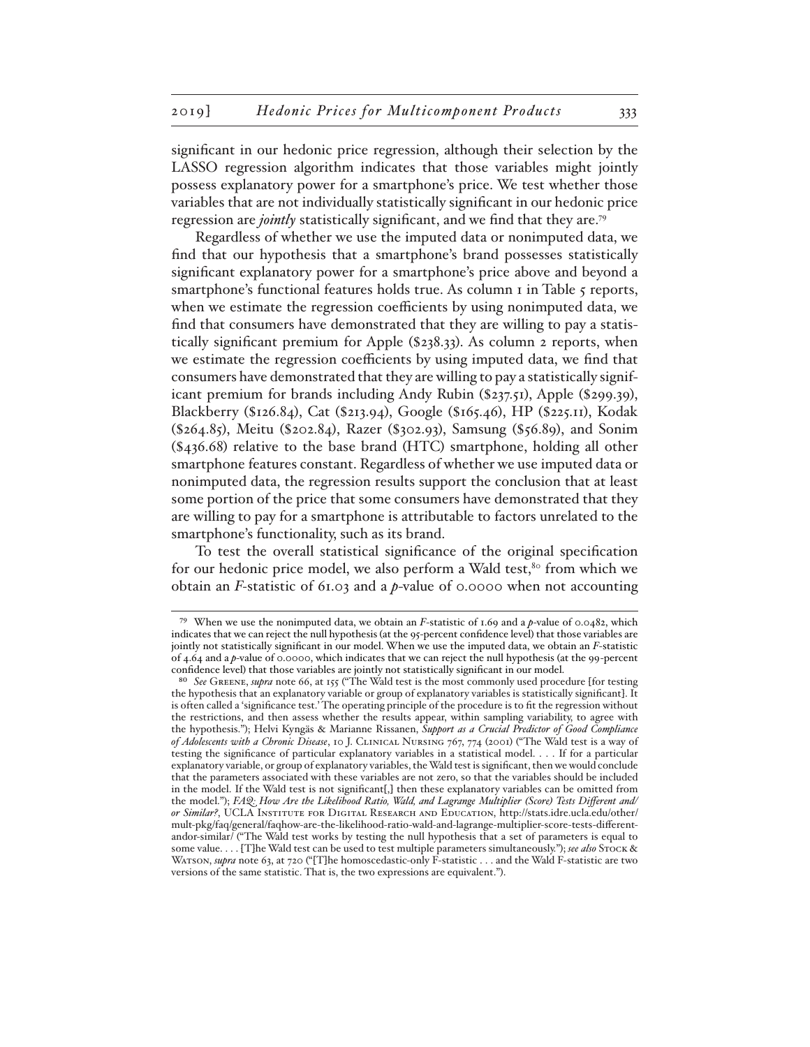significant in our hedonic price regression, although their selection by the LASSO regression algorithm indicates that those variables might jointly possess explanatory power for a smartphone's price. We test whether those variables that are not individually statistically significant in our hedonic price regression are *jointly* statistically significant, and we find that they are.[79]

Regardless of whether we use the imputed data or nonimputed data, we find that our hypothesis that a smartphone's brand possesses statistically significant explanatory power for a smartphone's price above and beyond a smartphone's functional features holds true. As column 1 in Table 5 reports, when we estimate the regression coefficients by using nonimputed data, we find that consumers have demonstrated that they are willing to pay a statistically significant premium for Apple ($238.33). As column 2 reports, when we estimate the regression coefficients by using imputed data, we find that consumers have demonstrated that they are willing to pay a statistically significant premium for brands including Andy Rubin ($237.51), Apple ($299.39), Blackberry ($126.84), Cat ($213.94), Google ($165.46), HP ($225.11), Kodak ($264.85), Meitu ($202.84), Razer ($302.93), Samsung ($56.89), and Sonim ($436.68) relative to the base brand (HTC) smartphone, holding all other smartphone features constant. Regardless of whether we use imputed data or nonimputed data, the regression results support the conclusion that at least some portion of the price that some consumers have demonstrated that they are willing to pay for a smartphone is attributable to factors unrelated to the smartphone's functionality, such as its brand.

To test the overall statistical significance of the original specification for our hedonic price model, we also perform a Wald test,[80] from which we obtain an *F*-statistic of 61.03 and a *p*-value of 0.0000 when not accounting

---

[79] When we use the nonimputed data, we obtain an *F*-statistic of 1.69 and a *p*-value of 0.0482, which indicates that we can reject the null hypothesis (at the 95-percent confidence level) that those variables are jointly not statistically significant in our model. When we use the imputed data, we obtain an *F*-statistic of 4.64 and a *p*-value of 0.0000, which indicates that we can reject the null hypothesis (at the 99-percent confidence level) that those variables are jointly not statistically significant in our model.

[80] *See* Greene, *supra* note 66, at 155 ("The Wald test is the most commonly used procedure [for testing the hypothesis that an explanatory variable or group of explanatory variables is statistically significant]. It is often called a 'significance test.' The operating principle of the procedure is to fit the regression without the restrictions, and then assess whether the results appear, within sampling variability, to agree with the hypothesis."); Helvi Kyngäs & Marianne Rissanen, *Support as a Crucial Predictor of Good Compliance of Adolescents with a Chronic Disease*, 10 J. Clinical Nursing 767, 774 (2001) ("The Wald test is a way of testing the significance of particular explanatory variables in a statistical model. . . . If for a particular explanatory variable, or group of explanatory variables, the Wald test is significant, then we would conclude that the parameters associated with these variables are not zero, so that the variables should be included in the model. If the Wald test is not significant[,] then these explanatory variables can be omitted from the model."); *FAQ: How Are the Likelihood Ratio, Wald, and Lagrange Multiplier (Score) Tests Different and/or Similar?*, UCLA Institute for Digital Research and Education, http://stats.idre.ucla.edu/other/mult-pkg/faq/general/faqhow-are-the-likelihood-ratio-wald-and-lagrange-multiplier-score-tests-different-andor-similar/ ("The Wald test works by testing the null hypothesis that a set of parameters is equal to some value. . . . [T]he Wald test can be used to test multiple parameters simultaneously."); *see also* Stock & Watson, *supra* note 63, at 720 ("[T]he homoscedastic-only F-statistic . . . and the Wald F-statistic are two versions of the same statistic. That is, the two expressions are equivalent.").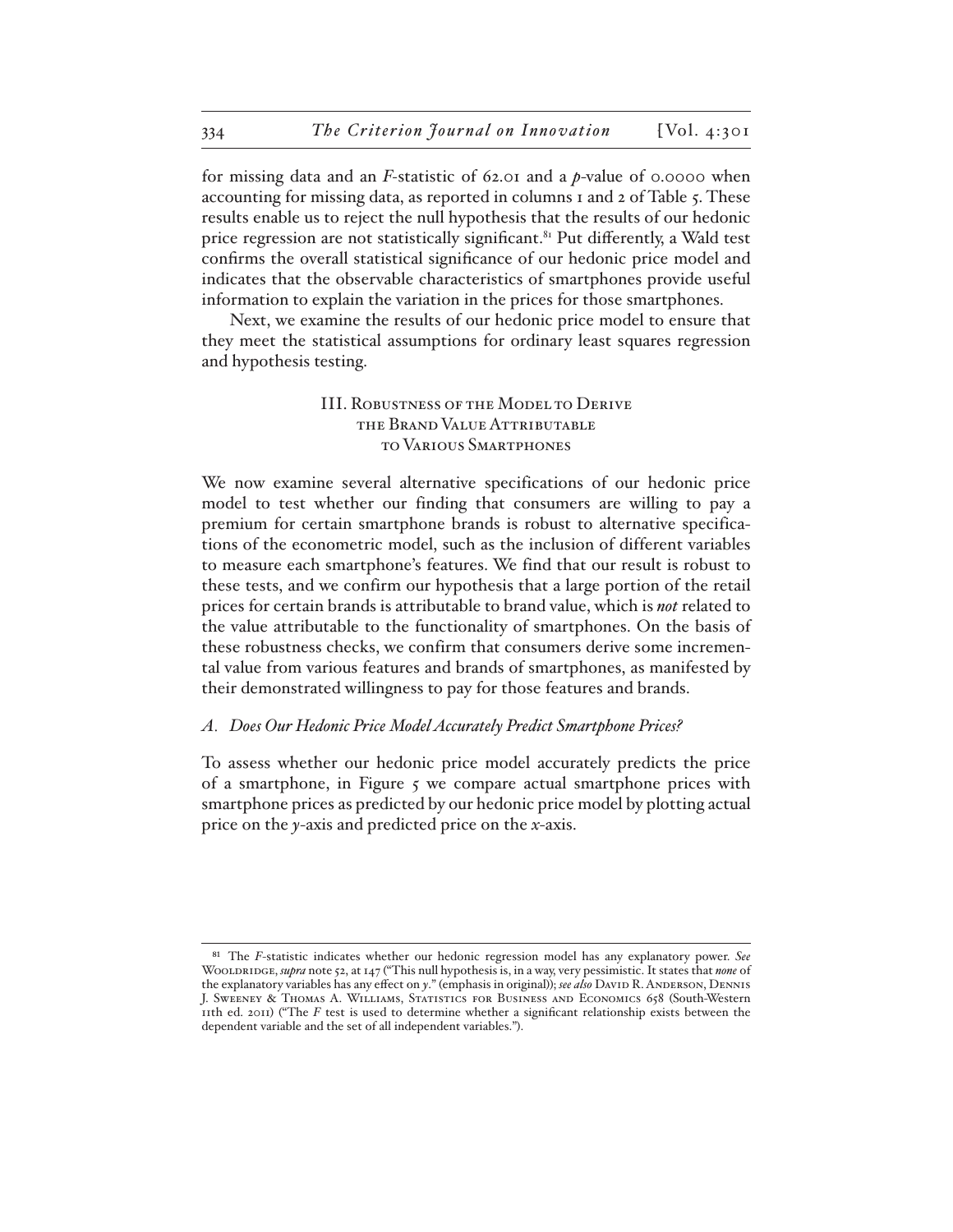for missing data and an *F*-statistic of 62.01 and a *p*-value of 0.0000 when accounting for missing data, as reported in columns 1 and 2 of Table 5. These results enable us to reject the null hypothesis that the results of our hedonic price regression are not statistically significant.[81] Put differently, a Wald test confirms the overall statistical significance of our hedonic price model and indicates that the observable characteristics of smartphones provide useful information to explain the variation in the prices for those smartphones.

Next, we examine the results of our hedonic price model to ensure that they meet the statistical assumptions for ordinary least squares regression and hypothesis testing.

## III. Robustness of the Model to Derive the Brand Value Attributable to Various Smartphones

We now examine several alternative specifications of our hedonic price model to test whether our finding that consumers are willing to pay a premium for certain smartphone brands is robust to alternative specifications of the econometric model, such as the inclusion of different variables to measure each smartphone's features. We find that our result is robust to these tests, and we confirm our hypothesis that a large portion of the retail prices for certain brands is attributable to brand value, which is *not* related to the value attributable to the functionality of smartphones. On the basis of these robustness checks, we confirm that consumers derive some incremental value from various features and brands of smartphones, as manifested by their demonstrated willingness to pay for those features and brands.

### *A. Does Our Hedonic Price Model Accurately Predict Smartphone Prices?*

To assess whether our hedonic price model accurately predicts the price of a smartphone, in Figure 5 we compare actual smartphone prices with smartphone prices as predicted by our hedonic price model by plotting actual price on the *y*-axis and predicted price on the *x*-axis.

---

[81] The *F*-statistic indicates whether our hedonic regression model has any explanatory power. *See* Wooldridge, *supra* note 52, at 147 ("This null hypothesis is, in a way, very pessimistic. It states that *none* of the explanatory variables has any effect on *y*." (emphasis in original)); *see also* David R. Anderson, Dennis J. Sweeney & Thomas A. Williams, Statistics for Business and Economics 658 (South-Western 11th ed. 2011) ("The *F* test is used to determine whether a significant relationship exists between the dependent variable and the set of all independent variables.").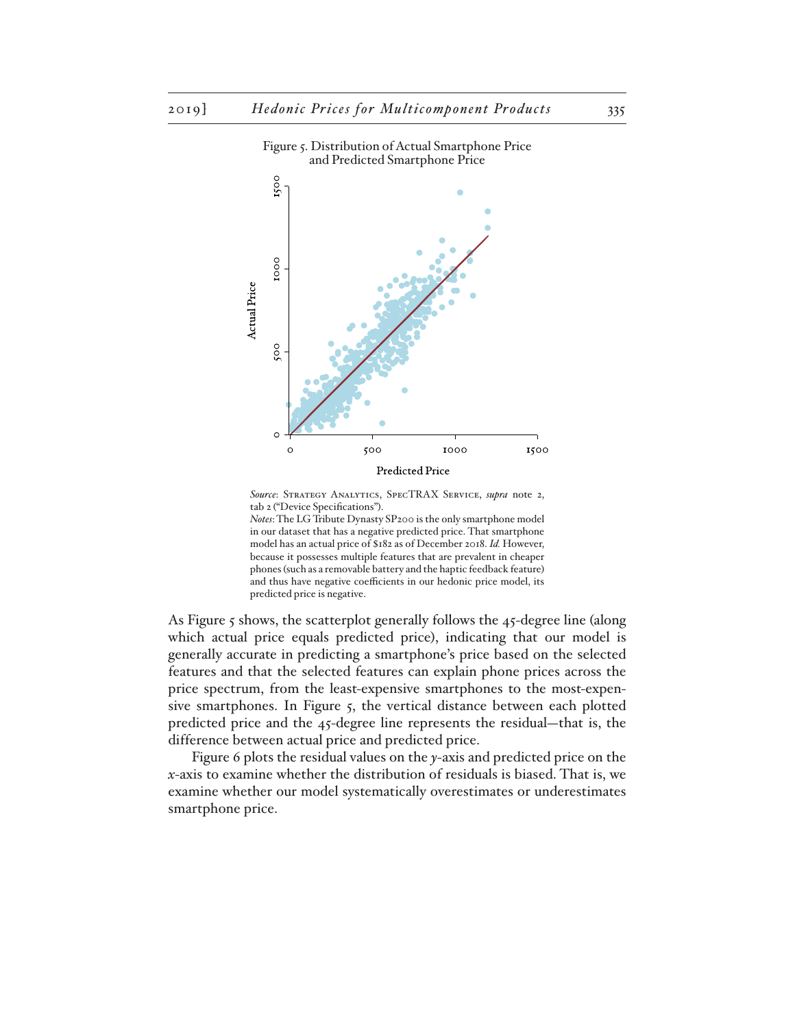Figure 5. Distribution of Actual Smartphone Price and Predicted Smartphone Price

*Source*: Strategy Analytics, SpecTRAX Service, *supra* note 2, tab 2 ("Device Specifications").

*Notes*: The LG Tribute Dynasty SP200 is the only smartphone model in our dataset that has a negative predicted price. That smartphone model has an actual price of $182 as of December 2018. *Id.* However, because it possesses multiple features that are prevalent in cheaper phones (such as a removable battery and the haptic feedback feature) and thus have negative coefficients in our hedonic price model, its predicted price is negative.

As Figure 5 shows, the scatterplot generally follows the 45-degree line (along which actual price equals predicted price), indicating that our model is generally accurate in predicting a smartphone's price based on the selected features and that the selected features can explain phone prices across the price spectrum, from the least-expensive smartphones to the most-expensive smartphones. In Figure 5, the vertical distance between each plotted predicted price and the 45-degree line represents the residual—that is, the difference between actual price and predicted price.

Figure 6 plots the residual values on the $y$-axis and predicted price on the $x$-axis to examine whether the distribution of residuals is biased. That is, we examine whether our model systematically overestimates or underestimates smartphone price.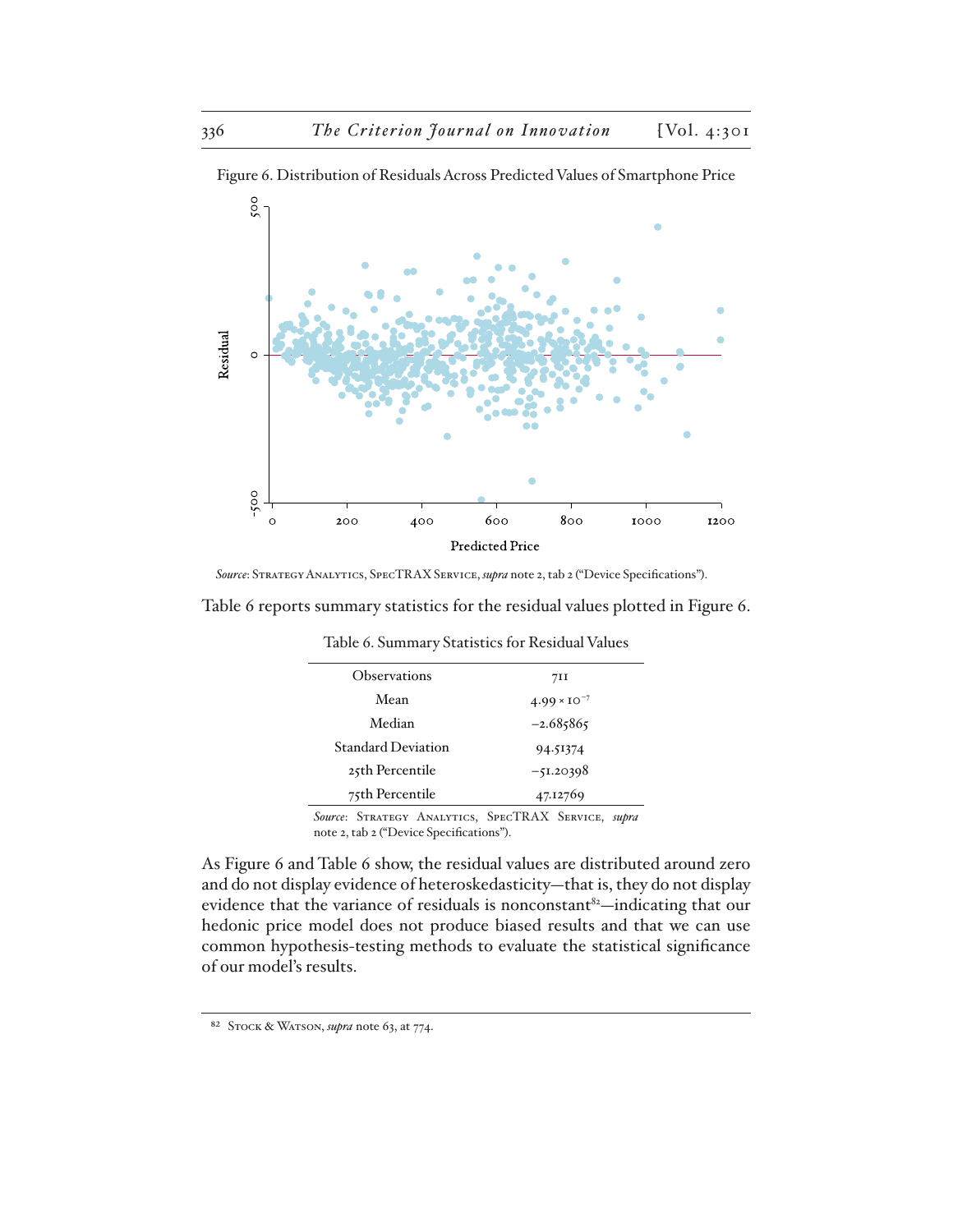Figure 6. Distribution of Residuals Across Predicted Values of Smartphone Price

*Source*: Strategy Analytics, SpecTRAX Service, *supra* note 2, tab 2 ("Device Specifications").

Table 6 reports summary statistics for the residual values plotted in Figure 6.

Table 6. Summary Statistics for Residual Values

| | |
|---|---|
| Observations | 711 |
| Mean | $4.99 \times 10^{-7}$ |
| Median | −2.685865 |
| Standard Deviation | 94.51374 |
| 25th Percentile | −51.20398 |
| 75th Percentile | 47.12769 |

*Source*: Strategy Analytics, SpecTRAX Service, *supra* note 2, tab 2 ("Device Specifications").

As Figure 6 and Table 6 show, the residual values are distributed around zero and do not display evidence of heteroskedasticity—that is, they do not display evidence that the variance of residuals is nonconstant[82]—indicating that our hedonic price model does not produce biased results and that we can use common hypothesis-testing methods to evaluate the statistical significance of our model's results.

[82] Stock & Watson, *supra* note 63, at 774.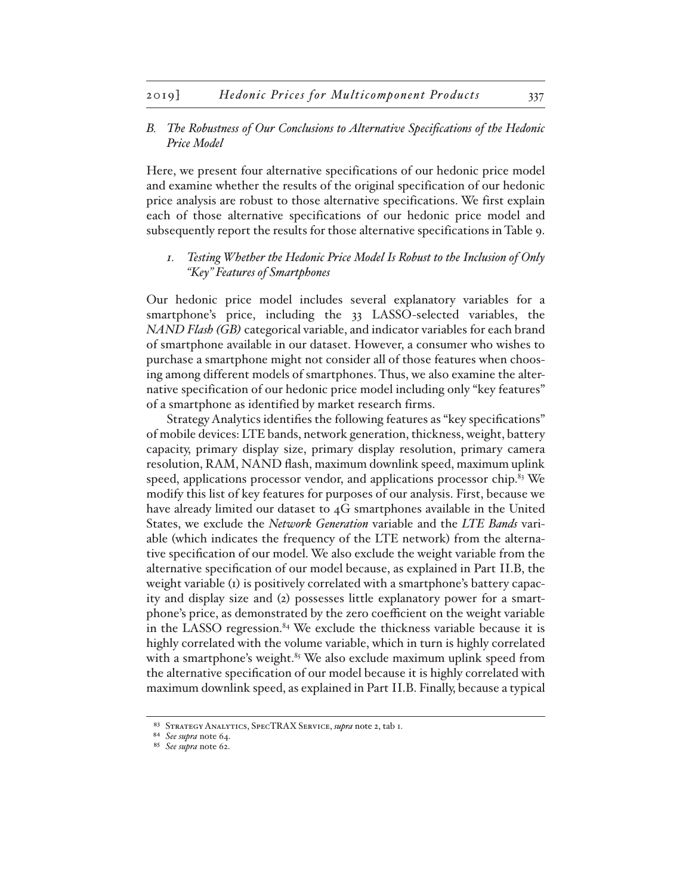### *B. The Robustness of Our Conclusions to Alternative Specifications of the Hedonic Price Model*

Here, we present four alternative specifications of our hedonic price model and examine whether the results of the original specification of our hedonic price analysis are robust to those alternative specifications. We first explain each of those alternative specifications of our hedonic price model and subsequently report the results for those alternative specifications in Table 9.

#### *1. Testing Whether the Hedonic Price Model Is Robust to the Inclusion of Only "Key" Features of Smartphones*

Our hedonic price model includes several explanatory variables for a smartphone's price, including the 33 LASSO-selected variables, the *NAND Flash (GB)* categorical variable, and indicator variables for each brand of smartphone available in our dataset. However, a consumer who wishes to purchase a smartphone might not consider all of those features when choosing among different models of smartphones. Thus, we also examine the alternative specification of our hedonic price model including only "key features" of a smartphone as identified by market research firms.

Strategy Analytics identifies the following features as "key specifications" of mobile devices: LTE bands, network generation, thickness, weight, battery capacity, primary display size, primary display resolution, primary camera resolution, RAM, NAND flash, maximum downlink speed, maximum uplink speed, applications processor vendor, and applications processor chip.[83] We modify this list of key features for purposes of our analysis. First, because we have already limited our dataset to 4G smartphones available in the United States, we exclude the *Network Generation* variable and the *LTE Bands* variable (which indicates the frequency of the LTE network) from the alternative specification of our model. We also exclude the weight variable from the alternative specification of our model because, as explained in Part II.B, the weight variable (1) is positively correlated with a smartphone's battery capacity and display size and (2) possesses little explanatory power for a smartphone's price, as demonstrated by the zero coefficient on the weight variable in the LASSO regression.[84] We exclude the thickness variable because it is highly correlated with the volume variable, which in turn is highly correlated with a smartphone's weight.[85] We also exclude maximum uplink speed from the alternative specification of our model because it is highly correlated with maximum downlink speed, as explained in Part II.B. Finally, because a typical

[83] Strategy Analytics, SpecTRAX Service, *supra* note 2, tab 1.

[84] *See supra* note 64.

[85] *See supra* note 62.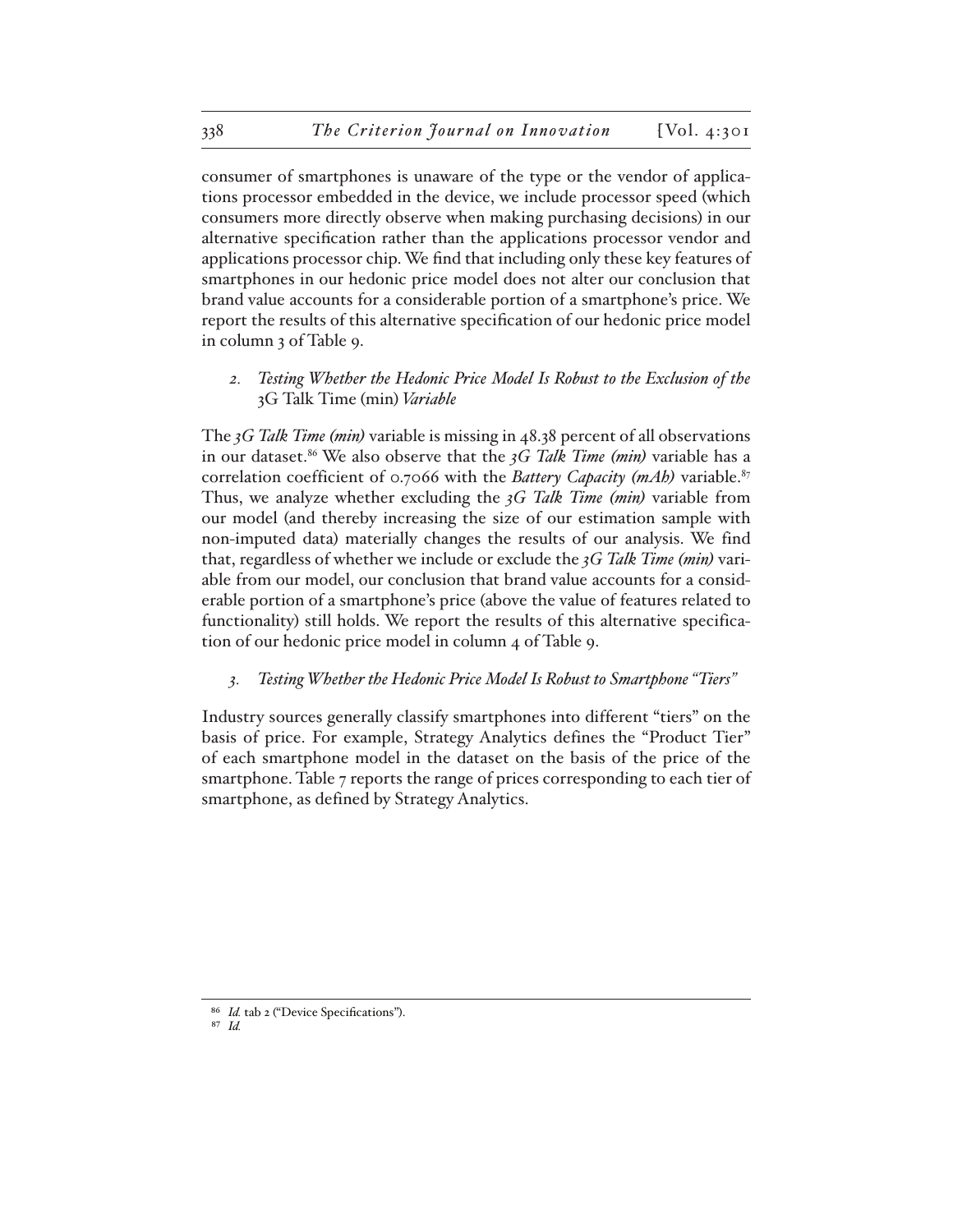consumer of smartphones is unaware of the type or the vendor of applications processor embedded in the device, we include processor speed (which consumers more directly observe when making purchasing decisions) in our alternative specification rather than the applications processor vendor and applications processor chip. We find that including only these key features of smartphones in our hedonic price model does not alter our conclusion that brand value accounts for a considerable portion of a smartphone's price. We report the results of this alternative specification of our hedonic price model in column 3 of Table 9.

### *2. Testing Whether the Hedonic Price Model Is Robust to the Exclusion of the* 3G Talk Time (min) *Variable*

The *3G Talk Time (min)* variable is missing in 48.38 percent of all observations in our dataset.[86] We also observe that the *3G Talk Time (min)* variable has a correlation coefficient of 0.7066 with the *Battery Capacity (mAh)* variable.[87] Thus, we analyze whether excluding the *3G Talk Time (min)* variable from our model (and thereby increasing the size of our estimation sample with non-imputed data) materially changes the results of our analysis. We find that, regardless of whether we include or exclude the *3G Talk Time (min)* variable from our model, our conclusion that brand value accounts for a considerable portion of a smartphone's price (above the value of features related to functionality) still holds. We report the results of this alternative specification of our hedonic price model in column 4 of Table 9.

### *3. Testing Whether the Hedonic Price Model Is Robust to Smartphone "Tiers"*

Industry sources generally classify smartphones into different "tiers" on the basis of price. For example, Strategy Analytics defines the "Product Tier" of each smartphone model in the dataset on the basis of the price of the smartphone. Table 7 reports the range of prices corresponding to each tier of smartphone, as defined by Strategy Analytics.

---

[86] *Id.* tab 2 ("Device Specifications").

[87] *Id.*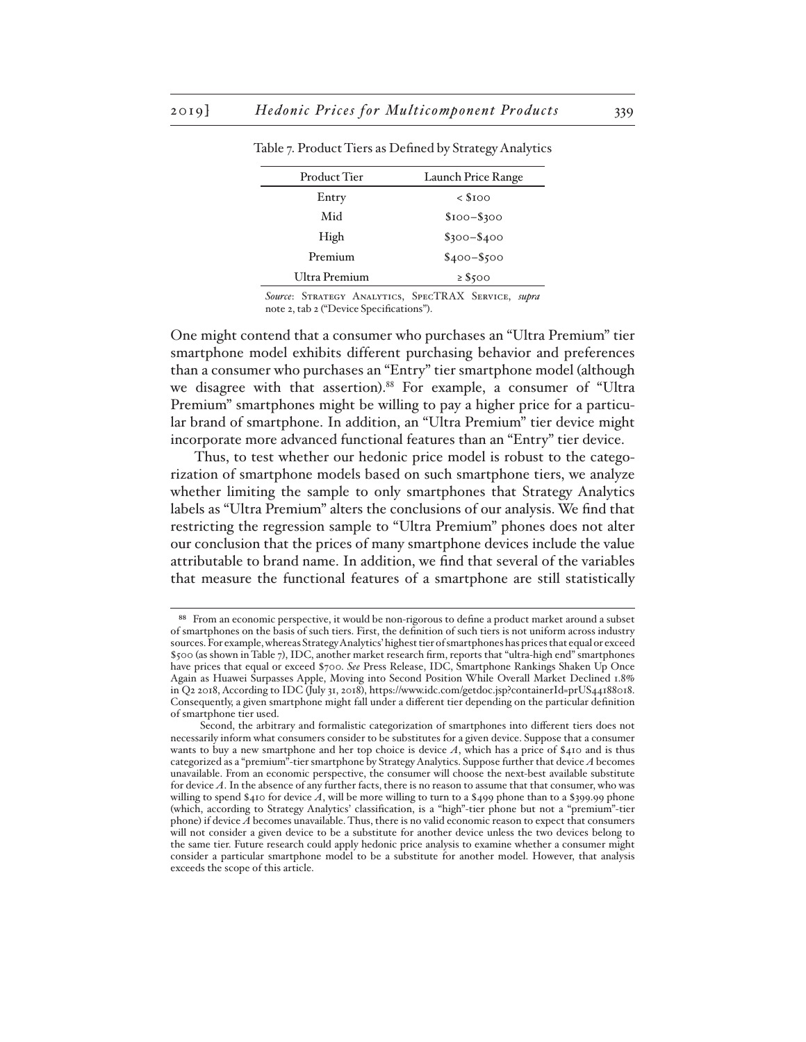Table 7. Product Tiers as Defined by Strategy Analytics

| Product Tier | Launch Price Range |
|---|---|
| Entry | < $100 |
| Mid | $100–$300 |
| High | $300–$400 |
| Premium | $400–$500 |
| Ultra Premium | ≥ $500 |

*Source*: Strategy Analytics, SpecTRAX Service, *supra* note 2, tab 2 ("Device Specifications").

One might contend that a consumer who purchases an "Ultra Premium" tier smartphone model exhibits different purchasing behavior and preferences than a consumer who purchases an "Entry" tier smartphone model (although we disagree with that assertion).[88] For example, a consumer of "Ultra Premium" smartphones might be willing to pay a higher price for a particular brand of smartphone. In addition, an "Ultra Premium" tier device might incorporate more advanced functional features than an "Entry" tier device.

Thus, to test whether our hedonic price model is robust to the categorization of smartphone models based on such smartphone tiers, we analyze whether limiting the sample to only smartphones that Strategy Analytics labels as "Ultra Premium" alters the conclusions of our analysis. We find that restricting the regression sample to "Ultra Premium" phones does not alter our conclusion that the prices of many smartphone devices include the value attributable to brand name. In addition, we find that several of the variables that measure the functional features of a smartphone are still statistically

[88] From an economic perspective, it would be non-rigorous to define a product market around a subset of smartphones on the basis of such tiers. First, the definition of such tiers is not uniform across industry sources. For example, whereas Strategy Analytics' highest tier of smartphones has prices that equal or exceed $500 (as shown in Table 7), IDC, another market research firm, reports that "ultra-high end" smartphones have prices that equal or exceed $700. *See* Press Release, IDC, Smartphone Rankings Shaken Up Once Again as Huawei Surpasses Apple, Moving into Second Position While Overall Market Declined 1.8% in Q2 2018, According to IDC (July 31, 2018), https://www.idc.com/getdoc.jsp?containerId=prUS44188018. Consequently, a given smartphone might fall under a different tier depending on the particular definition of smartphone tier used.

Second, the arbitrary and formalistic categorization of smartphones into different tiers does not necessarily inform what consumers consider to be substitutes for a given device. Suppose that a consumer wants to buy a new smartphone and her top choice is device $A$, which has a price of $410 and is thus categorized as a "premium"-tier smartphone by Strategy Analytics. Suppose further that device $A$ becomes unavailable. From an economic perspective, the consumer will choose the next-best available substitute for device $A$. In the absence of any further facts, there is no reason to assume that that consumer, who was willing to spend $410 for device $A$, will be more willing to turn to a $499 phone than to a $399.99 phone (which, according to Strategy Analytics' classification, is a "high"-tier phone but not a "premium"-tier phone) if device $A$ becomes unavailable. Thus, there is no valid economic reason to expect that consumers will not consider a given device to be a substitute for another device unless the two devices belong to the same tier. Future research could apply hedonic price analysis to examine whether a consumer might consider a particular smartphone model to be a substitute for another model. However, that analysis exceeds the scope of this article.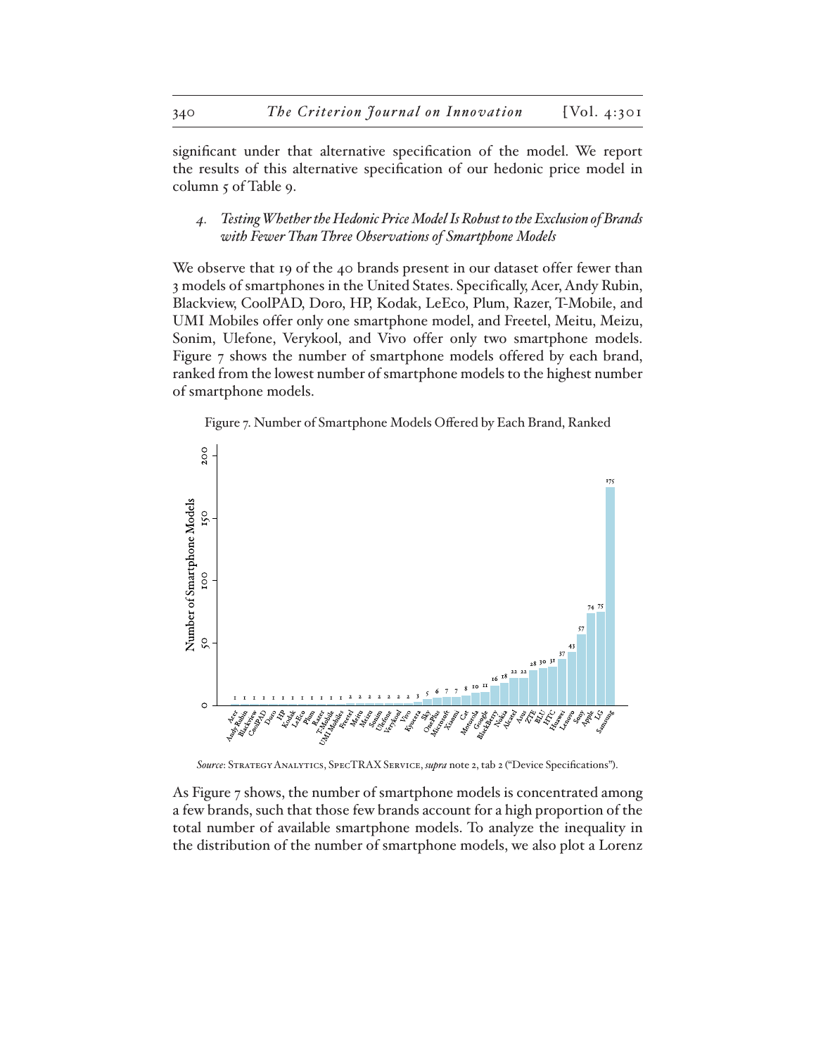significant under that alternative specification of the model. We report the results of this alternative specification of our hedonic price model in column 5 of Table 9.

### 4. *Testing Whether the Hedonic Price Model Is Robust to the Exclusion of Brands with Fewer Than Three Observations of Smartphone Models*

We observe that 19 of the 40 brands present in our dataset offer fewer than 3 models of smartphones in the United States. Specifically, Acer, Andy Rubin, Blackview, CoolPAD, Doro, HP, Kodak, LeEco, Plum, Razer, T-Mobile, and UMI Mobiles offer only one smartphone model, and Freetel, Meitu, Meizu, Sonim, Ulefone, Verykool, and Vivo offer only two smartphone models. Figure 7 shows the number of smartphone models offered by each brand, ranked from the lowest number of smartphone models to the highest number of smartphone models.

Figure 7. Number of Smartphone Models Offered by Each Brand, Ranked

| Brand | Number of Smartphone Models |
|---|---|
| Acer | 1 |
| Andy Rubin | 1 |
| Blackview | 1 |
| CoolPAD | 1 |
| Doro | 1 |
| HP | 1 |
| Kodak | 1 |
| LeEco | 1 |
| Plum | 1 |
| Razer | 1 |
| T-Mobile | 1 |
| UMI Mobiles | 1 |
| Freetel | 2 |
| Meitu | 2 |
| Meizu | 2 |
| Sonim | 2 |
| Ulefone | 2 |
| Verykool | 2 |
| Vivo | 2 |
| Kyocera | 3 |
| Sky | 5 |
| OnePlus | 6 |
| Microsoft | 7 |
| Xiaomi | 7 |
| Cat | 8 |
| Motorola | 10 |
| Google | 11 |
| BlackBerry | 16 |
| Nokia | 18 |
| Alcatel | 22 |
| Asus | 22 |
| ZTE | 28 |
| BLU | 30 |
| HTC | 31 |
| Huawei | 37 |
| Lenovo | 43 |
| Sony | 57 |
| Apple | 74 |
| LG | 75 |
| Samsung | 175 |

*Source*: Strategy Analytics, SpecTRAX Service, *supra* note 2, tab 2 ("Device Specifications").

As Figure 7 shows, the number of smartphone models is concentrated among a few brands, such that those few brands account for a high proportion of the total number of available smartphone models. To analyze the inequality in the distribution of the number of smartphone models, we also plot a Lorenz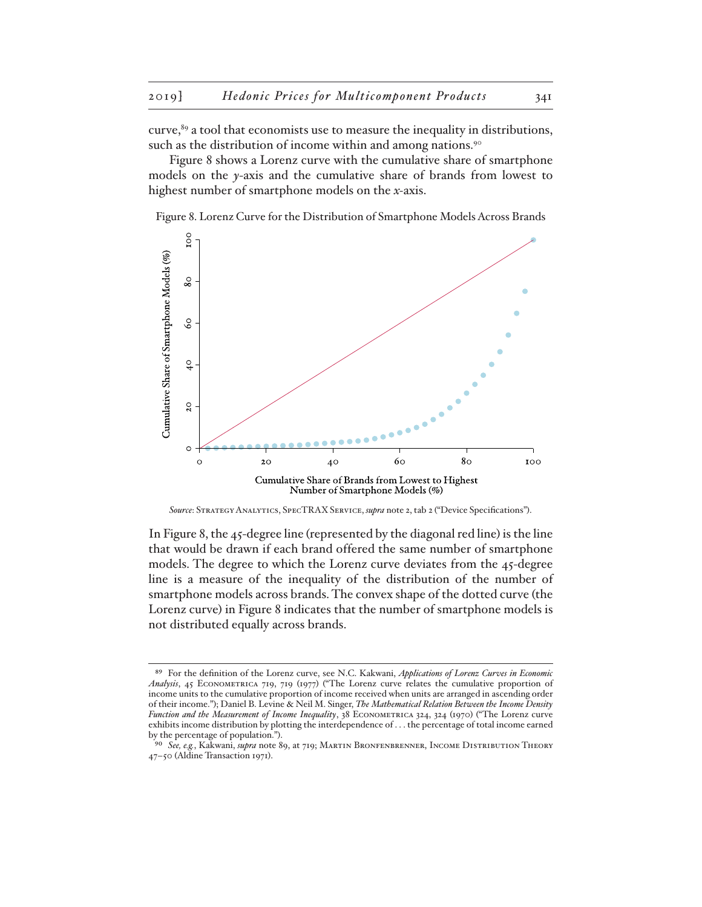curve,[89] a tool that economists use to measure the inequality in distributions, such as the distribution of income within and among nations.[90]

Figure 8 shows a Lorenz curve with the cumulative share of smartphone models on the *y*-axis and the cumulative share of brands from lowest to highest number of smartphone models on the *x*-axis.

Figure 8. Lorenz Curve for the Distribution of Smartphone Models Across Brands

*Source*: Strategy Analytics, SpecTRAX Service, *supra* note 2, tab 2 ("Device Specifications").

In Figure 8, the 45-degree line (represented by the diagonal red line) is the line that would be drawn if each brand offered the same number of smartphone models. The degree to which the Lorenz curve deviates from the 45-degree line is a measure of the inequality of the distribution of the number of smartphone models across brands. The convex shape of the dotted curve (the Lorenz curve) in Figure 8 indicates that the number of smartphone models is not distributed equally across brands.

---

[89] For the definition of the Lorenz curve, see N.C. Kakwani, *Applications of Lorenz Curves in Economic Analysis*, 45 Econometrica 719, 719 (1977) ("The Lorenz curve relates the cumulative proportion of income units to the cumulative proportion of income received when units are arranged in ascending order of their income."); Daniel B. Levine & Neil M. Singer, *The Mathematical Relation Between the Income Density Function and the Measurement of Income Inequality*, 38 Econometrica 324, 324 (1970) ("The Lorenz curve exhibits income distribution by plotting the interdependence of . . . the percentage of total income earned by the percentage of population.").

[90] *See, e.g.*, Kakwani, *supra* note 89, at 719; Martin Bronfenbrenner, Income Distribution Theory 47–50 (Aldine Transaction 1971).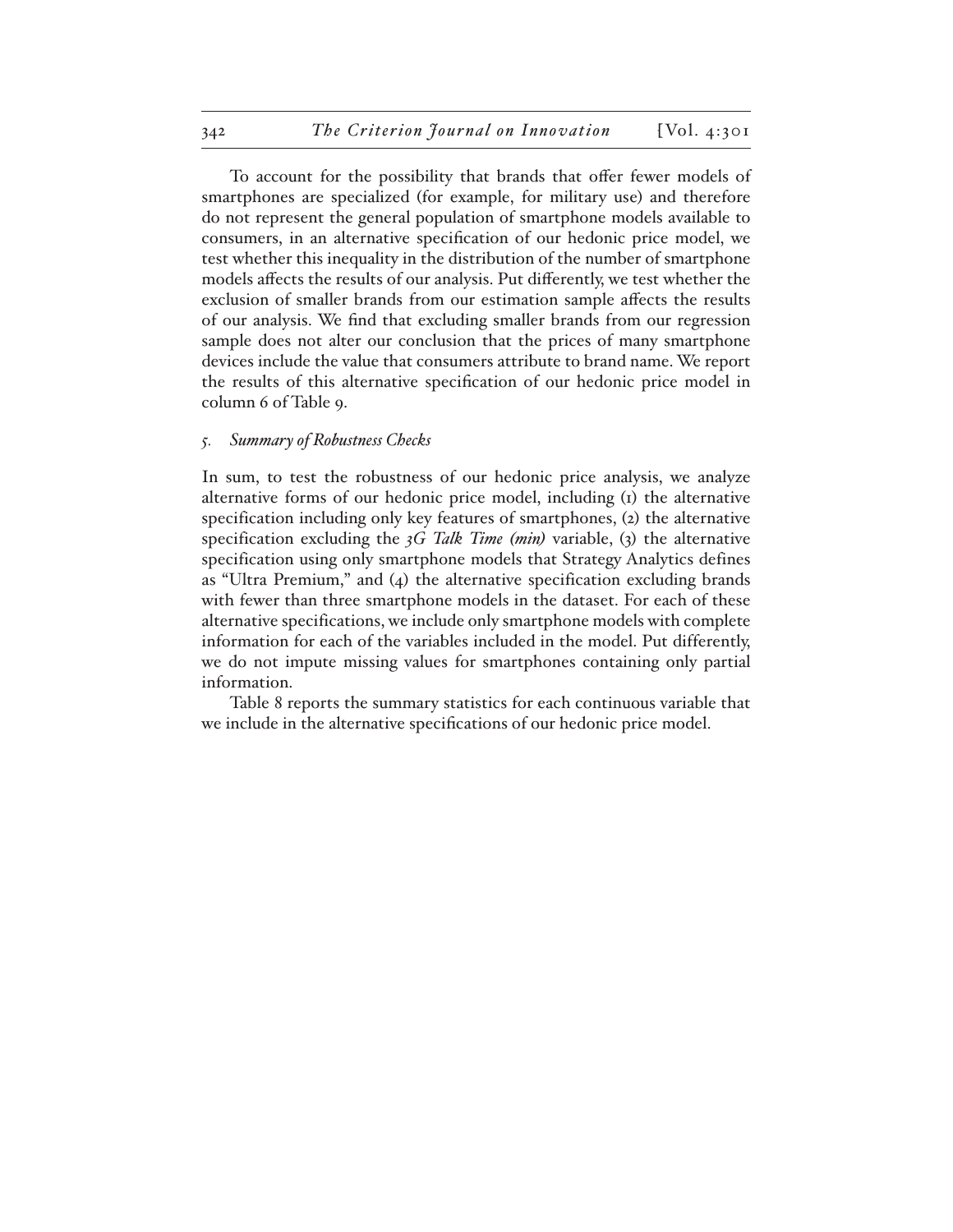To account for the possibility that brands that offer fewer models of smartphones are specialized (for example, for military use) and therefore do not represent the general population of smartphone models available to consumers, in an alternative specification of our hedonic price model, we test whether this inequality in the distribution of the number of smartphone models affects the results of our analysis. Put differently, we test whether the exclusion of smaller brands from our estimation sample affects the results of our analysis. We find that excluding smaller brands from our regression sample does not alter our conclusion that the prices of many smartphone devices include the value that consumers attribute to brand name. We report the results of this alternative specification of our hedonic price model in column 6 of Table 9.

### *5. Summary of Robustness Checks*

In sum, to test the robustness of our hedonic price analysis, we analyze alternative forms of our hedonic price model, including (1) the alternative specification including only key features of smartphones, (2) the alternative specification excluding the *3G Talk Time (min)* variable, (3) the alternative specification using only smartphone models that Strategy Analytics defines as "Ultra Premium," and (4) the alternative specification excluding brands with fewer than three smartphone models in the dataset. For each of these alternative specifications, we include only smartphone models with complete information for each of the variables included in the model. Put differently, we do not impute missing values for smartphones containing only partial information.

Table 8 reports the summary statistics for each continuous variable that we include in the alternative specifications of our hedonic price model.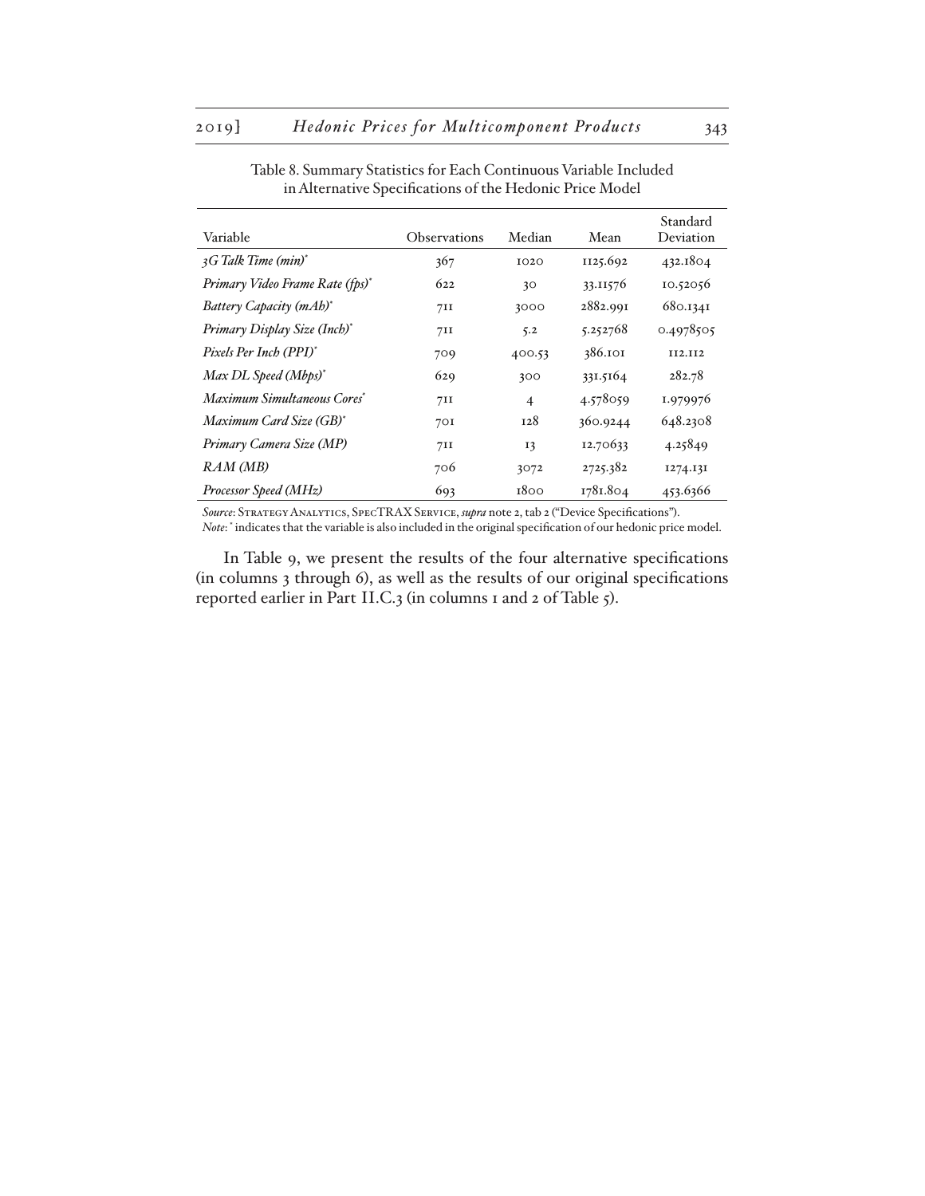Table 8. Summary Statistics for Each Continuous Variable Included in Alternative Specifications of the Hedonic Price Model

| Variable | Observations | Median | Mean | Standard Deviation |
|---|---|---|---|---|
| *3G Talk Time (min)** | 367 | 1020 | 1125.692 | 432.1804 |
| *Primary Video Frame Rate (fps)** | 622 | 30 | 33.11576 | 10.52056 |
| *Battery Capacity (mAh)** | 711 | 3000 | 2882.991 | 680.1341 |
| *Primary Display Size (Inch)** | 711 | 5.2 | 5.252768 | 0.4978505 |
| *Pixels Per Inch (PPI)** | 709 | 400.53 | 386.101 | 112.112 |
| *Max DL Speed (Mbps)** | 629 | 300 | 331.5164 | 282.78 |
| *Maximum Simultaneous Cores** | 711 | 4 | 4.578059 | 1.979976 |
| *Maximum Card Size (GB)** | 701 | 128 | 360.9244 | 648.2308 |
| *Primary Camera Size (MP)* | 711 | 13 | 12.70633 | 4.25849 |
| *RAM (MB)* | 706 | 3072 | 2725.382 | 1274.131 |
| *Processor Speed (MHz)* | 693 | 1800 | 1781.804 | 453.6366 |

*Source*: Strategy Analytics, SpecTRAX Service, *supra* note 2, tab 2 ("Device Specifications").
*Note*: * indicates that the variable is also included in the original specification of our hedonic price model.

In Table 9, we present the results of the four alternative specifications (in columns 3 through 6), as well as the results of our original specifications reported earlier in Part II.C.3 (in columns 1 and 2 of Table 5).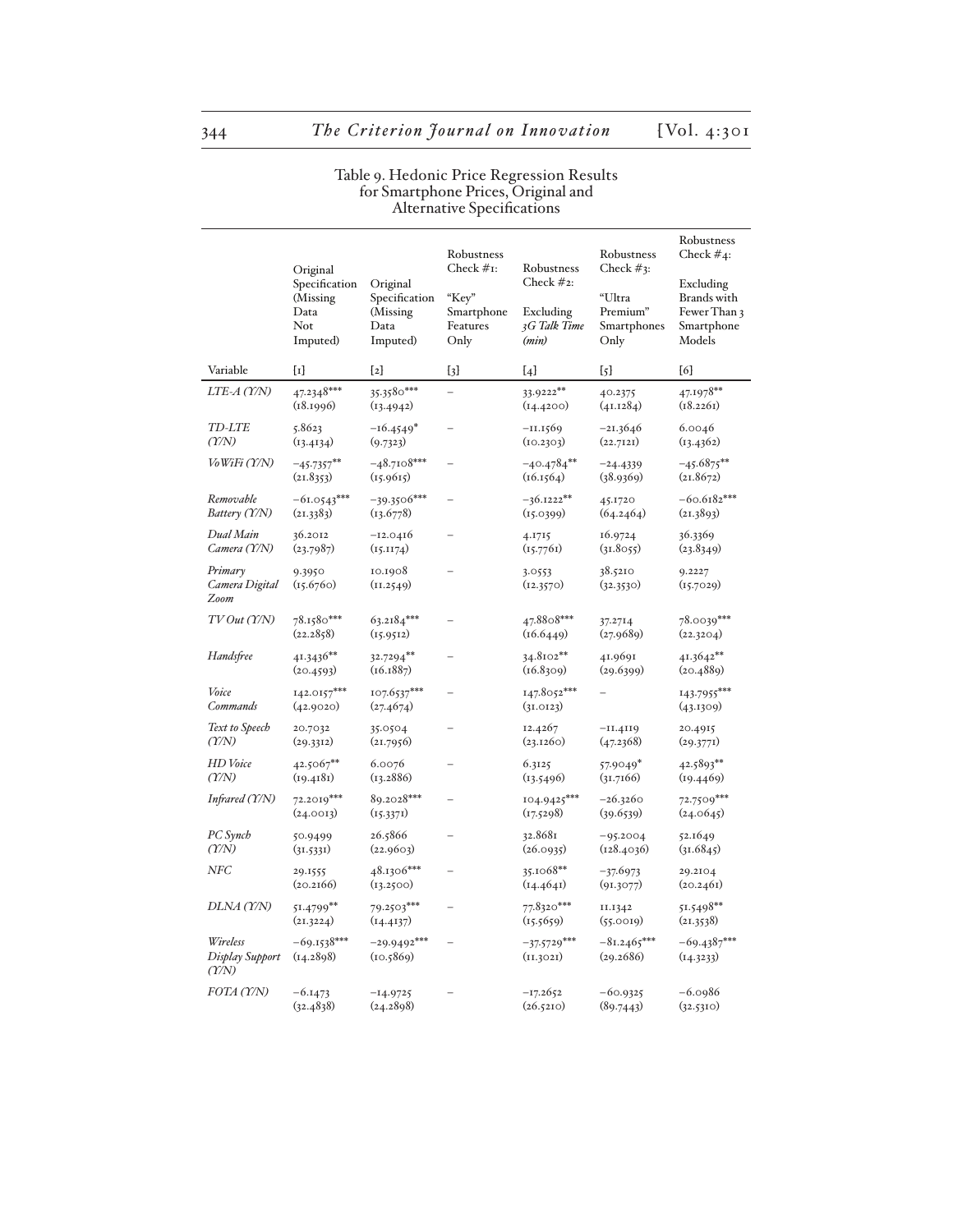Table 9. Hedonic Price Regression Results for Smartphone Prices, Original and Alternative Specifications

| Variable | Original Specification (Missing Data Not Imputed) | Original Specification (Missing Data Imputed) | Robustness Check #1: "Key" Smartphone Features Only | Robustness Check #2: Excluding *3G Talk Time (min)* | Robustness Check #3: "Ultra Premium" Smartphones Only | Robustness Check #4: Excluding Brands with Fewer Than 3 Smartphone Models |
|---|---|---|---|---|---|---|
| | [1] | [2] | [3] | [4] | [5] | [6] |
| *LTE-A (Y/N)* | 47.2348*** (18.1996) | 35.3580*** (13.4942) | – | 33.9222** (14.4200) | 40.2375 (41.1284) | 47.1978** (18.2261) |
| *TD-LTE (Y/N)* | 5.8623 (13.4134) | −16.4549* (9.7323) | – | −11.1569 (10.2303) | −21.3646 (22.7121) | 6.0046 (13.4362) |
| *VoWiFi (Y/N)* | −45.7357** (21.8353) | −48.7108*** (15.9615) | – | −40.4784** (16.1564) | −24.4339 (38.9369) | −45.6875** (21.8672) |
| *Removable Battery (Y/N)* | −61.0543*** (21.3383) | −39.3506*** (13.6778) | – | −36.1222** (15.0399) | 45.1720 (64.2464) | −60.6182*** (21.3893) |
| *Dual Main Camera (Y/N)* | 36.2012 (23.7987) | −12.0416 (15.1174) | – | 4.1715 (15.7761) | 16.9724 (31.8055) | 36.3369 (23.8349) |
| *Primary Camera Digital Zoom* | 9.3950 (15.6760) | 10.1908 (11.2549) | – | 3.0553 (12.3570) | 38.5210 (32.3530) | 9.2227 (15.7029) |
| *TV Out (Y/N)* | 78.1580*** (22.2858) | 63.2184*** (15.9512) | – | 47.8808*** (16.6449) | 37.2714 (27.9689) | 78.0039*** (22.3204) |
| *Handsfree* | 41.3436** (20.4593) | 32.7294** (16.1887) | – | 34.8102** (16.8309) | 41.9691 (29.6399) | 41.3642** (20.4889) |
| *Voice Commands* | 142.0157*** (42.9020) | 107.6537*** (27.4674) | – | 147.8052*** (31.0123) | – | 143.7955*** (43.1309) |
| *Text to Speech (Y/N)* | 20.7032 (29.3312) | 35.0504 (21.7956) | – | 12.4267 (23.1260) | −11.4119 (47.2368) | 20.4915 (29.3771) |
| *HD Voice (Y/N)* | 42.5067** (19.4181) | 6.0076 (13.2886) | – | 6.3125 (13.5496) | 57.9049* (31.7166) | 42.5893** (19.4469) |
| *Infrared (Y/N)* | 72.2019*** (24.0013) | 89.2028*** (15.3371) | – | 104.9425*** (17.5298) | −26.3260 (39.6539) | 72.7509*** (24.0645) |
| *PC Synch (Y/N)* | 50.9499 (31.5331) | 26.5866 (22.9603) | – | 32.8681 (26.0935) | −95.2004 (128.4036) | 52.1649 (31.6845) |
| *NFC* | 29.1555 (20.2166) | 48.1306*** (13.2500) | – | 35.1068** (14.4641) | −37.6973 (91.3077) | 29.2104 (20.2461) |
| *DLNA (Y/N)* | 51.4799** (21.3224) | 79.2503*** (14.4137) | – | 77.8320*** (15.5659) | 11.1342 (55.0019) | 51.5498** (21.3538) |
| *Wireless Display Support (Y/N)* | −69.1538*** (14.2898) | −29.9492*** (10.5869) | – | −37.5729*** (11.3021) | −81.2465*** (29.2686) | −69.4387*** (14.3233) |
| *FOTA (Y/N)* | −6.1473 (32.4838) | −14.9725 (24.2898) | – | −17.2652 (26.5210) | −60.9325 (89.7443) | −6.0986 (32.5310) |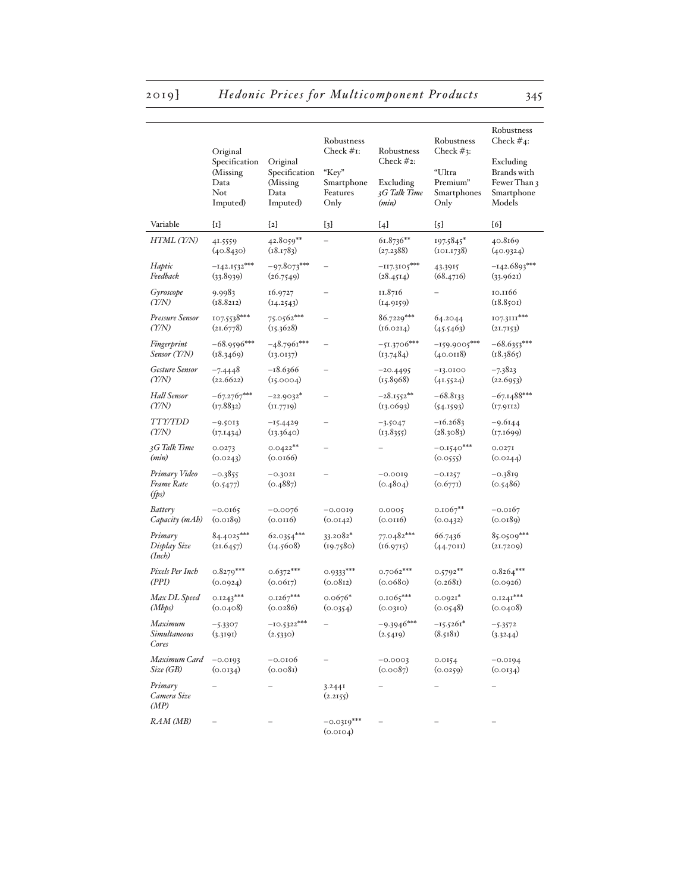| Variable | Original Specification (Missing Data Not Imputed) [1] | Original Specification (Missing Data Imputed) [2] | Robustness Check #1: "Key" Smartphone Features Only [3] | Robustness Check #2: Excluding *3G Talk Time (min)* [4] | Robustness Check #3: "Ultra Premium" Smartphones Only [5] | Robustness Check #4: Excluding Brands with Fewer Than 3 Smartphone Models [6] |
|---|---|---|---|---|---|---|
| *HTML (Y/N)* | 41.5559 (40.8430) | 42.8059** (18.1783) | – | 61.8736** (27.2388) | 197.5845* (101.1738) | 40.8169 (40.9324) |
| *Haptic Feedback* | −142.1532*** (33.8939) | −97.8073*** (26.7549) | – | −117.3105*** (28.4514) | 43.3915 (68.4716) | −142.6893*** (33.9621) |
| *Gyroscope (Y/N)* | 9.9983 (18.8212) | 16.9727 (14.2543) | – | 11.8716 (14.9159) | – | 10.1166 (18.8501) |
| *Pressure Sensor (Y/N)* | 107.5538*** (21.6778) | 75.0562*** (15.3628) | – | 86.7229*** (16.0214) | 64.2044 (45.5463) | 107.3111*** (21.7153) |
| *Fingerprint Sensor (Y/N)* | −68.9596*** (18.3469) | −48.7961*** (13.0137) | – | −51.3706*** (13.7484) | −159.9005*** (40.0118) | −68.6353*** (18.3865) |
| *Gesture Sensor (Y/N)* | −7.4448 (22.6622) | −18.6366 (15.0004) | – | −20.4495 (15.8968) | −13.0100 (41.5524) | −7.3823 (22.6953) |
| *Hall Sensor (Y/N)* | −67.2767*** (17.8832) | −22.9032* (11.7719) | – | −28.1552** (13.0693) | −68.8133 (54.1593) | −67.1488*** (17.9112) |
| *TTY/TDD (Y/N)* | −9.5013 (17.1434) | −15.4429 (13.3640) | – | −3.5047 (13.8355) | −16.2683 (28.3083) | −9.6144 (17.1699) |
| *3G Talk Time (min)* | 0.0273 (0.0243) | 0.0422** (0.0166) | – | – | −0.1540*** (0.0555) | 0.0271 (0.0244) |
| *Primary Video Frame Rate (fps)* | −0.3855 (0.5477) | −0.3021 (0.4887) | – | −0.0019 (0.4804) | −0.1257 (0.6771) | −0.3819 (0.5486) |
| *Battery Capacity (mAh)* | −0.0165 (0.0189) | −0.0076 (0.0116) | −0.0019 (0.0142) | 0.0005 (0.0116) | 0.1067** (0.0432) | −0.0167 (0.0189) |
| *Primary Display Size (Inch)* | 84.4025*** (21.6457) | 62.0354*** (14.5608) | 33.2082* (19.7580) | 77.0482*** (16.9715) | 66.7436 (44.7011) | 85.0509*** (21.7209) |
| *Pixels Per Inch (PPI)* | 0.8279*** (0.0924) | 0.6372*** (0.0617) | 0.9333*** (0.0812) | 0.7062*** (0.0680) | 0.5792** (0.2681) | 0.8264*** (0.0926) |
| *Max DL Speed (Mbps)* | 0.1243*** (0.0408) | 0.1267*** (0.0286) | 0.0676* (0.0354) | 0.1065*** (0.0310) | 0.0921* (0.0548) | 0.1241*** (0.0408) |
| *Maximum Simultaneous Cores* | −5.3307 (3.3191) | −10.5322*** (2.5330) | – | −9.3946*** (2.5419) | −15.5261* (8.5181) | −5.3572 (3.3244) |
| *Maximum Card Size (GB)* | −0.0193 (0.0134) | −0.0106 (0.0081) | – | −0.0003 (0.0087) | 0.0154 (0.0259) | −0.0194 (0.0134) |
| *Primary Camera Size (MP)* | – | – | 3.2441 (2.2155) | – | – | – |
| *RAM (MB)* | – | – | −0.0319*** (0.0104) | – | – | – |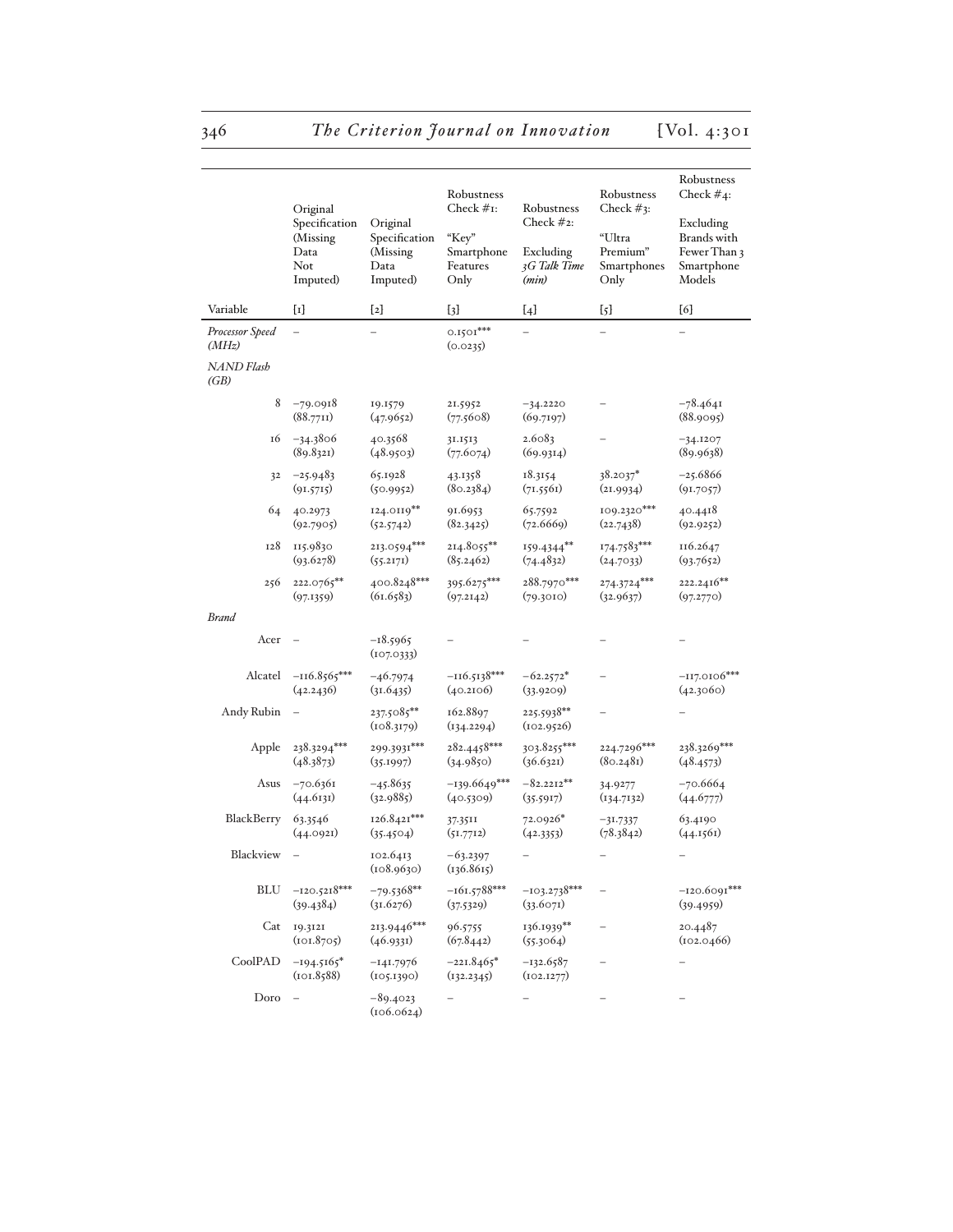| Variable | Original Specification (Missing Data Not Imputed) [1] | Original Specification (Missing Data Imputed) [2] | Robustness Check #1: "Key" Smartphone Features Only [3] | Robustness Check #2: Excluding *3G Talk Time (min)* [4] | Robustness Check #3: "Ultra Premium" Smartphones Only [5] | Robustness Check #4: Excluding Brands with Fewer Than 3 Smartphone Models [6] |
|---|---|---|---|---|---|---|
| *Processor Speed (MHz)* | – | – | 0.1501*** (0.0235) | – | – | – |
| *NAND Flash (GB)* | | | | | | |
| 8 | –79.0918 (88.7711) | 19.1579 (47.9652) | 21.5952 (77.5608) | –34.2220 (69.7197) | – | –78.4641 (88.9095) |
| 16 | –34.3806 (89.8321) | 40.3568 (48.9503) | 31.1513 (77.6074) | 2.6083 (69.9314) | – | –34.1207 (89.9638) |
| 32 | –25.9483 (91.5715) | 65.1928 (50.9952) | 43.1358 (80.2384) | 18.3154 (71.5561) | 38.2037* (21.9934) | –25.6866 (91.7057) |
| 64 | 40.2973 (92.7905) | 124.0119** (52.5742) | 91.6953 (82.3425) | 65.7592 (72.6669) | 109.2320*** (22.7438) | 40.4418 (92.9252) |
| 128 | 115.9830 (93.6278) | 213.0594*** (55.2171) | 214.8055** (85.2462) | 159.4344** (74.4832) | 174.7583*** (24.7033) | 116.2647 (93.7652) |
| 256 | 222.0765** (97.1359) | 400.8248*** (61.6583) | 395.6275*** (97.2142) | 288.7970*** (79.3010) | 274.3724*** (32.9637) | 222.2416** (97.2770) |
| *Brand* | | | | | | |
| Acer | – | –18.5965 (107.0333) | – | – | – | – |
| Alcatel | –116.8565*** (42.2436) | –46.7974 (31.6435) | –116.5138*** (40.2106) | –62.2572* (33.9209) | – | –117.0106*** (42.3060) |
| Andy Rubin | – | 237.5085** (108.3179) | 162.8897 (134.2294) | 225.5938** (102.9526) | – | – |
| Apple | 238.3294*** (48.3873) | 299.3931*** (35.1997) | 282.4458*** (34.9850) | 303.8255*** (36.6321) | 224.7296*** (80.2481) | 238.3269*** (48.4573) |
| Asus | –70.6361 (44.6131) | –45.8635 (32.9885) | –139.6649*** (40.5309) | –82.2212** (35.5917) | 34.9277 (134.7132) | –70.6664 (44.6777) |
| BlackBerry | 63.3546 (44.0921) | 126.8421*** (35.4504) | 37.3511 (51.7712) | 72.0926* (42.3353) | –31.7337 (78.3842) | 63.4190 (44.1561) |
| Blackview | – | 102.6413 (108.9630) | –63.2397 (136.8615) | – | – | – |
| BLU | –120.5218*** (39.4384) | –79.5368** (31.6276) | –161.5788*** (37.5329) | –103.2738*** (33.6071) | – | –120.6091*** (39.4959) |
| Cat | 19.3121 (101.8705) | 213.9446*** (46.9331) | 96.5755 (67.8442) | 136.1939** (55.3064) | – | 20.4487 (102.0466) |
| CoolPAD | –194.5165* (101.8588) | –141.7976 (105.1390) | –221.8465* (132.2345) | –132.6587 (102.1277) | – | – |
| Doro | – | –89.4023 (106.0624) | – | – | – | – |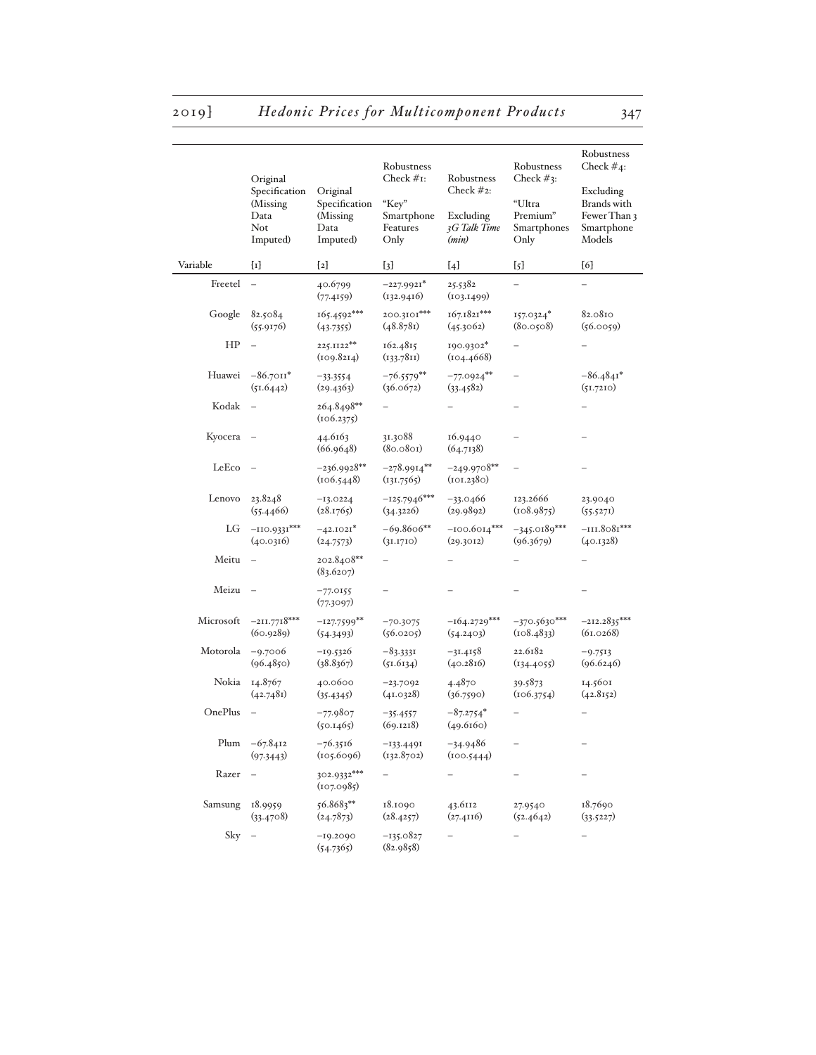| Variable | Original Specification (Missing Data Not Imputed) | Original Specification (Missing Data Imputed) | Robustness Check #1: "Key" Smartphone Features Only | Robustness Check #2: Excluding *3G Talk Time (min)* | Robustness Check #3: "Ultra Premium" Smartphones Only | Robustness Check #4: Excluding Brands with Fewer Than 3 Smartphone Models |
|---|---|---|---|---|---|---|
| | [1] | [2] | [3] | [4] | [5] | [6] |
| Freetel | – | 40.6799<br>(77.4159) | −227.9921*<br>(132.9416) | 25.5382<br>(103.1499) | – | – |
| Google | 82.5084<br>(55.9176) | 165.4592***<br>(43.7355) | 200.3101***<br>(48.8781) | 167.1821***<br>(45.3062) | 157.0324*<br>(80.0508) | 82.0810<br>(56.0059) |
| HP | – | 225.1122**<br>(109.8214) | 162.4815<br>(133.7811) | 190.9302*<br>(104.4668) | – | – |
| Huawei | −86.7011*<br>(51.6442) | −33.3554<br>(29.4363) | −76.5579**<br>(36.0672) | −77.0924**<br>(33.4582) | – | −86.4841*<br>(51.7210) |
| Kodak | – | 264.8498**<br>(106.2375) | – | – | – | – |
| Kyocera | – | 44.6163<br>(66.9648) | 31.3088<br>(80.0801) | 16.9440<br>(64.7138) | – | – |
| LeEco | – | −236.9928**<br>(106.5448) | −278.9914**<br>(131.7565) | −249.9708**<br>(101.2380) | – | – |
| Lenovo | 23.8248<br>(55.4466) | −13.0224<br>(28.1765) | −125.7946***<br>(34.3226) | −33.0466<br>(29.9892) | 123.2666<br>(108.9875) | 23.9040<br>(55.5271) |
| LG | −110.9331***<br>(40.0316) | −42.1021*<br>(24.7573) | −69.8606**<br>(31.1710) | −100.6014***<br>(29.3012) | −345.0189***<br>(96.3679) | −111.8081***<br>(40.1328) |
| Meitu | – | 202.8408**<br>(83.6207) | – | – | – | – |
| Meizu | – | −77.0155<br>(77.3097) | – | – | – | – |
| Microsoft | −211.7718***<br>(60.9289) | −127.7599**<br>(54.3493) | −70.3075<br>(56.0205) | −164.2729***<br>(54.2403) | −370.5630***<br>(108.4833) | −212.2835***<br>(61.0268) |
| Motorola | −9.7006<br>(96.4850) | −19.5326<br>(38.8367) | −83.3331<br>(51.6134) | −31.4158<br>(40.2816) | 22.6182<br>(134.4055) | −9.7513<br>(96.6246) |
| Nokia | 14.8767<br>(42.7481) | 40.0600<br>(35.4345) | −23.7092<br>(41.0328) | 4.4870<br>(36.7590) | 39.5873<br>(106.3754) | 14.5601<br>(42.8152) |
| OnePlus | – | −77.9807<br>(50.1465) | −35.4557<br>(69.1218) | −87.2754*<br>(49.6160) | – | – |
| Plum | −67.8412<br>(97.3443) | −76.3516<br>(105.6096) | −133.4491<br>(132.8702) | −34.9486<br>(100.5444) | – | – |
| Razer | – | 302.9332***<br>(107.0985) | – | – | – | – |
| Samsung | 18.9959<br>(33.4708) | 56.8683**<br>(24.7873) | 18.1090<br>(28.4257) | 43.6112<br>(27.4116) | 27.9540<br>(52.4642) | 18.7690<br>(33.5227) |
| Sky | – | −19.2090<br>(54.7365) | −135.0827<br>(82.9858) | – | – | – |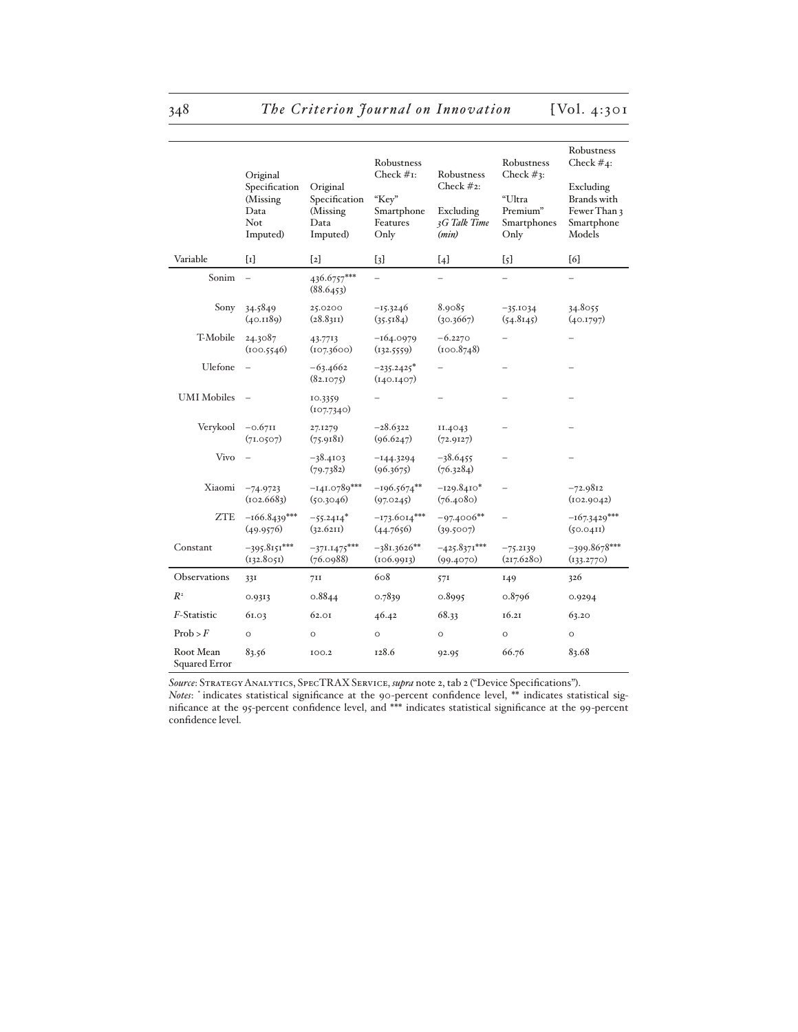| Variable | Original Specification (Missing Data Not Imputed) [1] | Original Specification (Missing Data Imputed) [2] | Robustness Check #1: "Key" Smartphone Features Only [3] | Robustness Check #2: Excluding *3G Talk Time (min)* [4] | Robustness Check #3: "Ultra Premium" Smartphones Only [5] | Robustness Check #4: Excluding Brands with Fewer Than 3 Smartphone Models [6] |
|---|---|---|---|---|---|---|
| Sonim | – | 436.6757*** (88.6453) | – | – | – | – |
| Sony | 34.5849 (40.1189) | 25.0200 (28.8311) | −15.3246 (35.5184) | 8.9085 (30.3667) | −35.1034 (54.8145) | 34.8055 (40.1797) |
| T-Mobile | 24.3087 (100.5546) | 43.7713 (107.3600) | −164.0979 (132.5559) | −6.2270 (100.8748) | – | – |
| Ulefone | – | −63.4662 (82.1075) | −235.2425* (140.1407) | – | – | – |
| UMI Mobiles | – | 10.3359 (107.7340) | – | – | – | – |
| Verykool | −0.6711 (71.0507) | 27.1279 (75.9181) | −28.6322 (96.6247) | 11.4043 (72.9127) | – | – |
| Vivo | – | −38.4103 (79.7382) | −144.3294 (96.3675) | −38.6455 (76.3284) | – | – |
| Xiaomi | −74.9723 (102.6683) | −141.0789*** (50.3046) | −196.5674** (97.0245) | −129.8410* (76.4080) | – | −72.9812 (102.9042) |
| ZTE | −166.8439*** (49.9576) | −55.2414* (32.6211) | −173.6014*** (44.7656) | −97.4006** (39.5007) | – | −167.3429*** (50.0411) |
| Constant | −395.8151*** (132.8051) | −371.1475*** (76.0988) | −381.3626** (106.9913) | −425.8371*** (99.4070) | −75.2139 (217.6280) | −399.8678*** (133.2770) |
| Observations | 331 | 711 | 608 | 571 | 149 | 326 |
| $R^2$ | 0.9313 | 0.8844 | 0.7839 | 0.8995 | 0.8796 | 0.9294 |
| *F*-Statistic | 61.03 | 62.01 | 46.42 | 68.33 | 16.21 | 63.20 |
| Prob > *F* | 0 | 0 | 0 | 0 | 0 | 0 |
| Root Mean Squared Error | 83.56 | 100.2 | 128.6 | 92.95 | 66.76 | 83.68 |

*Source*: Strategy Analytics, SpecTRAX Service, *supra* note 2, tab 2 ("Device Specifications").
*Notes*: * indicates statistical significance at the 90-percent confidence level, ** indicates statistical significance at the 95-percent confidence level, and *** indicates statistical significance at the 99-percent confidence level.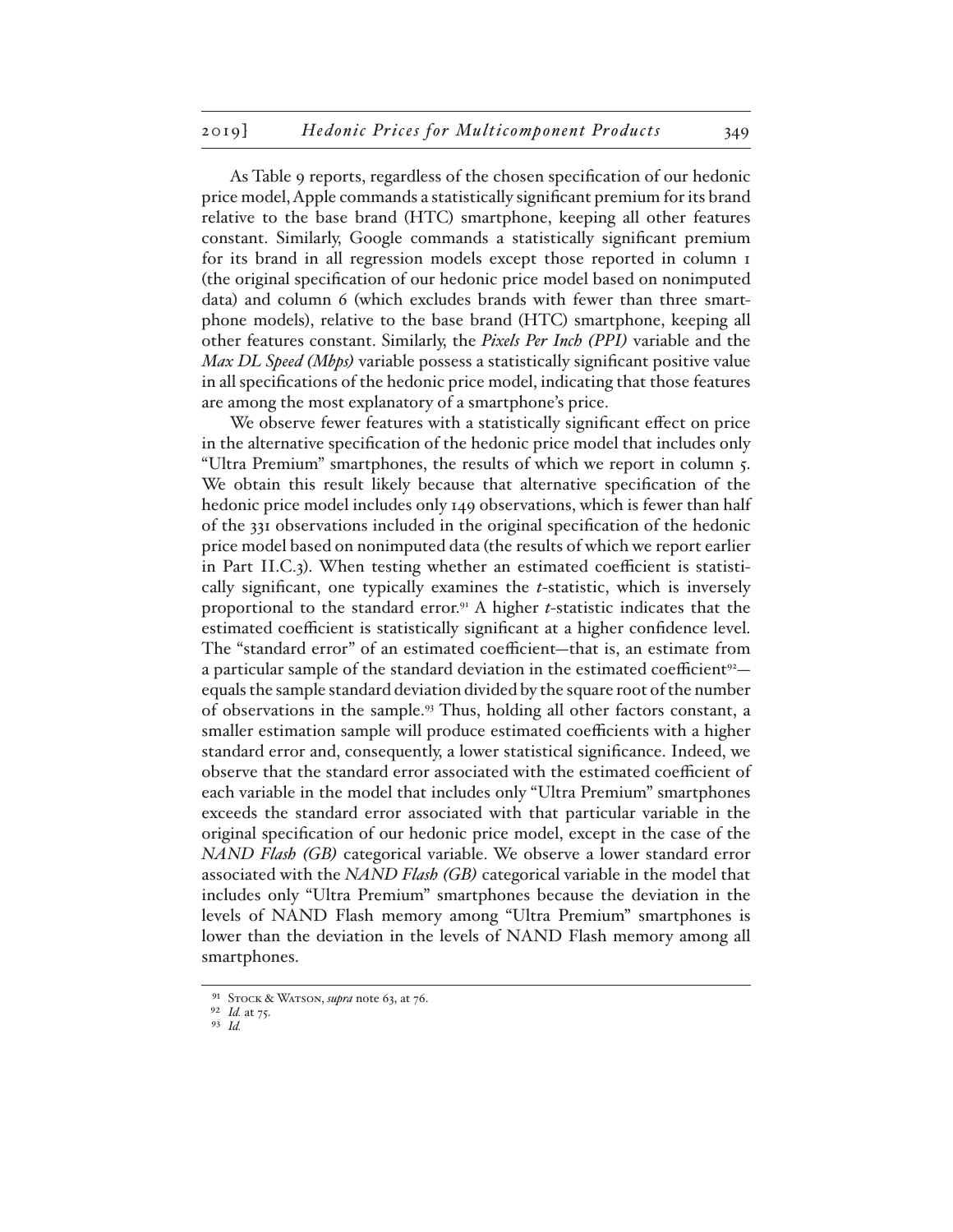As Table 9 reports, regardless of the chosen specification of our hedonic price model, Apple commands a statistically significant premium for its brand relative to the base brand (HTC) smartphone, keeping all other features constant. Similarly, Google commands a statistically significant premium for its brand in all regression models except those reported in column 1 (the original specification of our hedonic price model based on nonimputed data) and column 6 (which excludes brands with fewer than three smartphone models), relative to the base brand (HTC) smartphone, keeping all other features constant. Similarly, the ***Pixels Per Inch (PPI)*** variable and the ***Max DL Speed (Mbps)*** variable possess a statistically significant positive value in all specifications of the hedonic price model, indicating that those features are among the most explanatory of a smartphone's price.

We observe fewer features with a statistically significant effect on price in the alternative specification of the hedonic price model that includes only "Ultra Premium" smartphones, the results of which we report in column 5. We obtain this result likely because that alternative specification of the hedonic price model includes only 149 observations, which is fewer than half of the 331 observations included in the original specification of the hedonic price model based on nonimputed data (the results of which we report earlier in Part II.C.3). When testing whether an estimated coefficient is statistically significant, one typically examines the *t*-statistic, which is inversely proportional to the standard error.[91] A higher *t*-statistic indicates that the estimated coefficient is statistically significant at a higher confidence level. The "standard error" of an estimated coefficient—that is, an estimate from a particular sample of the standard deviation in the estimated coefficient[92]—equals the sample standard deviation divided by the square root of the number of observations in the sample.[93] Thus, holding all other factors constant, a smaller estimation sample will produce estimated coefficients with a higher standard error and, consequently, a lower statistical significance. Indeed, we observe that the standard error associated with the estimated coefficient of each variable in the model that includes only "Ultra Premium" smartphones exceeds the standard error associated with that particular variable in the original specification of our hedonic price model, except in the case of the ***NAND Flash (GB)*** categorical variable. We observe a lower standard error associated with the ***NAND Flash (GB)*** categorical variable in the model that includes only "Ultra Premium" smartphones because the deviation in the levels of NAND Flash memory among "Ultra Premium" smartphones is lower than the deviation in the levels of NAND Flash memory among all smartphones.

---

[91] Stock & Watson, *supra* note 63, at 76.

[92] *Id.* at 75.

[93] *Id.*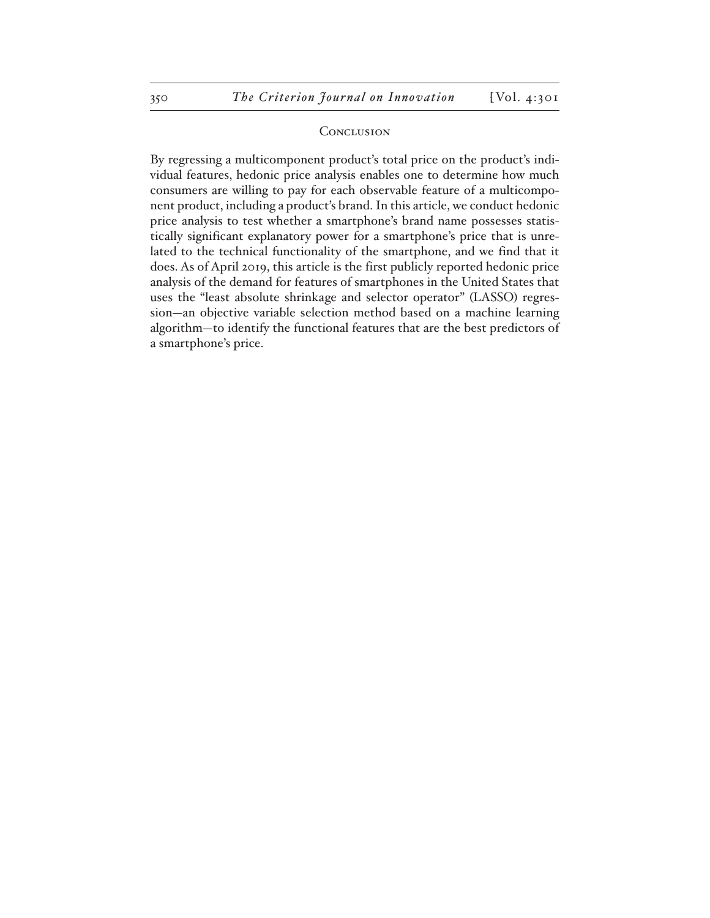## Conclusion

By regressing a multicomponent product's total price on the product's individual features, hedonic price analysis enables one to determine how much consumers are willing to pay for each observable feature of a multicomponent product, including a product's brand. In this article, we conduct hedonic price analysis to test whether a smartphone's brand name possesses statistically significant explanatory power for a smartphone's price that is unrelated to the technical functionality of the smartphone, and we find that it does. As of April 2019, this article is the first publicly reported hedonic price analysis of the demand for features of smartphones in the United States that uses the "least absolute shrinkage and selector operator" (LASSO) regression—an objective variable selection method based on a machine learning algorithm—to identify the functional features that are the best predictors of a smartphone's price.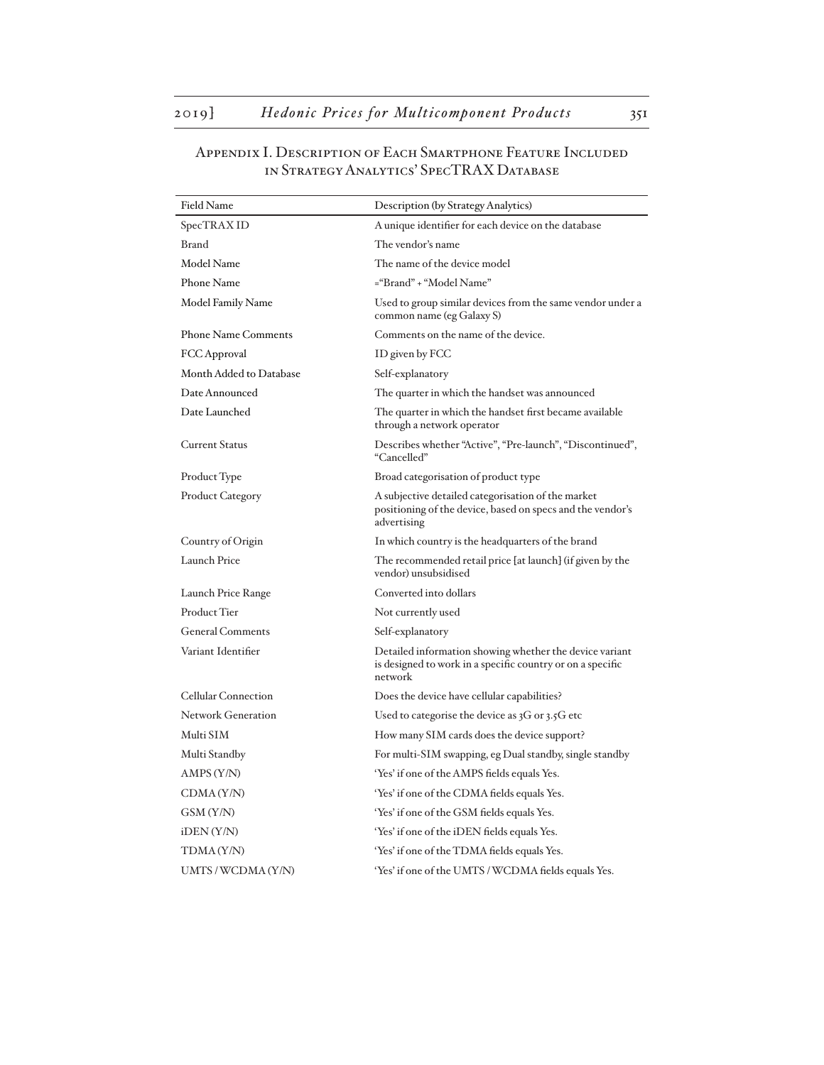## Appendix I. Description of Each Smartphone Feature Included in Strategy Analytics' SpecTRAX Database

| Field Name | Description (by Strategy Analytics) |
|---|---|
| SpecTRAX ID | A unique identifier for each device on the database |
| Brand | The vendor's name |
| Model Name | The name of the device model |
| Phone Name | ="Brand" + "Model Name" |
| Model Family Name | Used to group similar devices from the same vendor under a common name (eg Galaxy S) |
| Phone Name Comments | Comments on the name of the device. |
| FCC Approval | ID given by FCC |
| Month Added to Database | Self-explanatory |
| Date Announced | The quarter in which the handset was announced |
| Date Launched | The quarter in which the handset first became available through a network operator |
| Current Status | Describes whether "Active", "Pre-launch", "Discontinued", "Cancelled" |
| Product Type | Broad categorisation of product type |
| Product Category | A subjective detailed categorisation of the market positioning of the device, based on specs and the vendor's advertising |
| Country of Origin | In which country is the headquarters of the brand |
| Launch Price | The recommended retail price [at launch] (if given by the vendor) unsubsidised |
| Launch Price Range | Converted into dollars |
| Product Tier | Not currently used |
| General Comments | Self-explanatory |
| Variant Identifier | Detailed information showing whether the device variant is designed to work in a specific country or on a specific network |
| Cellular Connection | Does the device have cellular capabilities? |
| Network Generation | Used to categorise the device as 3G or 3.5G etc |
| Multi SIM | How many SIM cards does the device support? |
| Multi Standby | For multi-SIM swapping, eg Dual standby, single standby |
| AMPS (Y/N) | 'Yes' if one of the AMPS fields equals Yes. |
| CDMA (Y/N) | 'Yes' if one of the CDMA fields equals Yes. |
| GSM (Y/N) | 'Yes' if one of the GSM fields equals Yes. |
| iDEN (Y/N) | 'Yes' if one of the iDEN fields equals Yes. |
| TDMA (Y/N) | 'Yes' if one of the TDMA fields equals Yes. |
| UMTS / WCDMA (Y/N) | 'Yes' if one of the UMTS / WCDMA fields equals Yes. |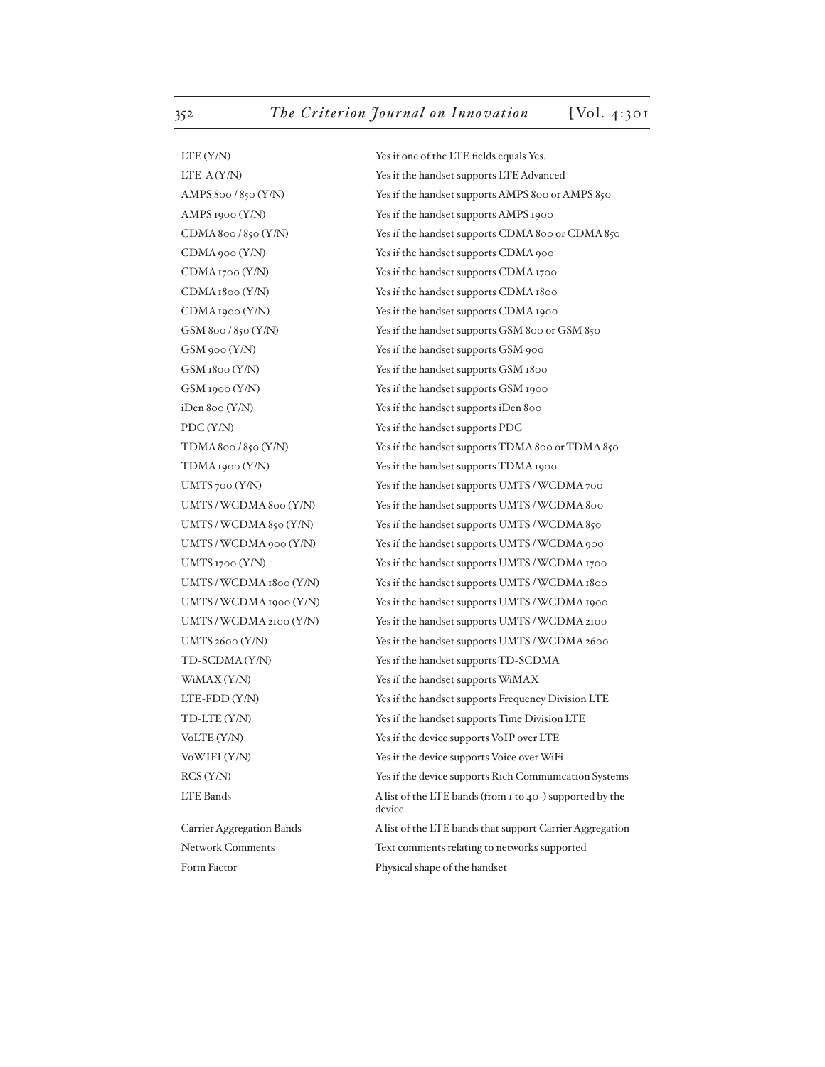| | |
|---|---|
| LTE (Y/N) | Yes if one of the LTE fields equals Yes. |
| LTE-A (Y/N) | Yes if the handset supports LTE Advanced |
| AMPS 800 / 850 (Y/N) | Yes if the handset supports AMPS 800 or AMPS 850 |
| AMPS 1900 (Y/N) | Yes if the handset supports AMPS 1900 |
| CDMA 800 / 850 (Y/N) | Yes if the handset supports CDMA 800 or CDMA 850 |
| CDMA 900 (Y/N) | Yes if the handset supports CDMA 900 |
| CDMA 1700 (Y/N) | Yes if the handset supports CDMA 1700 |
| CDMA 1800 (Y/N) | Yes if the handset supports CDMA 1800 |
| CDMA 1900 (Y/N) | Yes if the handset supports CDMA 1900 |
| GSM 800 / 850 (Y/N) | Yes if the handset supports GSM 800 or GSM 850 |
| GSM 900 (Y/N) | Yes if the handset supports GSM 900 |
| GSM 1800 (Y/N) | Yes if the handset supports GSM 1800 |
| GSM 1900 (Y/N) | Yes if the handset supports GSM 1900 |
| iDen 800 (Y/N) | Yes if the handset supports iDen 800 |
| PDC (Y/N) | Yes if the handset supports PDC |
| TDMA 800 / 850 (Y/N) | Yes if the handset supports TDMA 800 or TDMA 850 |
| TDMA 1900 (Y/N) | Yes if the handset supports TDMA 1900 |
| UMTS 700 (Y/N) | Yes if the handset supports UMTS / WCDMA 700 |
| UMTS / WCDMA 800 (Y/N) | Yes if the handset supports UMTS / WCDMA 800 |
| UMTS / WCDMA 850 (Y/N) | Yes if the handset supports UMTS / WCDMA 850 |
| UMTS / WCDMA 900 (Y/N) | Yes if the handset supports UMTS / WCDMA 900 |
| UMTS 1700 (Y/N) | Yes if the handset supports UMTS / WCDMA 1700 |
| UMTS / WCDMA 1800 (Y/N) | Yes if the handset supports UMTS / WCDMA 1800 |
| UMTS / WCDMA 1900 (Y/N) | Yes if the handset supports UMTS / WCDMA 1900 |
| UMTS / WCDMA 2100 (Y/N) | Yes if the handset supports UMTS / WCDMA 2100 |
| UMTS 2600 (Y/N) | Yes if the handset supports UMTS / WCDMA 2600 |
| TD-SCDMA (Y/N) | Yes if the handset supports TD-SCDMA |
| WiMAX (Y/N) | Yes if the handset supports WiMAX |
| LTE-FDD (Y/N) | Yes if the handset supports Frequency Division LTE |
| TD-LTE (Y/N) | Yes if the handset supports Time Division LTE |
| VoLTE (Y/N) | Yes if the device supports VoIP over LTE |
| VoWIFI (Y/N) | Yes if the device supports Voice over WiFi |
| RCS (Y/N) | Yes if the device supports Rich Communication Systems |
| LTE Bands | A list of the LTE bands (from 1 to 40+) supported by the device |
| Carrier Aggregation Bands | A list of the LTE bands that support Carrier Aggregation |
| Network Comments | Text comments relating to networks supported |
| Form Factor | Physical shape of the handset |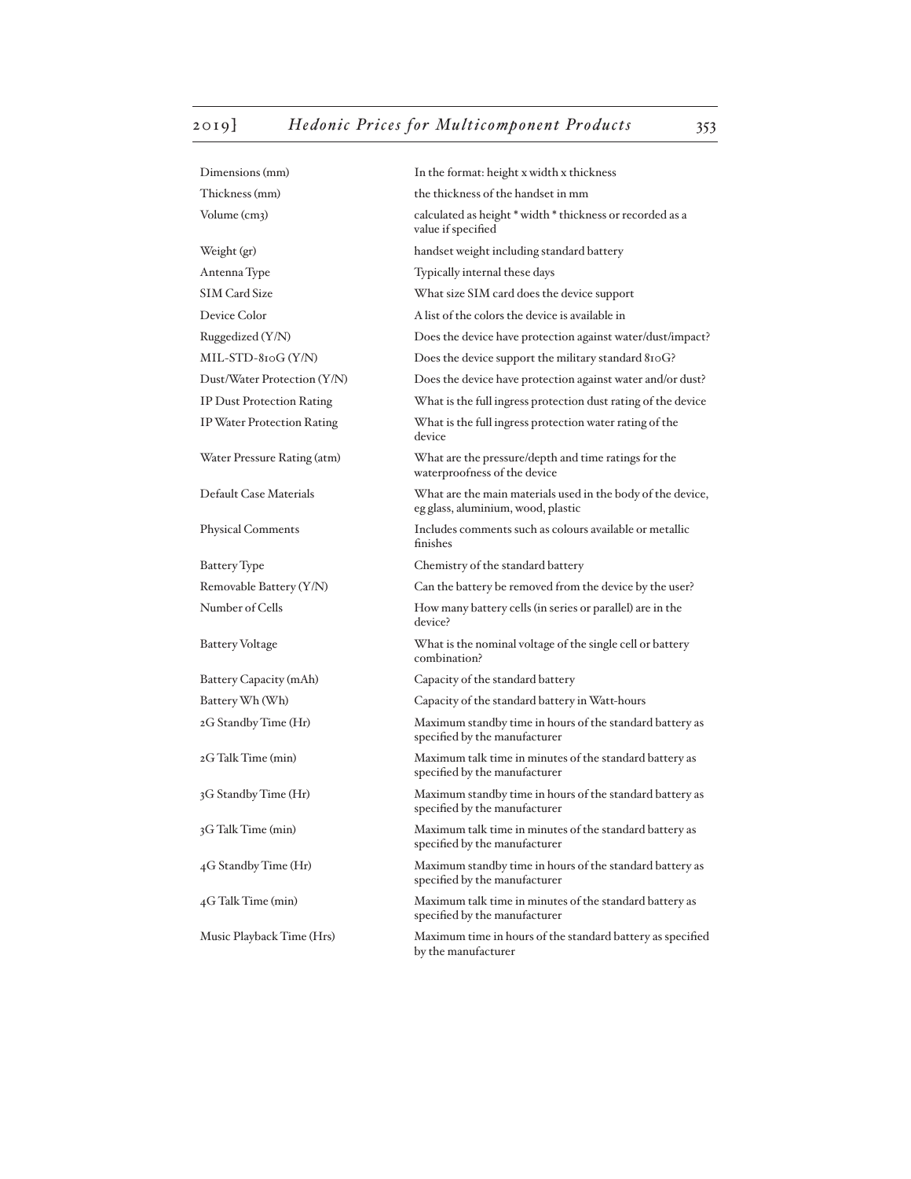| | |
|---|---|
| Dimensions (mm) | In the format: height x width x thickness |
| Thickness (mm) | the thickness of the handset in mm |
| Volume (cm3) | calculated as height * width * thickness or recorded as a value if specified |
| Weight (gr) | handset weight including standard battery |
| Antenna Type | Typically internal these days |
| SIM Card Size | What size SIM card does the device support |
| Device Color | A list of the colors the device is available in |
| Ruggedized (Y/N) | Does the device have protection against water/dust/impact? |
| MIL-STD-810G (Y/N) | Does the device support the military standard 810G? |
| Dust/Water Protection (Y/N) | Does the device have protection against water and/or dust? |
| IP Dust Protection Rating | What is the full ingress protection dust rating of the device |
| IP Water Protection Rating | What is the full ingress protection water rating of the device |
| Water Pressure Rating (atm) | What are the pressure/depth and time ratings for the waterproofness of the device |
| Default Case Materials | What are the main materials used in the body of the device, eg glass, aluminium, wood, plastic |
| Physical Comments | Includes comments such as colours available or metallic finishes |
| Battery Type | Chemistry of the standard battery |
| Removable Battery (Y/N) | Can the battery be removed from the device by the user? |
| Number of Cells | How many battery cells (in series or parallel) are in the device? |
| Battery Voltage | What is the nominal voltage of the single cell or battery combination? |
| Battery Capacity (mAh) | Capacity of the standard battery |
| Battery Wh (Wh) | Capacity of the standard battery in Watt-hours |
| 2G Standby Time (Hr) | Maximum standby time in hours of the standard battery as specified by the manufacturer |
| 2G Talk Time (min) | Maximum talk time in minutes of the standard battery as specified by the manufacturer |
| 3G Standby Time (Hr) | Maximum standby time in hours of the standard battery as specified by the manufacturer |
| 3G Talk Time (min) | Maximum talk time in minutes of the standard battery as specified by the manufacturer |
| 4G Standby Time (Hr) | Maximum standby time in hours of the standard battery as specified by the manufacturer |
| 4G Talk Time (min) | Maximum talk time in minutes of the standard battery as specified by the manufacturer |
| Music Playback Time (Hrs) | Maximum time in hours of the standard battery as specified by the manufacturer |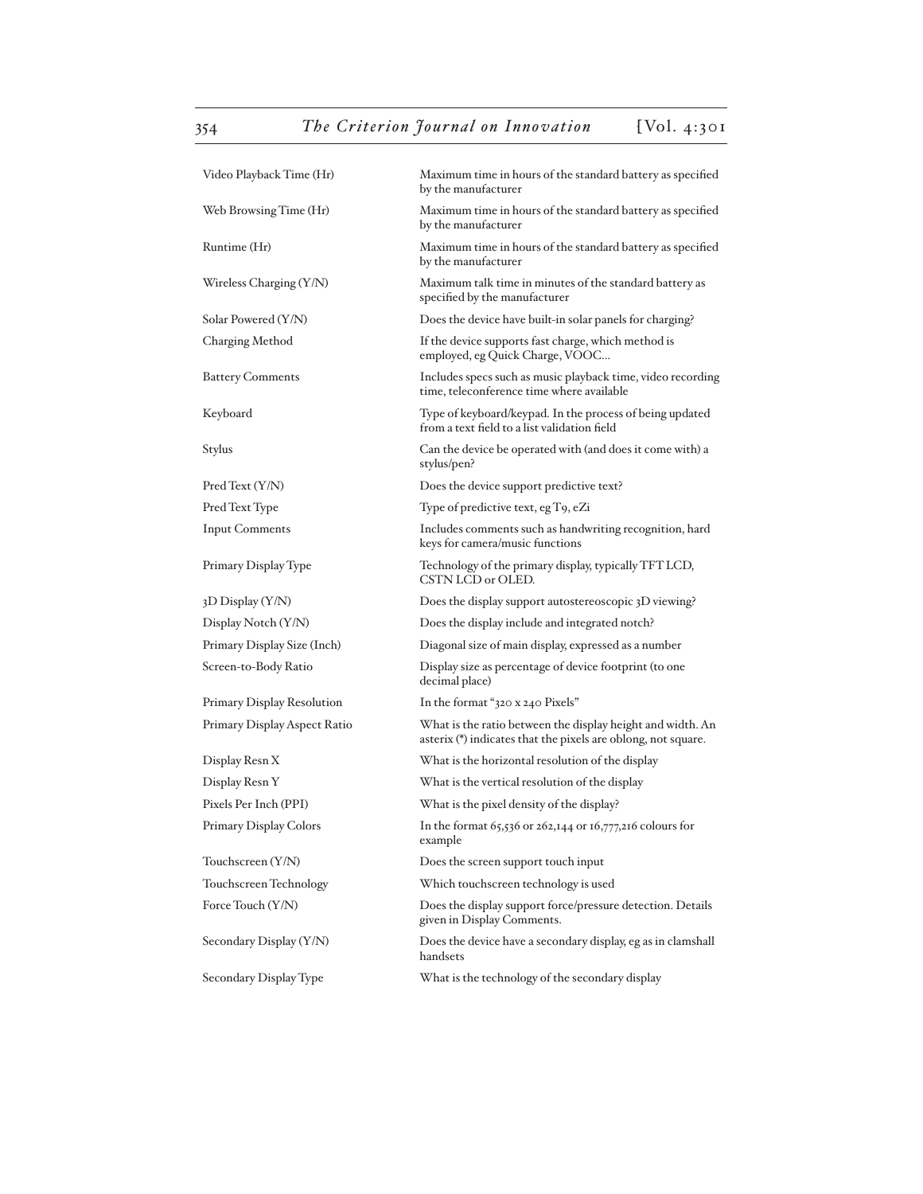| | |
|---|---|
| Video Playback Time (Hr) | Maximum time in hours of the standard battery as specified by the manufacturer |
| Web Browsing Time (Hr) | Maximum time in hours of the standard battery as specified by the manufacturer |
| Runtime (Hr) | Maximum time in hours of the standard battery as specified by the manufacturer |
| Wireless Charging (Y/N) | Maximum talk time in minutes of the standard battery as specified by the manufacturer |
| Solar Powered (Y/N) | Does the device have built-in solar panels for charging? |
| Charging Method | If the device supports fast charge, which method is employed, eg Quick Charge, VOOC… |
| Battery Comments | Includes specs such as music playback time, video recording time, teleconference time where available |
| Keyboard | Type of keyboard/keypad. In the process of being updated from a text field to a list validation field |
| Stylus | Can the device be operated with (and does it come with) a stylus/pen? |
| Pred Text (Y/N) | Does the device support predictive text? |
| Pred Text Type | Type of predictive text, eg T9, eZi |
| Input Comments | Includes comments such as handwriting recognition, hard keys for camera/music functions |
| Primary Display Type | Technology of the primary display, typically TFT LCD, CSTN LCD or OLED. |
| 3D Display (Y/N) | Does the display support autostereoscopic 3D viewing? |
| Display Notch (Y/N) | Does the display include and integrated notch? |
| Primary Display Size (Inch) | Diagonal size of main display, expressed as a number |
| Screen-to-Body Ratio | Display size as percentage of device footprint (to one decimal place) |
| Primary Display Resolution | In the format "320 x 240 Pixels" |
| Primary Display Aspect Ratio | What is the ratio between the display height and width. An asterix (*) indicates that the pixels are oblong, not square. |
| Display Resn X | What is the horizontal resolution of the display |
| Display Resn Y | What is the vertical resolution of the display |
| Pixels Per Inch (PPI) | What is the pixel density of the display? |
| Primary Display Colors | In the format 65,536 or 262,144 or 16,777,216 colours for example |
| Touchscreen (Y/N) | Does the screen support touch input |
| Touchscreen Technology | Which touchscreen technology is used |
| Force Touch (Y/N) | Does the display support force/pressure detection. Details given in Display Comments. |
| Secondary Display (Y/N) | Does the device have a secondary display, eg as in clamshall handsets |
| Secondary Display Type | What is the technology of the secondary display |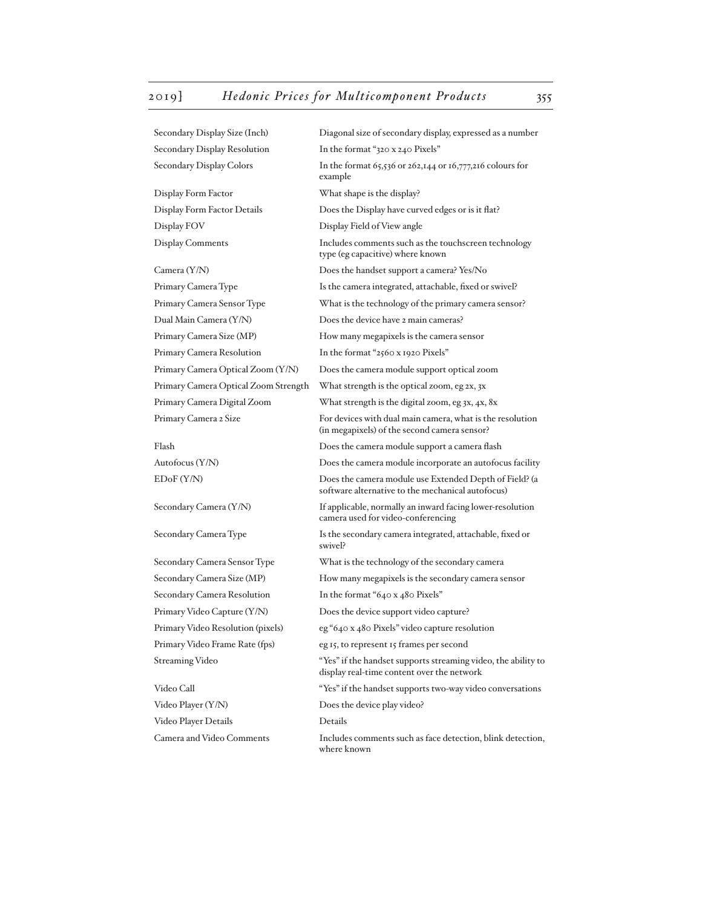| | |
|---|---|
| Secondary Display Size (Inch) | Diagonal size of secondary display, expressed as a number |
| Secondary Display Resolution | In the format "320 x 240 Pixels" |
| Secondary Display Colors | In the format 65,536 or 262,144 or 16,777,216 colours for example |
| Display Form Factor | What shape is the display? |
| Display Form Factor Details | Does the Display have curved edges or is it flat? |
| Display FOV | Display Field of View angle |
| Display Comments | Includes comments such as the touchscreen technology type (eg capacitive) where known |
| Camera (Y/N) | Does the handset support a camera? Yes/No |
| Primary Camera Type | Is the camera integrated, attachable, fixed or swivel? |
| Primary Camera Sensor Type | What is the technology of the primary camera sensor? |
| Dual Main Camera (Y/N) | Does the device have 2 main cameras? |
| Primary Camera Size (MP) | How many megapixels is the camera sensor |
| Primary Camera Resolution | In the format "2560 x 1920 Pixels" |
| Primary Camera Optical Zoom (Y/N) | Does the camera module support optical zoom |
| Primary Camera Optical Zoom Strength | What strength is the optical zoom, eg 2x, 3x |
| Primary Camera Digital Zoom | What strength is the digital zoom, eg 3x, 4x, 8x |
| Primary Camera 2 Size | For devices with dual main camera, what is the resolution (in megapixels) of the second camera sensor? |
| Flash | Does the camera module support a camera flash |
| Autofocus (Y/N) | Does the camera module incorporate an autofocus facility |
| EDoF (Y/N) | Does the camera module use Extended Depth of Field? (a software alternative to the mechanical autofocus) |
| Secondary Camera (Y/N) | If applicable, normally an inward facing lower-resolution camera used for video-conferencing |
| Secondary Camera Type | Is the secondary camera integrated, attachable, fixed or swivel? |
| Secondary Camera Sensor Type | What is the technology of the secondary camera |
| Secondary Camera Size (MP) | How many megapixels is the secondary camera sensor |
| Secondary Camera Resolution | In the format "640 x 480 Pixels" |
| Primary Video Capture (Y/N) | Does the device support video capture? |
| Primary Video Resolution (pixels) | eg "640 x 480 Pixels" video capture resolution |
| Primary Video Frame Rate (fps) | eg 15, to represent 15 frames per second |
| Streaming Video | "Yes" if the handset supports streaming video, the ability to display real-time content over the network |
| Video Call | "Yes" if the handset supports two-way video conversations |
| Video Player (Y/N) | Does the device play video? |
| Video Player Details | Details |
| Camera and Video Comments | Includes comments such as face detection, blink detection, where known |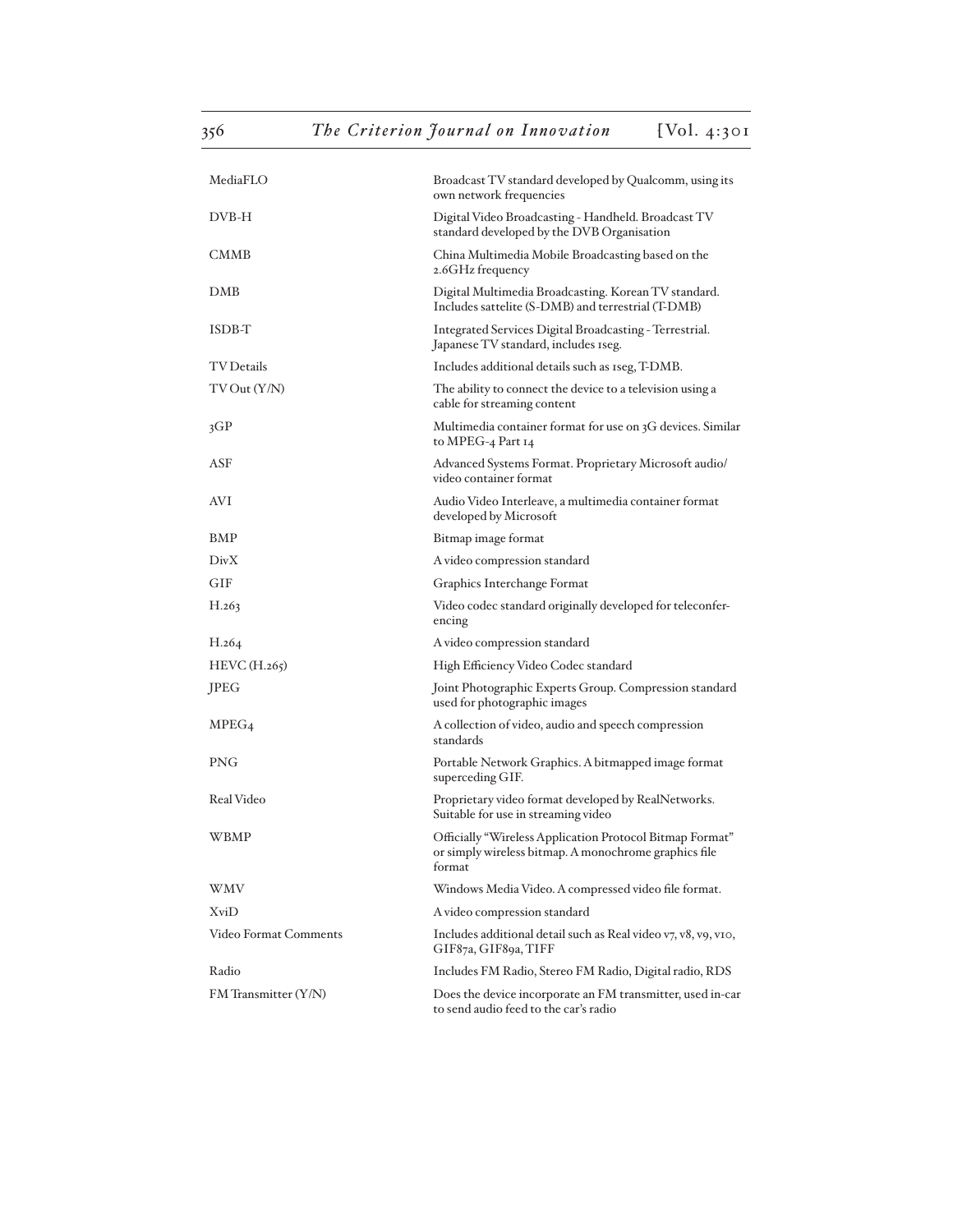| | |
|---|---|
| MediaFLO | Broadcast TV standard developed by Qualcomm, using its own network frequencies |
| DVB-H | Digital Video Broadcasting - Handheld. Broadcast TV standard developed by the DVB Organisation |
| CMMB | China Multimedia Mobile Broadcasting based on the 2.6GHz frequency |
| DMB | Digital Multimedia Broadcasting. Korean TV standard. Includes sattelite (S-DMB) and terrestrial (T-DMB) |
| ISDB-T | Integrated Services Digital Broadcasting - Terrestrial. Japanese TV standard, includes 1seg. |
| TV Details | Includes additional details such as 1seg, T-DMB. |
| TV Out (Y/N) | The ability to connect the device to a television using a cable for streaming content |
| 3GP | Multimedia container format for use on 3G devices. Similar to MPEG-4 Part 14 |
| ASF | Advanced Systems Format. Proprietary Microsoft audio/video container format |
| AVI | Audio Video Interleave, a multimedia container format developed by Microsoft |
| BMP | Bitmap image format |
| DivX | A video compression standard |
| GIF | Graphics Interchange Format |
| H.263 | Video codec standard originally developed for teleconferencing |
| H.264 | A video compression standard |
| HEVC (H.265) | High Efficiency Video Codec standard |
| JPEG | Joint Photographic Experts Group. Compression standard used for photographic images |
| MPEG4 | A collection of video, audio and speech compression standards |
| PNG | Portable Network Graphics. A bitmapped image format superceding GIF. |
| Real Video | Proprietary video format developed by RealNetworks. Suitable for use in streaming video |
| WBMP | Officially "Wireless Application Protocol Bitmap Format" or simply wireless bitmap. A monochrome graphics file format |
| WMV | Windows Media Video. A compressed video file format. |
| XviD | A video compression standard |
| Video Format Comments | Includes additional detail such as Real video v7, v8, v9, v10, GIF87a, GIF89a, TIFF |
| Radio | Includes FM Radio, Stereo FM Radio, Digital radio, RDS |
| FM Transmitter (Y/N) | Does the device incorporate an FM transmitter, used in-car to send audio feed to the car's radio |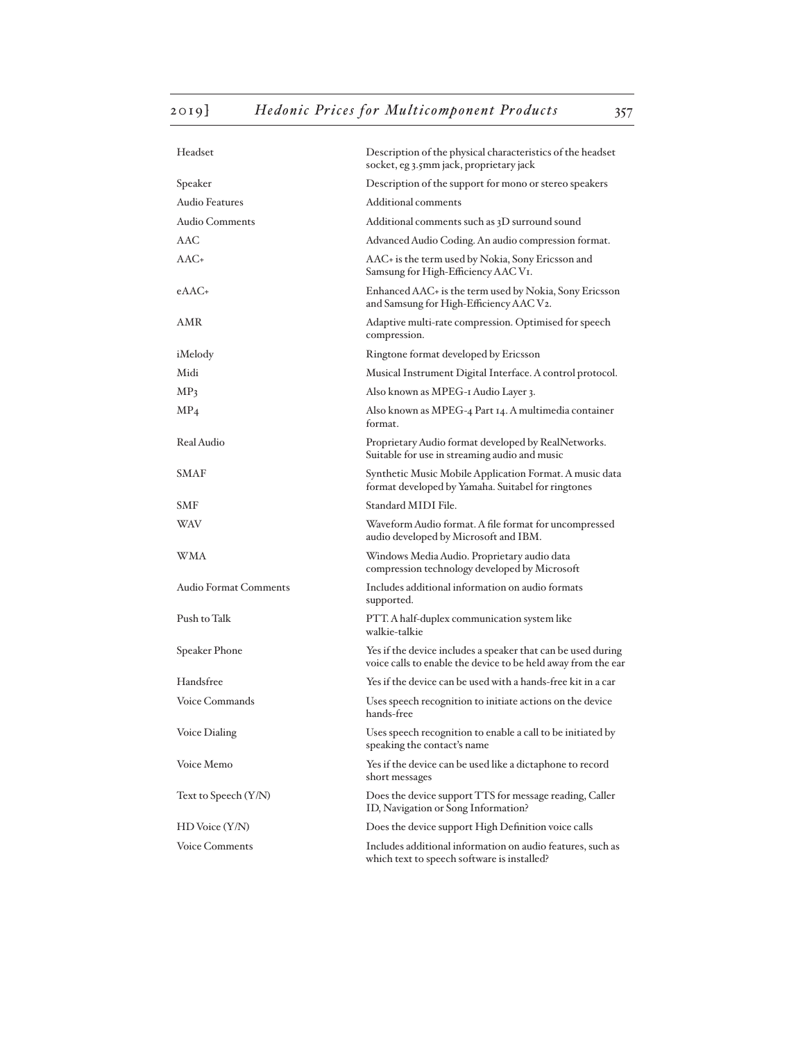| | |
|---|---|
| Headset | Description of the physical characteristics of the headset socket, eg 3.5mm jack, proprietary jack |
| Speaker | Description of the support for mono or stereo speakers |
| Audio Features | Additional comments |
| Audio Comments | Additional comments such as 3D surround sound |
| AAC | Advanced Audio Coding. An audio compression format. |
| AAC+ | AAC+ is the term used by Nokia, Sony Ericsson and Samsung for High-Efficiency AAC V1. |
| eAAC+ | Enhanced AAC+ is the term used by Nokia, Sony Ericsson and Samsung for High-Efficiency AAC V2. |
| AMR | Adaptive multi-rate compression. Optimised for speech compression. |
| iMelody | Ringtone format developed by Ericsson |
| Midi | Musical Instrument Digital Interface. A control protocol. |
| MP3 | Also known as MPEG-1 Audio Layer 3. |
| MP4 | Also known as MPEG-4 Part 14. A multimedia container format. |
| Real Audio | Proprietary Audio format developed by RealNetworks. Suitable for use in streaming audio and music |
| SMAF | Synthetic Music Mobile Application Format. A music data format developed by Yamaha. Suitabel for ringtones |
| SMF | Standard MIDI File. |
| WAV | Waveform Audio format. A file format for uncompressed audio developed by Microsoft and IBM. |
| WMA | Windows Media Audio. Proprietary audio data compression technology developed by Microsoft |
| Audio Format Comments | Includes additional information on audio formats supported. |
| Push to Talk | PTT. A half-duplex communication system like walkie-talkie |
| Speaker Phone | Yes if the device includes a speaker that can be used during voice calls to enable the device to be held away from the ear |
| Handsfree | Yes if the device can be used with a hands-free kit in a car |
| Voice Commands | Uses speech recognition to initiate actions on the device hands-free |
| Voice Dialing | Uses speech recognition to enable a call to be initiated by speaking the contact's name |
| Voice Memo | Yes if the device can be used like a dictaphone to record short messages |
| Text to Speech (Y/N) | Does the device support TTS for message reading, Caller ID, Navigation or Song Information? |
| HD Voice (Y/N) | Does the device support High Definition voice calls |
| Voice Comments | Includes additional information on audio features, such as which text to speech software is installed? |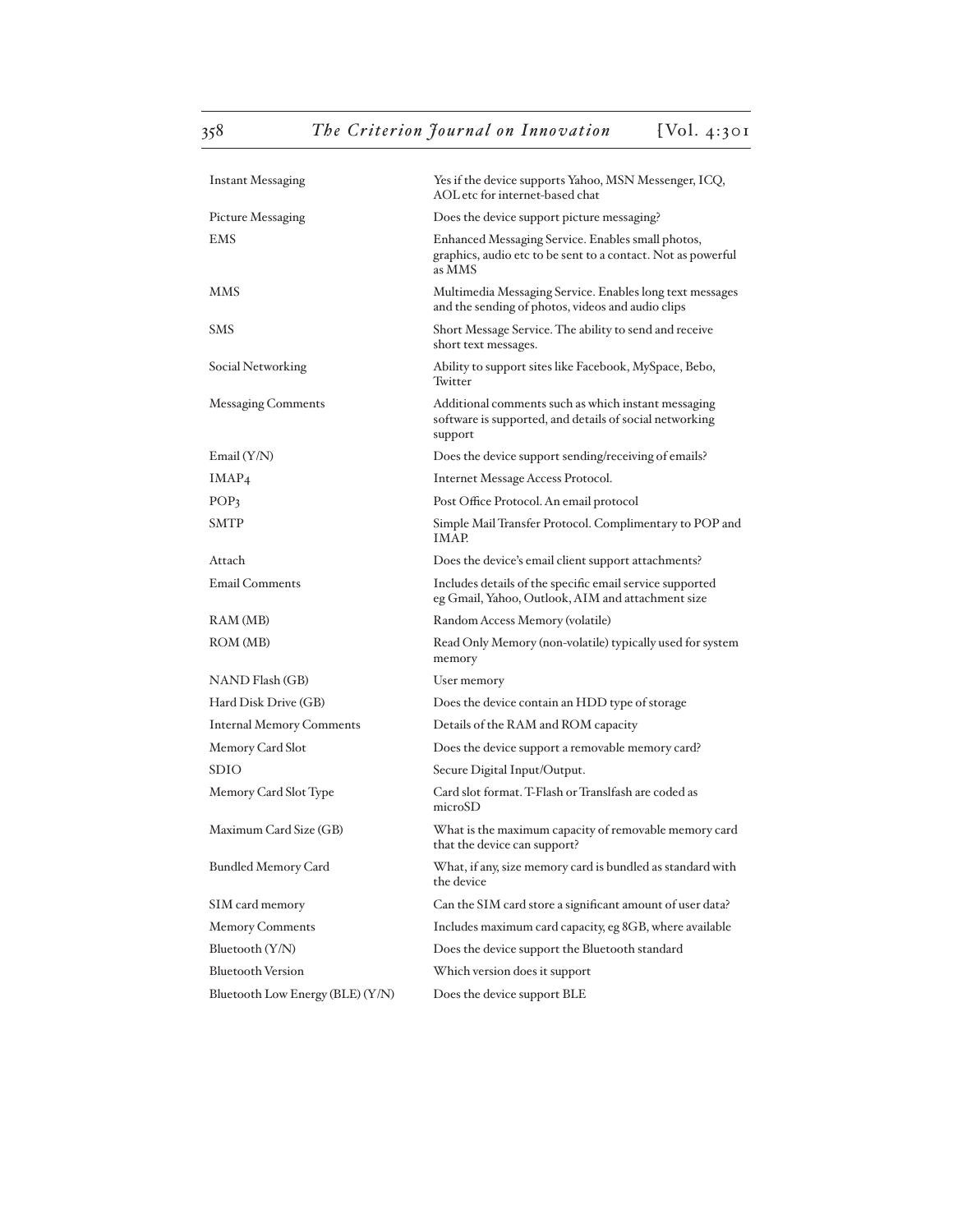| | |
|---|---|
| Instant Messaging | Yes if the device supports Yahoo, MSN Messenger, ICQ, AOL etc for internet-based chat |
| Picture Messaging | Does the device support picture messaging? |
| EMS | Enhanced Messaging Service. Enables small photos, graphics, audio etc to be sent to a contact. Not as powerful as MMS |
| MMS | Multimedia Messaging Service. Enables long text messages and the sending of photos, videos and audio clips |
| SMS | Short Message Service. The ability to send and receive short text messages. |
| Social Networking | Ability to support sites like Facebook, MySpace, Bebo, Twitter |
| Messaging Comments | Additional comments such as which instant messaging software is supported, and details of social networking support |
| Email (Y/N) | Does the device support sending/receiving of emails? |
| IMAP4 | Internet Message Access Protocol. |
| POP3 | Post Office Protocol. An email protocol |
| SMTP | Simple Mail Transfer Protocol. Complimentary to POP and IMAP. |
| Attach | Does the device's email client support attachments? |
| Email Comments | Includes details of the specific email service supported eg Gmail, Yahoo, Outlook, AIM and attachment size |
| RAM (MB) | Random Access Memory (volatile) |
| ROM (MB) | Read Only Memory (non-volatile) typically used for system memory |
| NAND Flash (GB) | User memory |
| Hard Disk Drive (GB) | Does the device contain an HDD type of storage |
| Internal Memory Comments | Details of the RAM and ROM capacity |
| Memory Card Slot | Does the device support a removable memory card? |
| SDIO | Secure Digital Input/Output. |
| Memory Card Slot Type | Card slot format. T-Flash or Translfash are coded as microSD |
| Maximum Card Size (GB) | What is the maximum capacity of removable memory card that the device can support? |
| Bundled Memory Card | What, if any, size memory card is bundled as standard with the device |
| SIM card memory | Can the SIM card store a significant amount of user data? |
| Memory Comments | Includes maximum card capacity, eg 8GB, where available |
| Bluetooth (Y/N) | Does the device support the Bluetooth standard |
| Bluetooth Version | Which version does it support |
| Bluetooth Low Energy (BLE) (Y/N) | Does the device support BLE |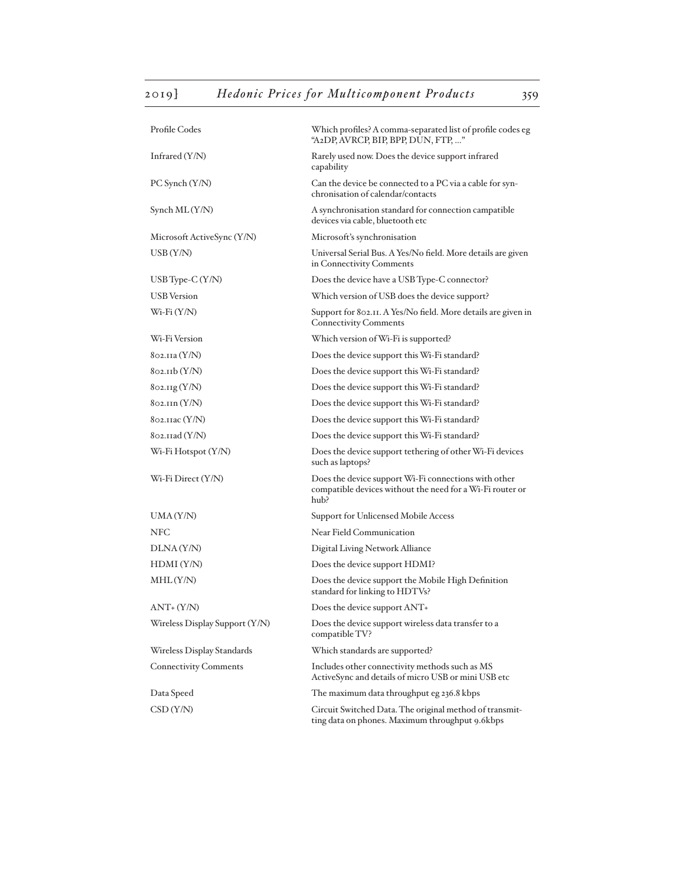| | |
|---|---|
| Profile Codes | Which profiles? A comma-separated list of profile codes eg "A2DP, AVRCP, BIP, BPP, DUN, FTP, ..." |
| Infrared (Y/N) | Rarely used now. Does the device support infrared capability |
| PC Synch (Y/N) | Can the device be connected to a PC via a cable for synchronisation of calendar/contacts |
| Synch ML (Y/N) | A synchronisation standard for connection campatible devices via cable, bluetooth etc |
| Microsoft ActiveSync (Y/N) | Microsoft's synchronisation |
| USB (Y/N) | Universal Serial Bus. A Yes/No field. More details are given in Connectivity Comments |
| USB Type-C (Y/N) | Does the device have a USB Type-C connector? |
| USB Version | Which version of USB does the device support? |
| Wi-Fi (Y/N) | Support for 802.11. A Yes/No field. More details are given in Connectivity Comments |
| Wi-Fi Version | Which version of Wi-Fi is supported? |
| 802.11a (Y/N) | Does the device support this Wi-Fi standard? |
| 802.11b (Y/N) | Does the device support this Wi-Fi standard? |
| 802.11g (Y/N) | Does the device support this Wi-Fi standard? |
| 802.11n (Y/N) | Does the device support this Wi-Fi standard? |
| 802.11ac (Y/N) | Does the device support this Wi-Fi standard? |
| 802.11ad (Y/N) | Does the device support this Wi-Fi standard? |
| Wi-Fi Hotspot (Y/N) | Does the device support tethering of other Wi-Fi devices such as laptops? |
| Wi-Fi Direct (Y/N) | Does the device support Wi-Fi connections with other compatible devices without the need for a Wi-Fi router or hub? |
| UMA (Y/N) | Support for Unlicensed Mobile Access |
| NFC | Near Field Communication |
| DLNA (Y/N) | Digital Living Network Alliance |
| HDMI (Y/N) | Does the device support HDMI? |
| MHL (Y/N) | Does the device support the Mobile High Definition standard for linking to HDTVs? |
| ANT+ (Y/N) | Does the device support ANT+ |
| Wireless Display Support (Y/N) | Does the device support wireless data transfer to a compatible TV? |
| Wireless Display Standards | Which standards are supported? |
| Connectivity Comments | Includes other connectivity methods such as MS ActiveSync and details of micro USB or mini USB etc |
| Data Speed | The maximum data throughput eg 236.8 kbps |
| CSD (Y/N) | Circuit Switched Data. The original method of transmitting data on phones. Maximum throughput 9.6kbps |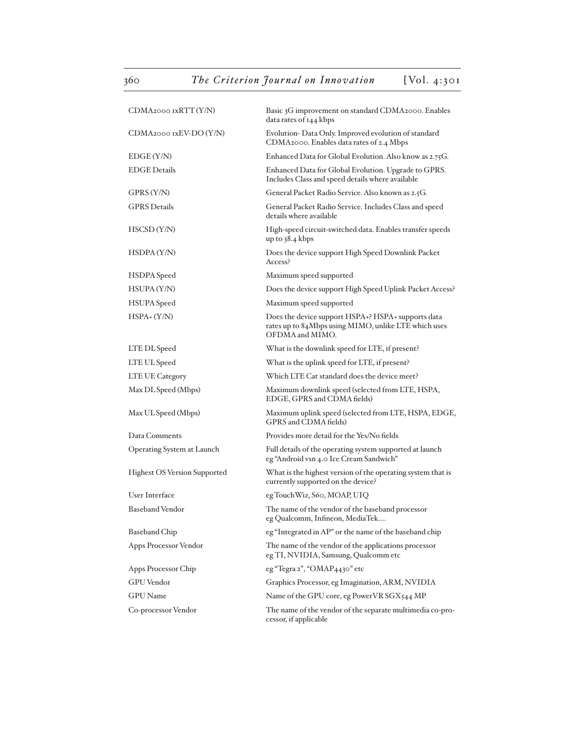| | |
|---|---|
| CDMA2000 1xRTT (Y/N) | Basic 3G improvement on standard CDMA2000. Enables data rates of 144 kbps |
| CDMA2000 1xEV-DO (Y/N) | Evolution- Data Only. Improved evolution of standard CDMA2000. Enables data rates of 2.4 Mbps |
| EDGE (Y/N) | Enhanced Data for Global Evolution. Also know as 2.75G. |
| EDGE Details | Enhanced Data for Global Evolution. Upgrade to GPRS. Includes Class and speed details where available |
| GPRS (Y/N) | General Packet Radio Service. Also known as 2.5G. |
| GPRS Details | General Packet Radio Service. Includes Class and speed details where available |
| HSCSD (Y/N) | High-speed circuit-switched data. Enables transfer speeds up to 38.4 kbps |
| HSDPA (Y/N) | Does the device support High Speed Downlink Packet Access? |
| HSDPA Speed | Maximum speed supported |
| HSUPA (Y/N) | Does the device support High Speed Uplink Packet Access? |
| HSUPA Speed | Maximum speed supported |
| HSPA+ (Y/N) | Does the device support HSPA+? HSPA+ supports data rates up to 84Mbps using MIMO, unlike LTE which uses OFDMA and MIMO. |
| LTE DL Speed | What is the downlink speed for LTE, if present? |
| LTE UL Speed | What is the uplink speed for LTE, if present? |
| LTE UE Category | Which LTE Cat standard does the device meet? |
| Max DL Speed (Mbps) | Maximum downlink speed (selected from LTE, HSPA, EDGE, GPRS and CDMA fields) |
| Max UL Speed (Mbps) | Maximum uplink speed (selected from LTE, HSPA, EDGE, GPRS and CDMA fields) |
| Data Comments | Provides more detail for the Yes/No fields |
| Operating System at Launch | Full details of the operating system supported at launch eg "Android vsn 4.0 Ice Cream Sandwich" |
| Highest OS Version Supported | What is the highest version of the operating system that is currently supported on the device? |
| User Interface | eg TouchWiz, S60, MOAP, UIQ |
| Baseband Vendor | The name of the vendor of the baseband processor eg Qualcomm, Infineon, MediaTek.... |
| Baseband Chip | eg "Integrated in AP" or the name of the baseband chip |
| Apps Processor Vendor | The name of the vendor of the applications processor eg TI, NVIDIA, Samsung, Qualcomm etc |
| Apps Processor Chip | eg "Tegra 2", "OMAP4430" etc |
| GPU Vendor | Graphics Processor, eg Imagination, ARM, NVIDIA |
| GPU Name | Name of the GPU core, eg PowerVR SGX544 MP |
| Co-processor Vendor | The name of the vendor of the separate multimedia co-processor, if applicable |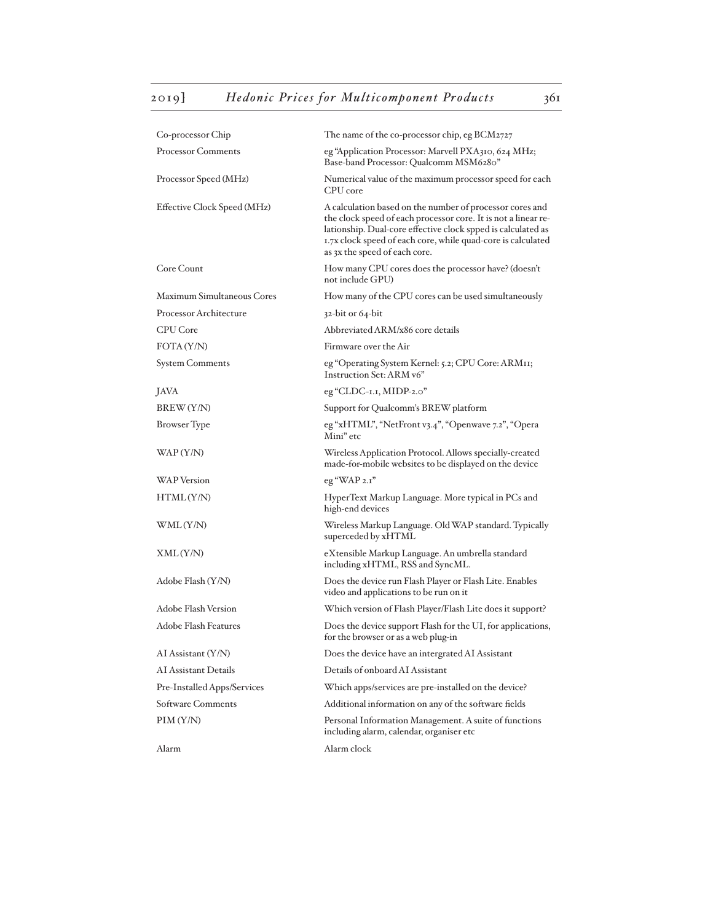| | |
|---|---|
| Co-processor Chip | The name of the co-processor chip, eg BCM2727 |
| Processor Comments | eg "Application Processor: Marvell PXA310, 624 MHz; Base-band Processor: Qualcomm MSM6280" |
| Processor Speed (MHz) | Numerical value of the maximum processor speed for each CPU core |
| Effective Clock Speed (MHz) | A calculation based on the number of processor cores and the clock speed of each processor core. It is not a linear relationship. Dual-core effective clock spped is calculated as 1.7x clock speed of each core, while quad-core is calculated as 3x the speed of each core. |
| Core Count | How many CPU cores does the processor have? (doesn't not include GPU) |
| Maximum Simultaneous Cores | How many of the CPU cores can be used simultaneously |
| Processor Architecture | 32-bit or 64-bit |
| CPU Core | Abbreviated ARM/x86 core details |
| FOTA (Y/N) | Firmware over the Air |
| System Comments | eg "Operating System Kernel: 5.2; CPU Core: ARM11; Instruction Set: ARM v6" |
| JAVA | eg "CLDC-1.1, MIDP-2.0" |
| BREW (Y/N) | Support for Qualcomm's BREW platform |
| Browser Type | eg "xHTML", "NetFront v3.4", "Openwave 7.2", "Opera Mini" etc |
| WAP (Y/N) | Wireless Application Protocol. Allows specially-created made-for-mobile websites to be displayed on the device |
| WAP Version | eg "WAP 2.1" |
| HTML (Y/N) | HyperText Markup Language. More typical in PCs and high-end devices |
| WML (Y/N) | Wireless Markup Language. Old WAP standard. Typically superceded by xHTML |
| XML (Y/N) | eXtensible Markup Language. An umbrella standard including xHTML, RSS and SyncML. |
| Adobe Flash (Y/N) | Does the device run Flash Player or Flash Lite. Enables video and applications to be run on it |
| Adobe Flash Version | Which version of Flash Player/Flash Lite does it support? |
| Adobe Flash Features | Does the device support Flash for the UI, for applications, for the browser or as a web plug-in |
| AI Assistant (Y/N) | Does the device have an intergrated AI Assistant |
| AI Assistant Details | Details of onboard AI Assistant |
| Pre-Installed Apps/Services | Which apps/services are pre-installed on the device? |
| Software Comments | Additional information on any of the software fields |
| PIM (Y/N) | Personal Information Management. A suite of functions including alarm, calendar, organiser etc |
| Alarm | Alarm clock |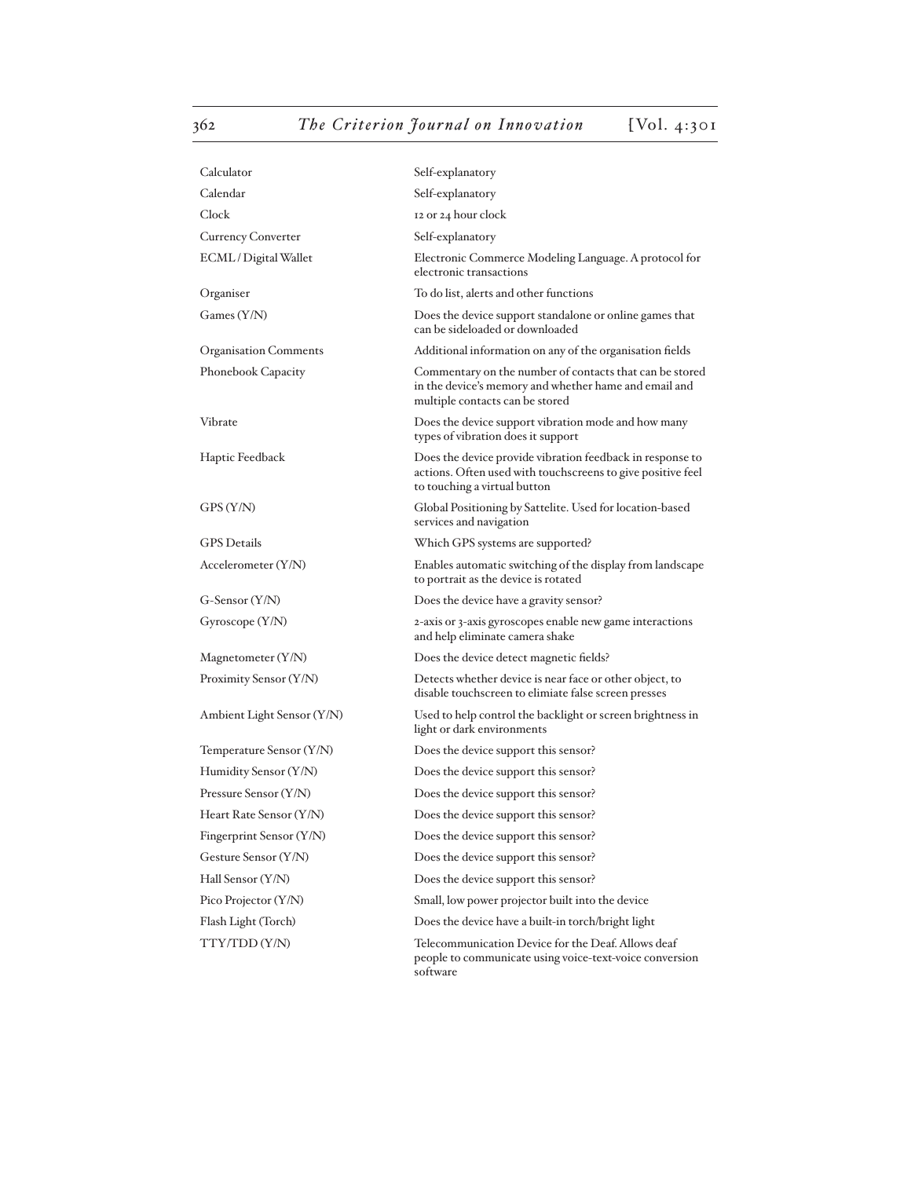| | |
|---|---|
| Calculator | Self-explanatory |
| Calendar | Self-explanatory |
| Clock | 12 or 24 hour clock |
| Currency Converter | Self-explanatory |
| ECML / Digital Wallet | Electronic Commerce Modeling Language. A protocol for electronic transactions |
| Organiser | To do list, alerts and other functions |
| Games (Y/N) | Does the device support standalone or online games that can be sideloaded or downloaded |
| Organisation Comments | Additional information on any of the organisation fields |
| Phonebook Capacity | Commentary on the number of contacts that can be stored in the device's memory and whether hame and email and multiple contacts can be stored |
| Vibrate | Does the device support vibration mode and how many types of vibration does it support |
| Haptic Feedback | Does the device provide vibration feedback in response to actions. Often used with touchscreens to give positive feel to touching a virtual button |
| GPS (Y/N) | Global Positioning by Sattelite. Used for location-based services and navigation |
| GPS Details | Which GPS systems are supported? |
| Accelerometer (Y/N) | Enables automatic switching of the display from landscape to portrait as the device is rotated |
| G-Sensor (Y/N) | Does the device have a gravity sensor? |
| Gyroscope (Y/N) | 2-axis or 3-axis gyroscopes enable new game interactions and help eliminate camera shake |
| Magnetometer (Y/N) | Does the device detect magnetic fields? |
| Proximity Sensor (Y/N) | Detects whether device is near face or other object, to disable touchscreen to elimiate false screen presses |
| Ambient Light Sensor (Y/N) | Used to help control the backlight or screen brightness in light or dark environments |
| Temperature Sensor (Y/N) | Does the device support this sensor? |
| Humidity Sensor (Y/N) | Does the device support this sensor? |
| Pressure Sensor (Y/N) | Does the device support this sensor? |
| Heart Rate Sensor (Y/N) | Does the device support this sensor? |
| Fingerprint Sensor (Y/N) | Does the device support this sensor? |
| Gesture Sensor (Y/N) | Does the device support this sensor? |
| Hall Sensor (Y/N) | Does the device support this sensor? |
| Pico Projector (Y/N) | Small, low power projector built into the device |
| Flash Light (Torch) | Does the device have a built-in torch/bright light |
| TTY/TDD (Y/N) | Telecommunication Device for the Deaf. Allows deaf people to communicate using voice-text-voice conversion software |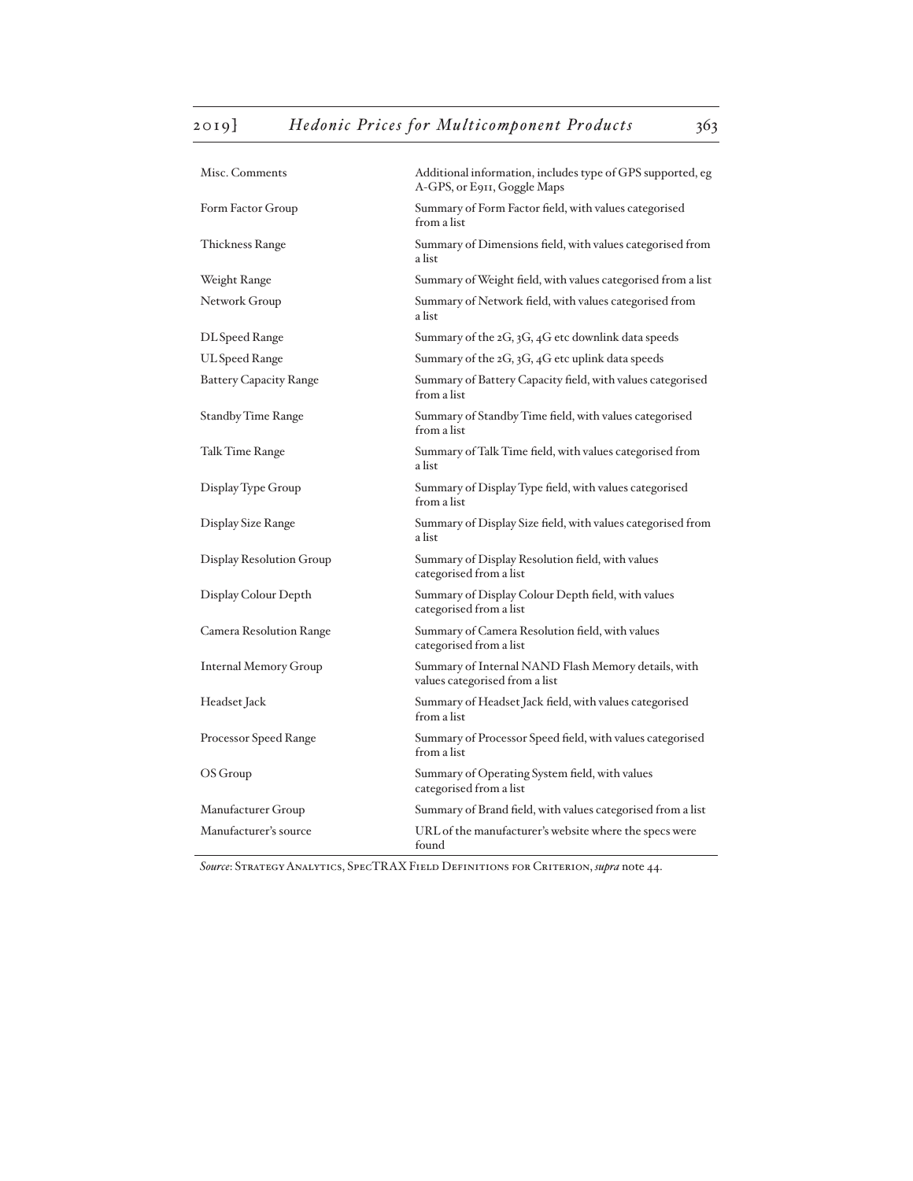| | |
|---|---|
| Misc. Comments | Additional information, includes type of GPS supported, eg A-GPS, or E911, Goggle Maps |
| Form Factor Group | Summary of Form Factor field, with values categorised from a list |
| Thickness Range | Summary of Dimensions field, with values categorised from a list |
| Weight Range | Summary of Weight field, with values categorised from a list |
| Network Group | Summary of Network field, with values categorised from a list |
| DL Speed Range | Summary of the 2G, 3G, 4G etc downlink data speeds |
| UL Speed Range | Summary of the 2G, 3G, 4G etc uplink data speeds |
| Battery Capacity Range | Summary of Battery Capacity field, with values categorised from a list |
| Standby Time Range | Summary of Standby Time field, with values categorised from a list |
| Talk Time Range | Summary of Talk Time field, with values categorised from a list |
| Display Type Group | Summary of Display Type field, with values categorised from a list |
| Display Size Range | Summary of Display Size field, with values categorised from a list |
| Display Resolution Group | Summary of Display Resolution field, with values categorised from a list |
| Display Colour Depth | Summary of Display Colour Depth field, with values categorised from a list |
| Camera Resolution Range | Summary of Camera Resolution field, with values categorised from a list |
| Internal Memory Group | Summary of Internal NAND Flash Memory details, with values categorised from a list |
| Headset Jack | Summary of Headset Jack field, with values categorised from a list |
| Processor Speed Range | Summary of Processor Speed field, with values categorised from a list |
| OS Group | Summary of Operating System field, with values categorised from a list |
| Manufacturer Group | Summary of Brand field, with values categorised from a list |
| Manufacturer's source | URL of the manufacturer's website where the specs were found |

*Source*: Strategy Analytics, SpecTRAX Field Definitions for Criterion, *supra* note 44.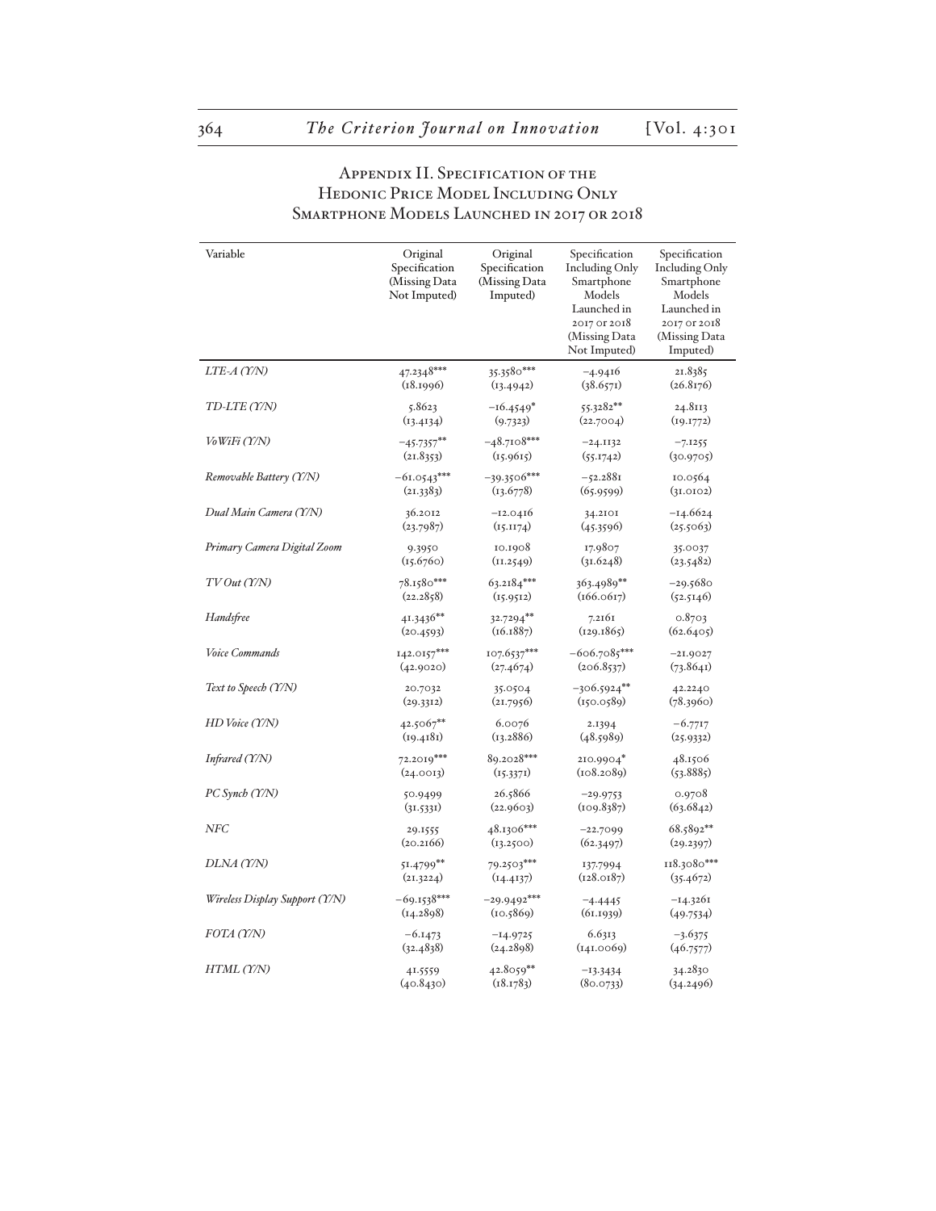## Appendix II. Specification of the Hedonic Price Model Including Only Smartphone Models Launched in 2017 or 2018

| Variable | Original Specification (Missing Data Not Imputed) | Original Specification (Missing Data Imputed) | Specification Including Only Smartphone Models Launched in 2017 or 2018 (Missing Data Not Imputed) | Specification Including Only Smartphone Models Launched in 2017 or 2018 (Missing Data Imputed) |
|---|---|---|---|---|
| *LTE-A (Y/N)* | 47.2348*** (18.1996) | 35.3580*** (13.4942) | −4.9416 (38.6571) | 21.8385 (26.8176) |
| *TD-LTE (Y/N)* | 5.8623 (13.4134) | −16.4549* (9.7323) | 55.3282** (22.7004) | 24.8113 (19.1772) |
| *VoWiFi (Y/N)* | −45.7357** (21.8353) | −48.7108*** (15.9615) | −24.1132 (55.1742) | −7.1255 (30.9705) |
| *Removable Battery (Y/N)* | −61.0543*** (21.3383) | −39.3506*** (13.6778) | −52.2881 (65.9599) | 10.0564 (31.0102) |
| *Dual Main Camera (Y/N)* | 36.2012 (23.7987) | −12.0416 (15.1174) | 34.2101 (45.3596) | −14.6624 (25.5063) |
| *Primary Camera Digital Zoom* | 9.3950 (15.6760) | 10.1908 (11.2549) | 17.9807 (31.6248) | 35.0037 (23.5482) |
| *TV Out (Y/N)* | 78.1580*** (22.2858) | 63.2184*** (15.9512) | 363.4989** (166.0617) | −29.5680 (52.5146) |
| *Handsfree* | 41.3436** (20.4593) | 32.7294** (16.1887) | 7.2161 (129.1865) | 0.8703 (62.6405) |
| *Voice Commands* | 142.0157*** (42.9020) | 107.6537*** (27.4674) | −606.7085*** (206.8537) | −21.9027 (73.8641) |
| *Text to Speech (Y/N)* | 20.7032 (29.3312) | 35.0504 (21.7956) | −306.5924** (150.0589) | 42.2240 (78.3960) |
| *HD Voice (Y/N)* | 42.5067** (19.4181) | 6.0076 (13.2886) | 2.1394 (48.5989) | −6.7717 (25.9332) |
| *Infrared (Y/N)* | 72.2019*** (24.0013) | 89.2028*** (15.3371) | 210.9904* (108.2089) | 48.1506 (53.8885) |
| *PC Synch (Y/N)* | 50.9499 (31.5331) | 26.5866 (22.9603) | −29.9753 (109.8387) | 0.9708 (63.6842) |
| *NFC* | 29.1555 (20.2166) | 48.1306*** (13.2500) | −22.7099 (62.3497) | 68.5892** (29.2397) |
| *DLNA (Y/N)* | 51.4799** (21.3224) | 79.2503*** (14.4137) | 137.7994 (128.0187) | 118.3080*** (35.4672) |
| *Wireless Display Support (Y/N)* | −69.1538*** (14.2898) | −29.9492*** (10.5869) | −4.4445 (61.1939) | −14.3261 (49.7534) |
| *FOTA (Y/N)* | −6.1473 (32.4838) | −14.9725 (24.2898) | 6.6313 (141.0069) | −3.6375 (46.7577) |
| *HTML (Y/N)* | 41.5559 (40.8430) | 42.8059** (18.1783) | −13.3434 (80.0733) | 34.2830 (34.2496) |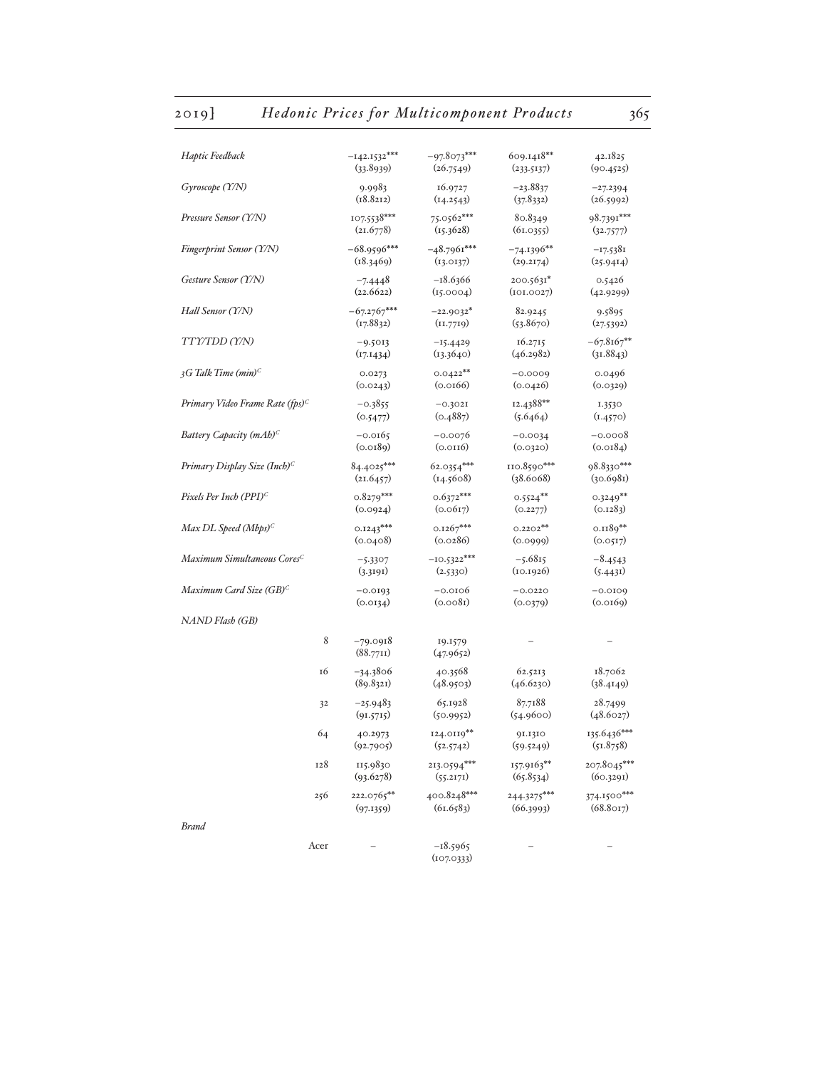| | | | | |
|---|---|---|---|---|
| *Haptic Feedback* | −142.1532*** | −97.8073*** | 609.1418** | 42.1825 |
| | (33.8939) | (26.7549) | (233.5137) | (90.4525) |
| *Gyroscope (Y/N)* | 9.9983 | 16.9727 | −23.8837 | −27.2394 |
| | (18.8212) | (14.2543) | (37.8332) | (26.5992) |
| *Pressure Sensor (Y/N)* | 107.5538*** | 75.0562*** | 80.8349 | 98.7391*** |
| | (21.6778) | (15.3628) | (61.0355) | (32.7577) |
| *Fingerprint Sensor (Y/N)* | −68.9596*** | −48.7961*** | −74.1396** | −17.5381 |
| | (18.3469) | (13.0137) | (29.2174) | (25.9414) |
| *Gesture Sensor (Y/N)* | −7.4448 | −18.6366 | 200.5631* | 0.5426 |
| | (22.6622) | (15.0004) | (101.0027) | (42.9299) |
| *Hall Sensor (Y/N)* | −67.2767*** | −22.9032* | 82.9245 | 9.5895 |
| | (17.8832) | (11.7719) | (53.8670) | (27.5392) |
| *TTY/TDD (Y/N)* | −9.5013 | −15.4429 | 16.2715 | −67.8167** |
| | (17.1434) | (13.3640) | (46.2982) | (31.8843) |
| *3G Talk Time (min)*[C] | 0.0273 | 0.0422** | −0.0009 | 0.0496 |
| | (0.0243) | (0.0166) | (0.0426) | (0.0329) |
| *Primary Video Frame Rate (fps)*[C] | −0.3855 | −0.3021 | 12.4388** | 1.3530 |
| | (0.5477) | (0.4887) | (5.6464) | (1.4570) |
| *Battery Capacity (mAh)*[C] | −0.0165 | −0.0076 | −0.0034 | −0.0008 |
| | (0.0189) | (0.0116) | (0.0320) | (0.0184) |
| *Primary Display Size (Inch)*[C] | 84.4025*** | 62.0354*** | 110.8590*** | 98.8330*** |
| | (21.6457) | (14.5608) | (38.6068) | (30.6981) |
| *Pixels Per Inch (PPI)*[C] | 0.8279*** | 0.6372*** | 0.5524** | 0.3249** |
| | (0.0924) | (0.0617) | (0.2277) | (0.1283) |
| *Max DL Speed (Mbps)*[C] | 0.1243*** | 0.1267*** | 0.2202** | 0.1189** |
| | (0.0408) | (0.0286) | (0.0999) | (0.0517) |
| *Maximum Simultaneous Cores*[C] | −5.3307 | −10.5322*** | −5.6815 | −8.4543 |
| | (3.3191) | (2.5330) | (10.1926) | (5.4431) |
| *Maximum Card Size (GB)*[C] | −0.0193 | −0.0106 | −0.0220 | −0.0109 |
| | (0.0134) | (0.0081) | (0.0379) | (0.0169) |
| *NAND Flash (GB)* | | | | |
| 8 | −79.0918 | 19.1579 | – | – |
| | (88.7711) | (47.9652) | | |
| 16 | −34.3806 | 40.3568 | 62.5213 | 18.7062 |
| | (89.8321) | (48.9503) | (46.6230) | (38.4149) |
| 32 | −25.9483 | 65.1928 | 87.7188 | 28.7499 |
| | (91.5715) | (50.9952) | (54.9600) | (48.6027) |
| 64 | 40.2973 | 124.0119** | 91.1310 | 135.6436*** |
| | (92.7905) | (52.5742) | (59.5249) | (51.8758) |
| 128 | 115.9830 | 213.0594*** | 157.9163** | 207.8045*** |
| | (93.6278) | (55.2171) | (65.8534) | (60.3291) |
| 256 | 222.0765** | 400.8248*** | 244.3275*** | 374.1500*** |
| | (97.1359) | (61.6583) | (66.3993) | (68.8017) |
| *Brand* | | | | |
| Acer | – | −18.5965 | – | – |
| | | (107.0333) | | |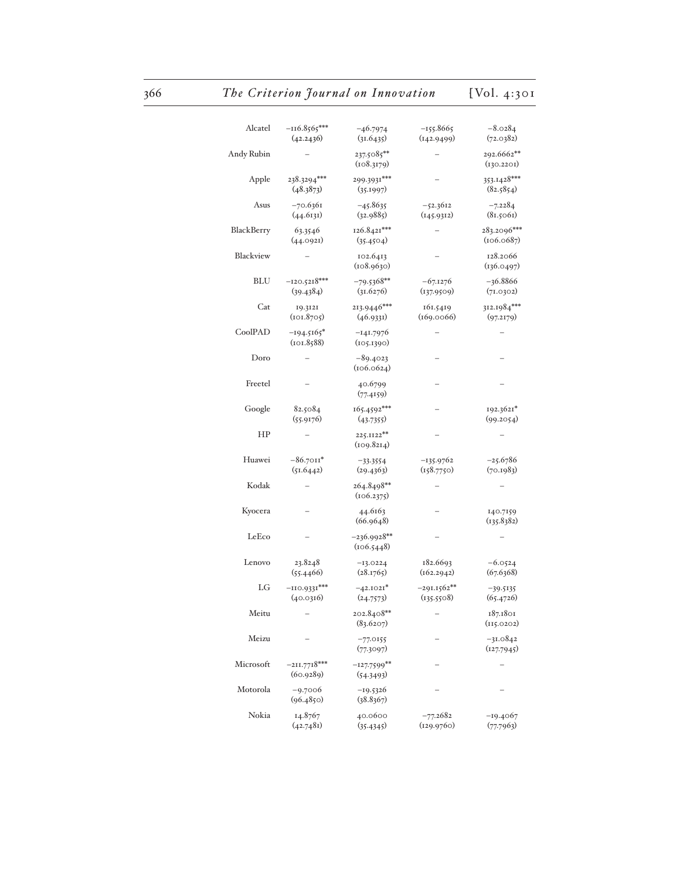| | | | | |
|---|---|---|---|---|
| Alcatel | −116.8565*** | −46.7974 | −155.8665 | −8.0284 |
| | (42.2436) | (31.6435) | (142.9499) | (72.0382) |
| Andy Rubin | – | 237.5085** | – | 292.6662** |
| | | (108.3179) | | (130.2201) |
| Apple | 238.3294*** | 299.3931*** | – | 353.1428*** |
| | (48.3873) | (35.1997) | | (82.5854) |
| Asus | −70.6361 | −45.8635 | −52.3612 | −7.2284 |
| | (44.6131) | (32.9885) | (145.9312) | (81.5061) |
| BlackBerry | 63.3546 | 126.8421*** | – | 283.2096*** |
| | (44.0921) | (35.4504) | | (106.0687) |
| Blackview | – | 102.6413 | – | 128.2066 |
| | | (108.9630) | | (136.0497) |
| BLU | −120.5218*** | −79.5368** | −67.1276 | −36.8866 |
| | (39.4384) | (31.6276) | (137.9509) | (71.0302) |
| Cat | 19.3121 | 213.9446*** | 161.5419 | 312.1984*** |
| | (101.8705) | (46.9331) | (169.0066) | (97.2179) |
| CoolPAD | −194.5165* | −141.7976 | – | – |
| | (101.8588) | (105.1390) | | |
| Doro | – | −89.4023 | – | – |
| | | (106.0624) | | |
| Freetel | – | 40.6799 | – | – |
| | | (77.4159) | | |
| Google | 82.5084 | 165.4592*** | – | 192.3621* |
| | (55.9176) | (43.7355) | | (99.2054) |
| HP | – | 225.1122** | – | – |
| | | (109.8214) | | |
| Huawei | −86.7011* | −33.3554 | −135.9762 | −25.6786 |
| | (51.6442) | (29.4363) | (158.7750) | (70.1983) |
| Kodak | – | 264.8498** | – | – |
| | | (106.2375) | | |
| Kyocera | – | 44.6163 | – | 140.7159 |
| | | (66.9648) | | (135.8382) |
| LeEco | – | −236.9928** | – | – |
| | | (106.5448) | | |
| Lenovo | 23.8248 | −13.0224 | 182.6693 | −6.0524 |
| | (55.4466) | (28.1765) | (162.2942) | (67.6368) |
| LG | −110.9331*** | −42.1021* | −291.1562** | −39.5135 |
| | (40.0316) | (24.7573) | (135.5508) | (65.4726) |
| Meitu | – | 202.8408** | – | 187.1801 |
| | | (83.6207) | | (115.0202) |
| Meizu | – | −77.0155 | – | −31.0842 |
| | | (77.3097) | | (127.7945) |
| Microsoft | −211.7718*** | −127.7599** | – | – |
| | (60.9289) | (54.3493) | | |
| Motorola | −9.7006 | −19.5326 | – | – |
| | (96.4850) | (38.8367) | | |
| Nokia | 14.8767 | 40.0600 | −77.2682 | −19.4067 |
| | (42.7481) | (35.4345) | (129.9760) | (77.7963) |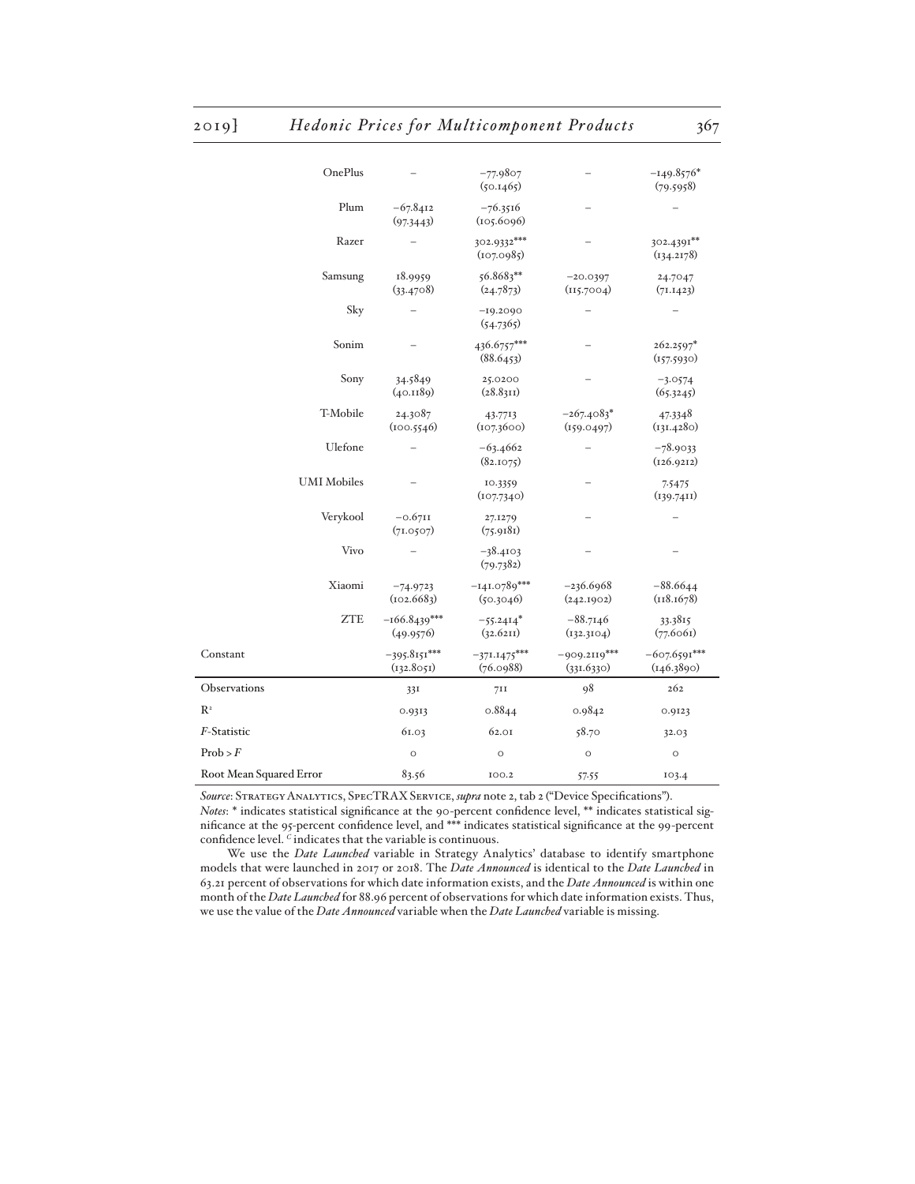| | | | | |
|---|---|---|---|---|
| OnePlus | – | −77.9807<br>(50.1465) | – | −149.8576*<br>(79.5958) |
| Plum | −67.8412<br>(97.3443) | −76.3516<br>(105.6096) | – | – |
| Razer | – | 302.9332***<br>(107.0985) | – | 302.4391**<br>(134.2178) |
| Samsung | 18.9959<br>(33.4708) | 56.8683**<br>(24.7873) | −20.0397<br>(115.7004) | 24.7047<br>(71.1423) |
| Sky | – | −19.2090<br>(54.7365) | – | – |
| Sonim | – | 436.6757***<br>(88.6453) | – | 262.2597*<br>(157.5930) |
| Sony | 34.5849<br>(40.1189) | 25.0200<br>(28.8311) | – | −3.0574<br>(65.3245) |
| T-Mobile | 24.3087<br>(100.5546) | 43.7713<br>(107.3600) | −267.4083*<br>(159.0497) | 47.3348<br>(131.4280) |
| Ulefone | – | −63.4662<br>(82.1075) | – | −78.9033<br>(126.9212) |
| UMI Mobiles | – | 10.3359<br>(107.7340) | – | 7.5475<br>(139.7411) |
| Verykool | −0.6711<br>(71.0507) | 27.1279<br>(75.9181) | – | – |
| Vivo | – | −38.4103<br>(79.7382) | – | – |
| Xiaomi | −74.9723<br>(102.6683) | −141.0789***<br>(50.3046) | −236.6968<br>(242.1902) | −88.6644<br>(118.1678) |
| ZTE | −166.8439***<br>(49.9576) | −55.2414*<br>(32.6211) | −88.7146<br>(132.3104) | 33.3815<br>(77.6061) |
| Constant | −395.8151***<br>(132.8051) | −371.1475***<br>(76.0988) | −909.2119***<br>(331.6330) | −607.6591***<br>(146.3890) |
| Observations | 331 | 711 | 98 | 262 |
| $R^2$ | 0.9313 | 0.8844 | 0.9842 | 0.9123 |
| *F*-Statistic | 61.03 | 62.01 | 58.70 | 32.03 |
| Prob > *F* | 0 | 0 | 0 | 0 |
| Root Mean Squared Error | 83.56 | 100.2 | 57.55 | 103.4 |

*Source*: Strategy Analytics, SpecTRAX Service, *supra* note 2, tab 2 ("Device Specifications").
*Notes*: * indicates statistical significance at the 90-percent confidence level, ** indicates statistical significance at the 95-percent confidence level, and *** indicates statistical significance at the 99-percent confidence level. $^{C}$ indicates that the variable is continuous.

We use the *Date Launched* variable in Strategy Analytics' database to identify smartphone models that were launched in 2017 or 2018. The *Date Announced* is identical to the *Date Launched* in 63.21 percent of observations for which date information exists, and the *Date Announced* is within one month of the *Date Launched* for 88.96 percent of observations for which date information exists. Thus, we use the value of the *Date Announced* variable when the *Date Launched* variable is missing.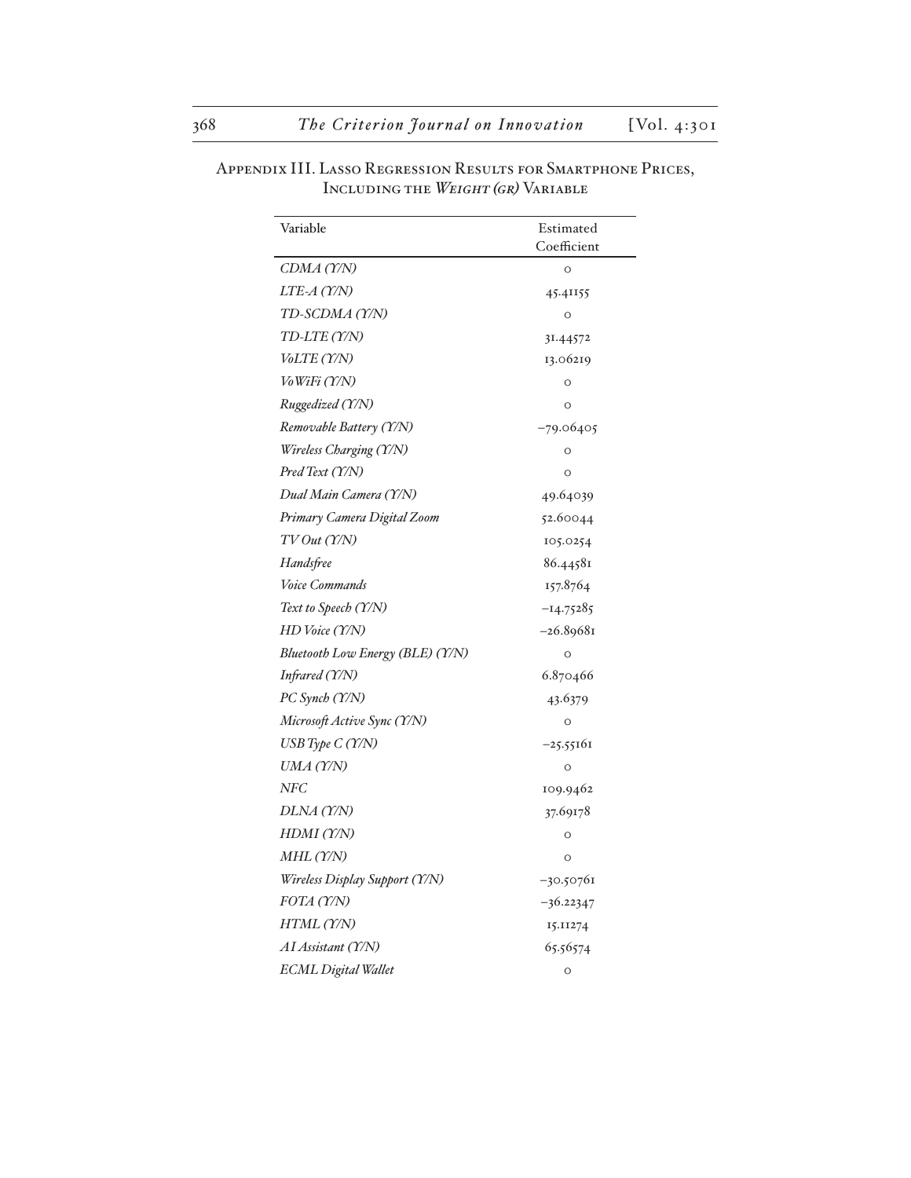## Appendix III. Lasso Regression Results for Smartphone Prices, Including the *Weight (gr)* Variable

| Variable | Estimated Coefficient |
|---|---|
| *CDMA (Y/N)* | 0 |
| *LTE-A (Y/N)* | 45.41155 |
| *TD-SCDMA (Y/N)* | 0 |
| *TD-LTE (Y/N)* | 31.44572 |
| *VoLTE (Y/N)* | 13.06219 |
| *VoWiFi (Y/N)* | 0 |
| *Ruggedized (Y/N)* | 0 |
| *Removable Battery (Y/N)* | −79.06405 |
| *Wireless Charging (Y/N)* | 0 |
| *Pred Text (Y/N)* | 0 |
| *Dual Main Camera (Y/N)* | 49.64039 |
| *Primary Camera Digital Zoom* | 52.60044 |
| *TV Out (Y/N)* | 105.0254 |
| *Handsfree* | 86.44581 |
| *Voice Commands* | 157.8764 |
| *Text to Speech (Y/N)* | −14.75285 |
| *HD Voice (Y/N)* | −26.89681 |
| *Bluetooth Low Energy (BLE) (Y/N)* | 0 |
| *Infrared (Y/N)* | 6.870466 |
| *PC Synch (Y/N)* | 43.6379 |
| *Microsoft Active Sync (Y/N)* | 0 |
| *USB Type C (Y/N)* | −25.55161 |
| *UMA (Y/N)* | 0 |
| *NFC* | 109.9462 |
| *DLNA (Y/N)* | 37.69178 |
| *HDMI (Y/N)* | 0 |
| *MHL (Y/N)* | 0 |
| *Wireless Display Support (Y/N)* | −30.50761 |
| *FOTA (Y/N)* | −36.22347 |
| *HTML (Y/N)* | 15.11274 |
| *AI Assistant (Y/N)* | 65.56574 |
| *ECML Digital Wallet* | 0 |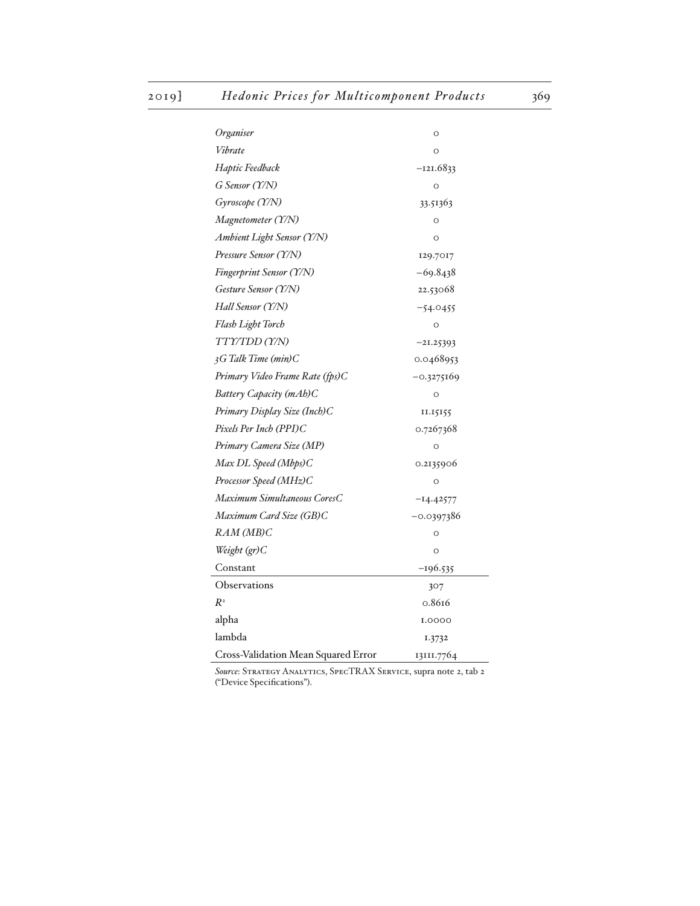| | |
|---|---|
| *Organiser* | 0 |
| *Vibrate* | 0 |
| *Haptic Feedback* | −121.6833 |
| *G Sensor (Y/N)* | 0 |
| *Gyroscope (Y/N)* | 33.51363 |
| *Magnetometer (Y/N)* | 0 |
| *Ambient Light Sensor (Y/N)* | 0 |
| *Pressure Sensor (Y/N)* | 129.7017 |
| *Fingerprint Sensor (Y/N)* | −69.8438 |
| *Gesture Sensor (Y/N)* | 22.53068 |
| *Hall Sensor (Y/N)* | −54.0455 |
| *Flash Light Torch* | 0 |
| *TTY/TDD (Y/N)* | −21.25393 |
| *3G Talk Time (min)C* | 0.0468953 |
| *Primary Video Frame Rate (fps)C* | −0.3275169 |
| *Battery Capacity (mAh)C* | 0 |
| *Primary Display Size (Inch)C* | 11.15155 |
| *Pixels Per Inch (PPI)C* | 0.7267368 |
| *Primary Camera Size (MP)* | 0 |
| *Max DL Speed (Mbps)C* | 0.2135906 |
| *Processor Speed (MHz)C* | 0 |
| *Maximum Simultaneous CoresC* | −14.42577 |
| *Maximum Card Size (GB)C* | −0.0397386 |
| *RAM (MB)C* | 0 |
| *Weight (gr)C* | 0 |
| Constant | −196.535 |
| Observations | 307 |
| $R^2$ | 0.8616 |
| alpha | 1.0000 |
| lambda | 1.3732 |
| Cross-Validation Mean Squared Error | 13111.7764 |

*Source*: Strategy Analytics, SpecTRAX Service, supra note 2, tab 2 ("Device Specifications").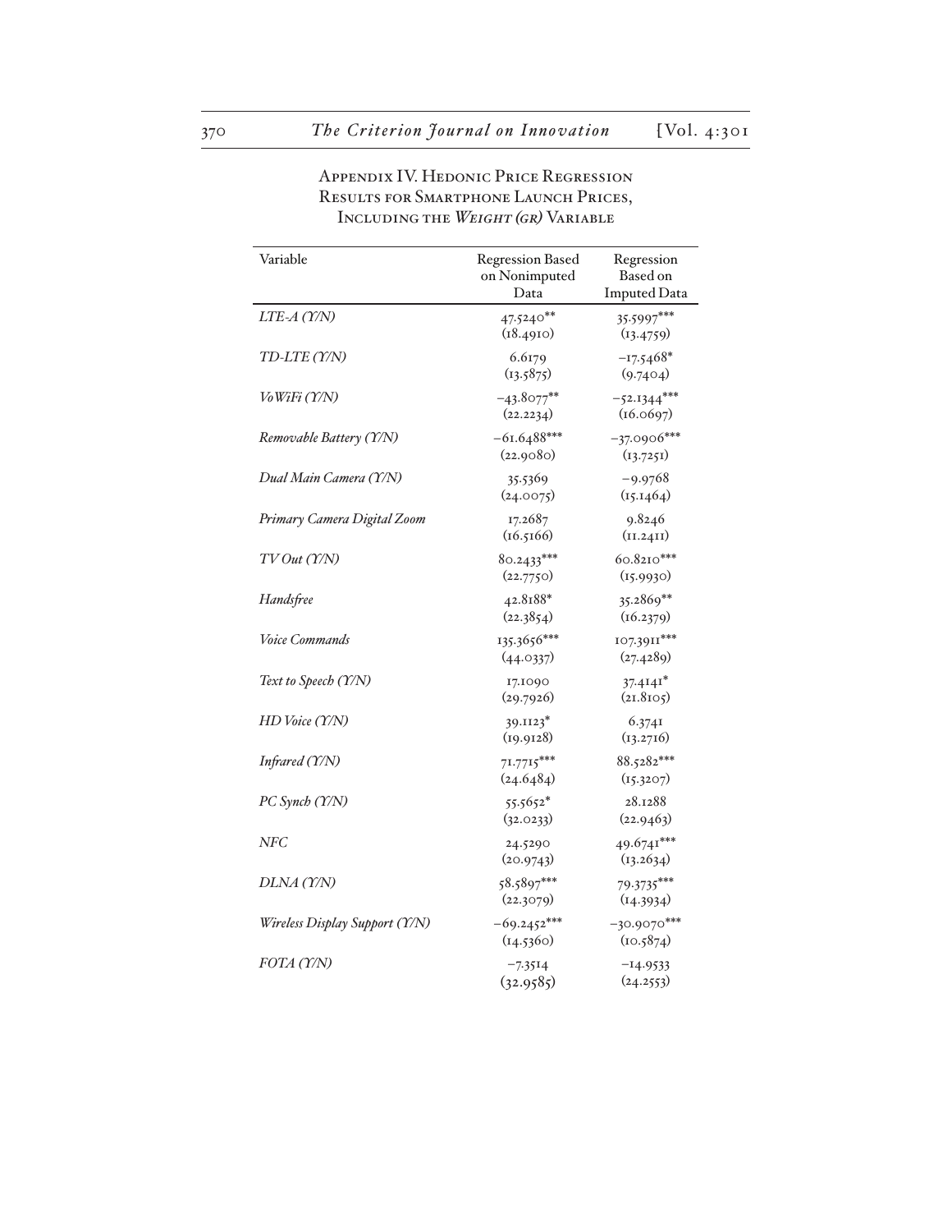### Appendix IV. Hedonic Price Regression Results for Smartphone Launch Prices, Including the *Weight (gr)* Variable

| Variable | Regression Based on Nonimputed Data | Regression Based on Imputed Data |
|---|---|---|
| *LTE-A (Y/N)* | 47.5240** | 35.5997*** |
| | (18.4910) | (13.4759) |
| *TD-LTE (Y/N)* | 6.6179 | −17.5468* |
| | (13.5875) | (9.7404) |
| *VoWiFi (Y/N)* | −43.8077** | −52.1344*** |
| | (22.2234) | (16.0697) |
| *Removable Battery (Y/N)* | −61.6488*** | −37.0906*** |
| | (22.9080) | (13.7251) |
| *Dual Main Camera (Y/N)* | 35.5369 | −9.9768 |
| | (24.0075) | (15.1464) |
| *Primary Camera Digital Zoom* | 17.2687 | 9.8246 |
| | (16.5166) | (11.2411) |
| *TV Out (Y/N)* | 80.2433*** | 60.8210*** |
| | (22.7750) | (15.9930) |
| *Handsfree* | 42.8188* | 35.2869** |
| | (22.3854) | (16.2379) |
| *Voice Commands* | 135.3656*** | 107.3911*** |
| | (44.0337) | (27.4289) |
| *Text to Speech (Y/N)* | 17.1090 | 37.4141* |
| | (29.7926) | (21.8105) |
| *HD Voice (Y/N)* | 39.1123* | 6.3741 |
| | (19.9128) | (13.2716) |
| *Infrared (Y/N)* | 71.7715*** | 88.5282*** |
| | (24.6484) | (15.3207) |
| *PC Synch (Y/N)* | 55.5652* | 28.1288 |
| | (32.0233) | (22.9463) |
| *NFC* | 24.5290 | 49.6741*** |
| | (20.9743) | (13.2634) |
| *DLNA (Y/N)* | 58.5897*** | 79.3735*** |
| | (22.3079) | (14.3934) |
| *Wireless Display Support (Y/N)* | −69.2452*** | −30.9070*** |
| | (14.5360) | (10.5874) |
| *FOTA (Y/N)* | −7.3514 | −14.9533 |
| | (32.9585) | (24.2553) |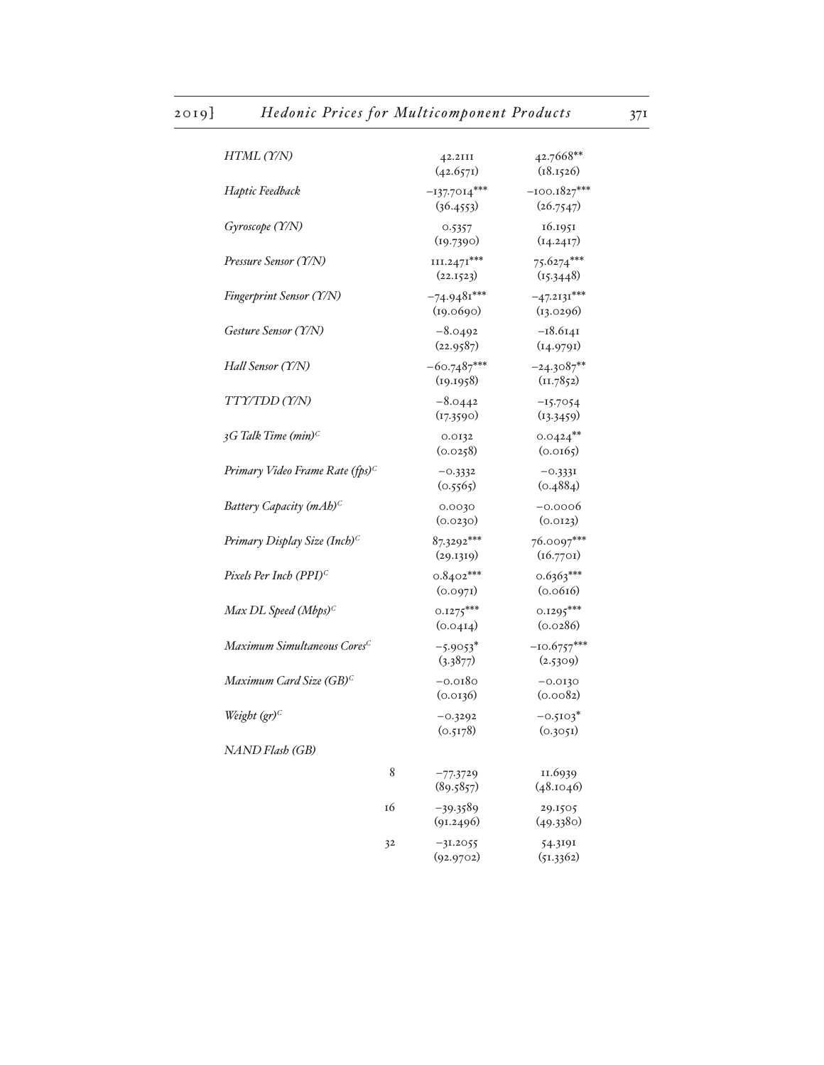| | | | |
|---|---|---|---|
| *HTML (Y/N)* | | 42.2111 | 42.7668** |
| | | (42.6571) | (18.1526) |
| *Haptic Feedback* | | −137.7014*** | −100.1827*** |
| | | (36.4553) | (26.7547) |
| *Gyroscope (Y/N)* | | 0.5357 | 16.1951 |
| | | (19.7390) | (14.2417) |
| *Pressure Sensor (Y/N)* | | 111.2471*** | 75.6274*** |
| | | (22.1523) | (15.3448) |
| *Fingerprint Sensor (Y/N)* | | −74.9481*** | −47.2131*** |
| | | (19.0690) | (13.0296) |
| *Gesture Sensor (Y/N)* | | −8.0492 | −18.6141 |
| | | (22.9587) | (14.9791) |
| *Hall Sensor (Y/N)* | | −60.7487*** | −24.3087** |
| | | (19.1958) | (11.7852) |
| *TTY/TDD (Y/N)* | | −8.0442 | −15.7054 |
| | | (17.3590) | (13.3459) |
| *3G Talk Time (min)*[C] | | 0.0132 | 0.0424** |
| | | (0.0258) | (0.0165) |
| *Primary Video Frame Rate (fps)*[C] | | −0.3332 | −0.3331 |
| | | (0.5565) | (0.4884) |
| *Battery Capacity (mAh)*[C] | | 0.0030 | −0.0006 |
| | | (0.0230) | (0.0123) |
| *Primary Display Size (Inch)*[C] | | 87.3292*** | 76.0097*** |
| | | (29.1319) | (16.7701) |
| *Pixels Per Inch (PPI)*[C] | | 0.8402*** | 0.6363*** |
| | | (0.0971) | (0.0616) |
| *Max DL Speed (Mbps)*[C] | | 0.1275*** | 0.1295*** |
| | | (0.0414) | (0.0286) |
| *Maximum Simultaneous Cores*[C] | | −5.9053* | −10.6757*** |
| | | (3.3877) | (2.5309) |
| *Maximum Card Size (GB)*[C] | | −0.0180 | −0.0130 |
| | | (0.0136) | (0.0082) |
| *Weight (gr)*[C] | | −0.3292 | −0.5103* |
| | | (0.5178) | (0.3051) |
| *NAND Flash (GB)* | | | |
| | 8 | −77.3729 | 11.6939 |
| | | (89.5857) | (48.1046) |
| | 16 | −39.3589 | 29.1505 |
| | | (91.2496) | (49.3380) |
| | 32 | −31.2055 | 54.3191 |
| | | (92.9702) | (51.3362) |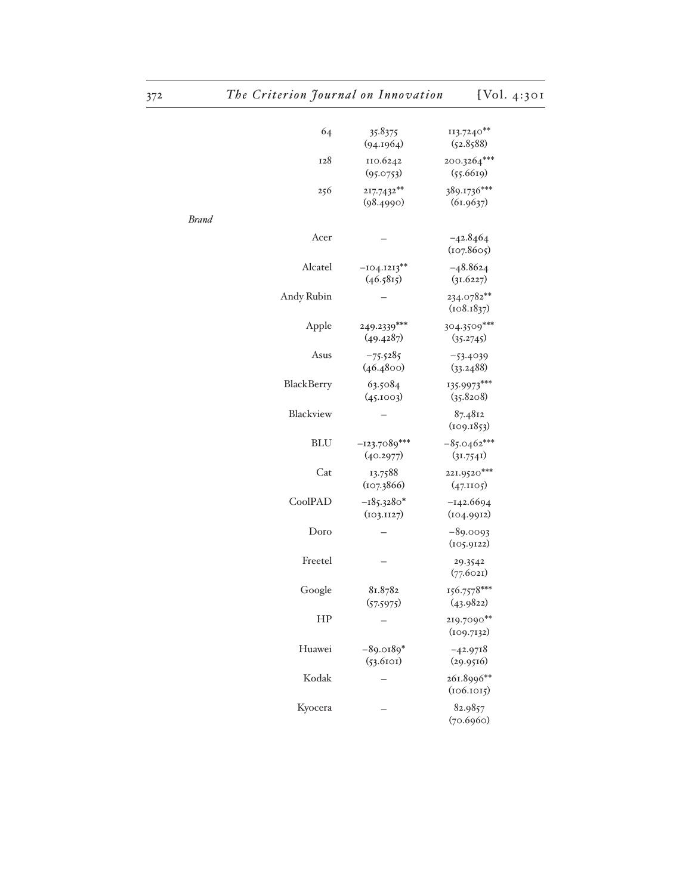| | | | |
|---|---|---|---|
| | 64 | 35.8375 (94.1964) | 113.7240** (52.8588) |
| | 128 | 110.6242 (95.0753) | 200.3264*** (55.6619) |
| | 256 | 217.7432** (98.4990) | 389.1736*** (61.9637) |
| *Brand* | | | |
| | Acer | – | −42.8464 (107.8605) |
| | Alcatel | −104.1213** (46.5815) | −48.8624 (31.6227) |
| | Andy Rubin | – | 234.0782** (108.1837) |
| | Apple | 249.2339*** (49.4287) | 304.3509*** (35.2745) |
| | Asus | −75.5285 (46.4800) | −53.4039 (33.2488) |
| | BlackBerry | 63.5084 (45.1003) | 135.9973*** (35.8208) |
| | Blackview | – | 87.4812 (109.1853) |
| | BLU | −123.7089*** (40.2977) | −85.0462*** (31.7541) |
| | Cat | 13.7588 (107.3866) | 221.9520*** (47.1105) |
| | CoolPAD | −185.3280* (103.1127) | −142.6694 (104.9912) |
| | Doro | – | −89.0093 (105.9122) |
| | Freetel | – | 29.3542 (77.6021) |
| | Google | 81.8782 (57.5975) | 156.7578*** (43.9822) |
| | HP | – | 219.7090** (109.7132) |
| | Huawei | −89.0189* (53.6101) | −42.9718 (29.9516) |
| | Kodak | – | 261.8996** (106.1015) |
| | Kyocera | – | 82.9857 (70.6960) |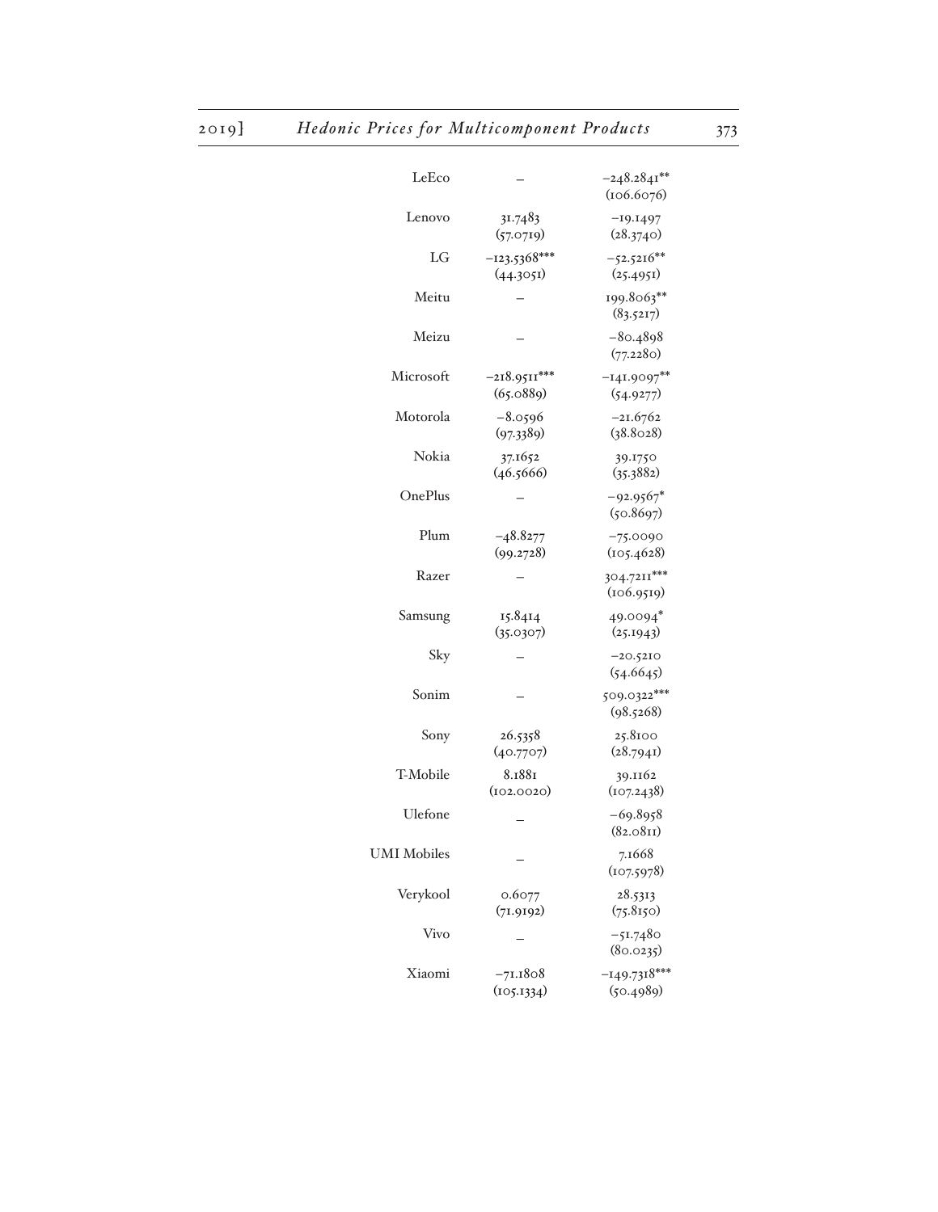| | | |
|---|---|---|
| LeEco | – | −248.2841** (106.6076) |
| Lenovo | 31.7483 (57.0719) | −19.1497 (28.3740) |
| LG | −123.5368*** (44.3051) | −52.5216** (25.4951) |
| Meitu | – | 199.8063** (83.5217) |
| Meizu | – | −80.4898 (77.2280) |
| Microsoft | −218.9511*** (65.0889) | −141.9097** (54.9277) |
| Motorola | −8.0596 (97.3389) | −21.6762 (38.8028) |
| Nokia | 37.1652 (46.5666) | 39.1750 (35.3882) |
| OnePlus | – | −92.9567* (50.8697) |
| Plum | −48.8277 (99.2728) | −75.0090 (105.4628) |
| Razer | – | 304.7211*** (106.9519) |
| Samsung | 15.8414 (35.0307) | 49.0094* (25.1943) |
| Sky | – | −20.5210 (54.6645) |
| Sonim | – | 509.0322*** (98.5268) |
| Sony | 26.5358 (40.7707) | 25.8100 (28.7941) |
| T-Mobile | 8.1881 (102.0020) | 39.1162 (107.2438) |
| Ulefone | – | −69.8958 (82.0811) |
| UMI Mobiles | – | 7.1668 (107.5978) |
| Verykool | 0.6077 (71.9192) | 28.5313 (75.8150) |
| Vivo | – | −51.7480 (80.0235) |
| Xiaomi | −71.1808 (105.1334) | −149.7318*** (50.4989) |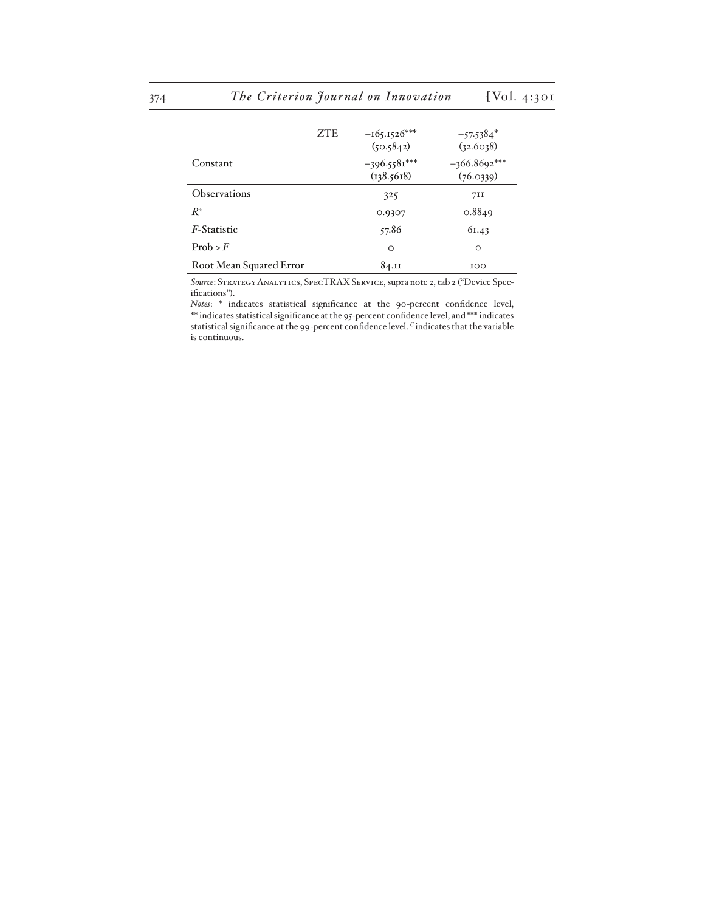| | | |
|---|---|---|
| ZTE | −165.1526*** (50.5842) | −57.5384* (32.6038) |
| Constant | −396.5581*** (138.5618) | −366.8692*** (76.0339) |
| Observations | 325 | 711 |
| $R^2$ | 0.9307 | 0.8849 |
| *F*-Statistic | 57.86 | 61.43 |
| Prob > *F* | 0 | 0 |
| Root Mean Squared Error | 84.11 | 100 |

*Source*: Strategy Analytics, SpecTRAX Service, supra note 2, tab 2 ("Device Specifications").

*Notes*: * indicates statistical significance at the 90-percent confidence level, ** indicates statistical significance at the 95-percent confidence level, and *** indicates statistical significance at the 99-percent confidence level. $^C$ indicates that the variable is continuous.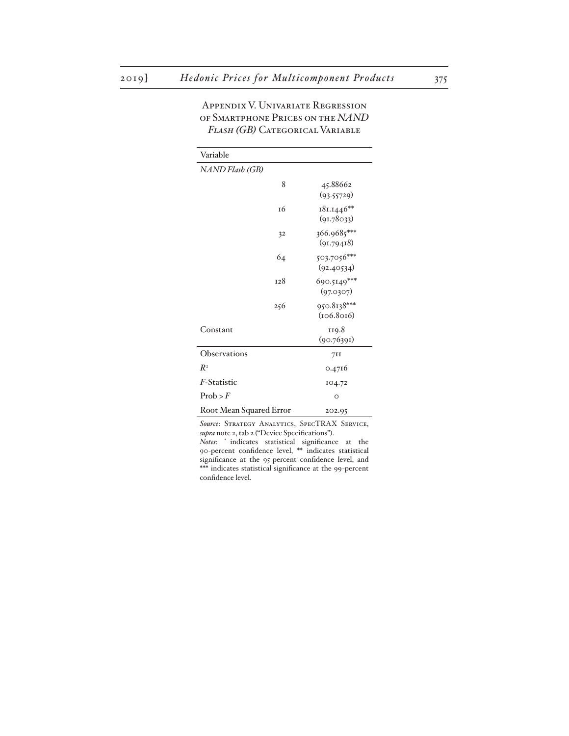## Appendix V. Univariate Regression of Smartphone Prices on the *NAND Flash (GB)* Categorical Variable

| Variable | | |
|---|---|---|
| *NAND Flash (GB)* | | |
| | 8 | 45.88662 (93.55729) |
| | 16 | 181.1446** (91.78033) |
| | 32 | 366.9685*** (91.79418) |
| | 64 | 503.7056*** (92.40534) |
| | 128 | 690.5149*** (97.0307) |
| | 256 | 950.8138*** (106.8016) |
| Constant | | 119.8 (90.76391) |
| Observations | | 711 |
| $R^2$ | | 0.4716 |
| *F*-Statistic | | 104.72 |
| Prob > *F* | | 0 |
| Root Mean Squared Error | | 202.95 |

*Source*: Strategy Analytics, SpecTRAX Service, *supra* note 2, tab 2 ("Device Specifications").

*Notes*: * indicates statistical significance at the 90-percent confidence level, ** indicates statistical significance at the 95-percent confidence level, and *** indicates statistical significance at the 99-percent confidence level.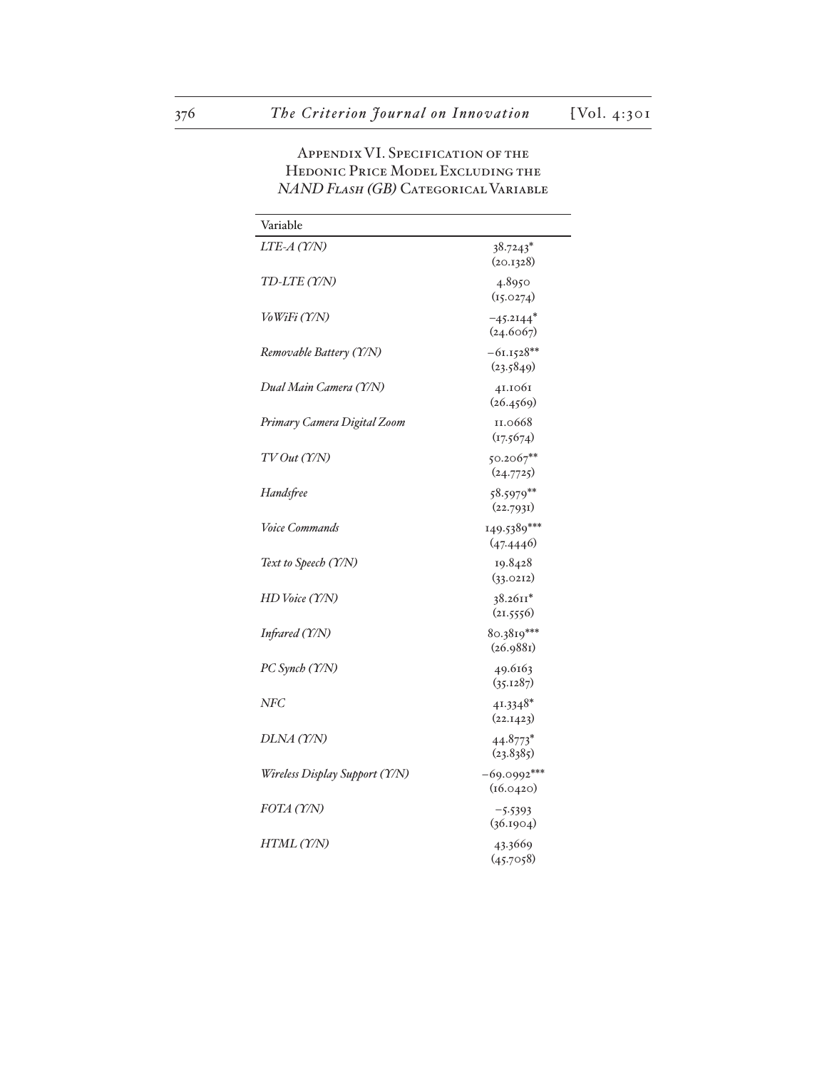# Appendix VI. Specification of the Hedonic Price Model Excluding the *NAND Flash (GB)* Categorical Variable

| Variable | |
|---|---|
| *LTE-A (Y/N)* | 38.7243* (20.1328) |
| *TD-LTE (Y/N)* | 4.8950 (15.0274) |
| *VoWiFi (Y/N)* | −45.2144* (24.6067) |
| *Removable Battery (Y/N)* | −61.1528** (23.5849) |
| *Dual Main Camera (Y/N)* | 41.1061 (26.4569) |
| *Primary Camera Digital Zoom* | 11.0668 (17.5674) |
| *TV Out (Y/N)* | 50.2067** (24.7725) |
| *Handsfree* | 58.5979** (22.7931) |
| *Voice Commands* | 149.5389*** (47.4446) |
| *Text to Speech (Y/N)* | 19.8428 (33.0212) |
| *HD Voice (Y/N)* | 38.2611* (21.5556) |
| *Infrared (Y/N)* | 80.3819*** (26.9881) |
| *PC Synch (Y/N)* | 49.6163 (35.1287) |
| *NFC* | 41.3348* (22.1423) |
| *DLNA (Y/N)* | 44.8773* (23.8385) |
| *Wireless Display Support (Y/N)* | −69.0992*** (16.0420) |
| *FOTA (Y/N)* | −5.5393 (36.1904) |
| *HTML (Y/N)* | 43.3669 (45.7058) |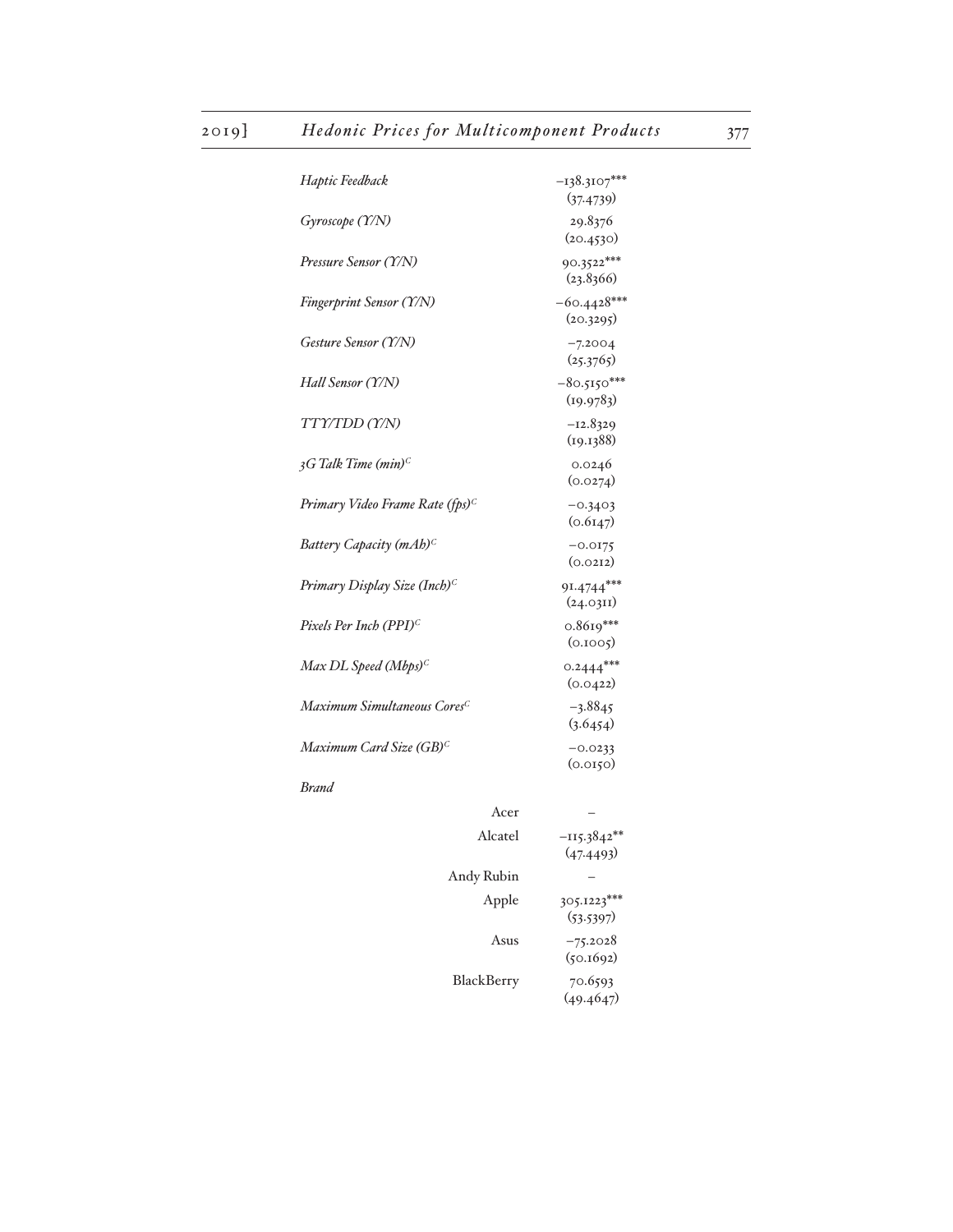| | |
|---|---|
| *Haptic Feedback* | −138.3107*** |
| | (37.4739) |
| *Gyroscope (Y/N)* | 29.8376 |
| | (20.4530) |
| *Pressure Sensor (Y/N)* | 90.3522*** |
| | (23.8366) |
| *Fingerprint Sensor (Y/N)* | −60.4428*** |
| | (20.3295) |
| *Gesture Sensor (Y/N)* | −7.2004 |
| | (25.3765) |
| *Hall Sensor (Y/N)* | −80.5150*** |
| | (19.9783) |
| *TTY/TDD (Y/N)* | −12.8329 |
| | (19.1388) |
| *3G Talk Time (min)*[C] | 0.0246 |
| | (0.0274) |
| *Primary Video Frame Rate (fps)*[C] | −0.3403 |
| | (0.6147) |
| *Battery Capacity (mAh)*[C] | −0.0175 |
| | (0.0212) |
| *Primary Display Size (Inch)*[C] | 91.4744*** |
| | (24.0311) |
| *Pixels Per Inch (PPI)*[C] | 0.8619*** |
| | (0.1005) |
| *Max DL Speed (Mbps)*[C] | 0.2444*** |
| | (0.0422) |
| *Maximum Simultaneous Cores*[C] | −3.8845 |
| | (3.6454) |
| *Maximum Card Size (GB)*[C] | −0.0233 |
| | (0.0150) |
| *Brand* | |
| Acer | – |
| Alcatel | −115.3842** |
| | (47.4493) |
| Andy Rubin | – |
| Apple | 305.1223*** |
| | (53.5397) |
| Asus | −75.2028 |
| | (50.1692) |
| BlackBerry | 70.6593 |
| | (49.4647) |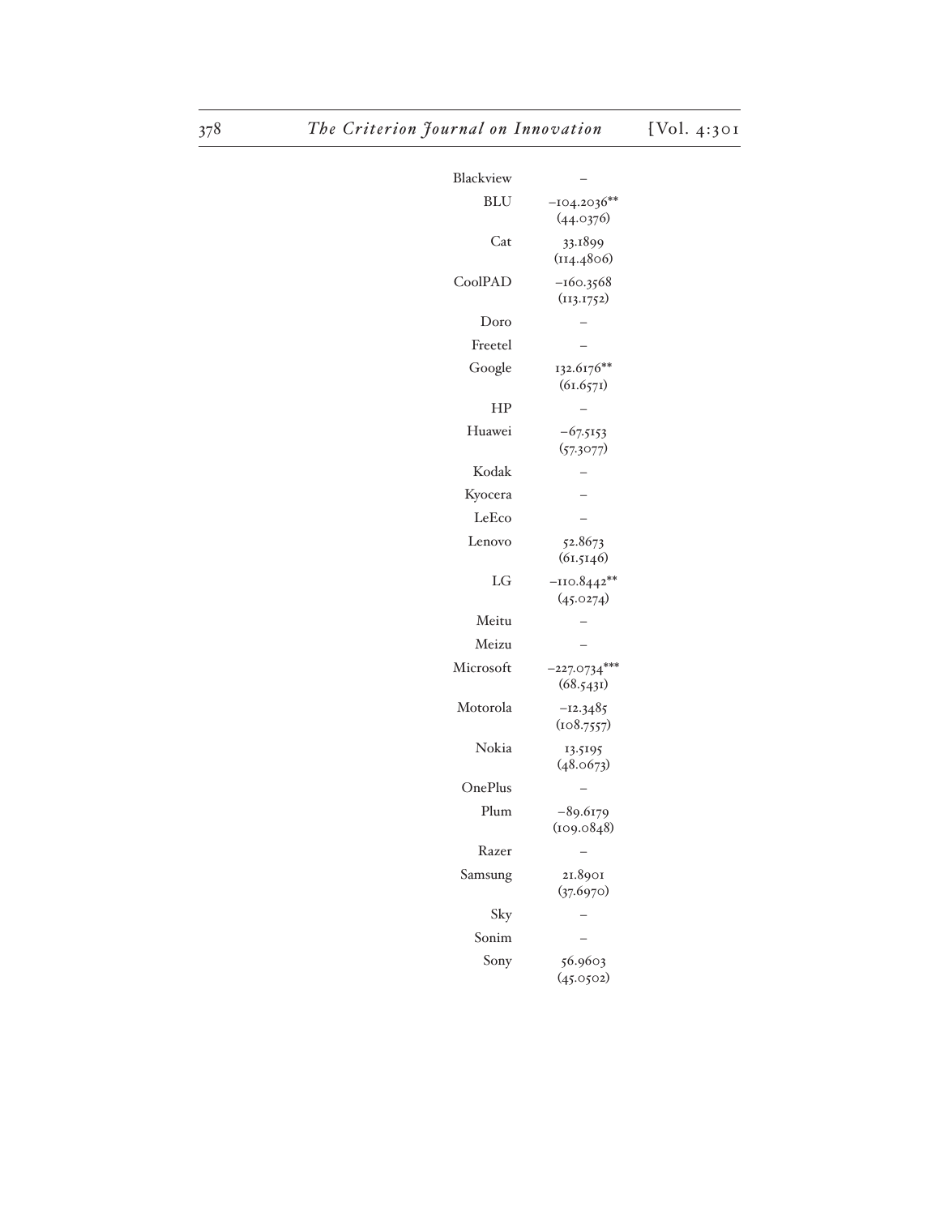| | |
|---|---|
| Blackview | – |
| BLU | −104.2036** (44.0376) |
| Cat | 33.1899 (114.4806) |
| CoolPAD | −160.3568 (113.1752) |
| Doro | – |
| Freetel | – |
| Google | 132.6176** (61.6571) |
| HP | – |
| Huawei | −67.5153 (57.3077) |
| Kodak | – |
| Kyocera | – |
| LeEco | – |
| Lenovo | 52.8673 (61.5146) |
| LG | −110.8442** (45.0274) |
| Meitu | – |
| Meizu | – |
| Microsoft | −227.0734*** (68.5431) |
| Motorola | −12.3485 (108.7557) |
| Nokia | 13.5195 (48.0673) |
| OnePlus | – |
| Plum | −89.6179 (109.0848) |
| Razer | – |
| Samsung | 21.8901 (37.6970) |
| Sky | – |
| Sonim | – |
| Sony | 56.9603 (45.0502) |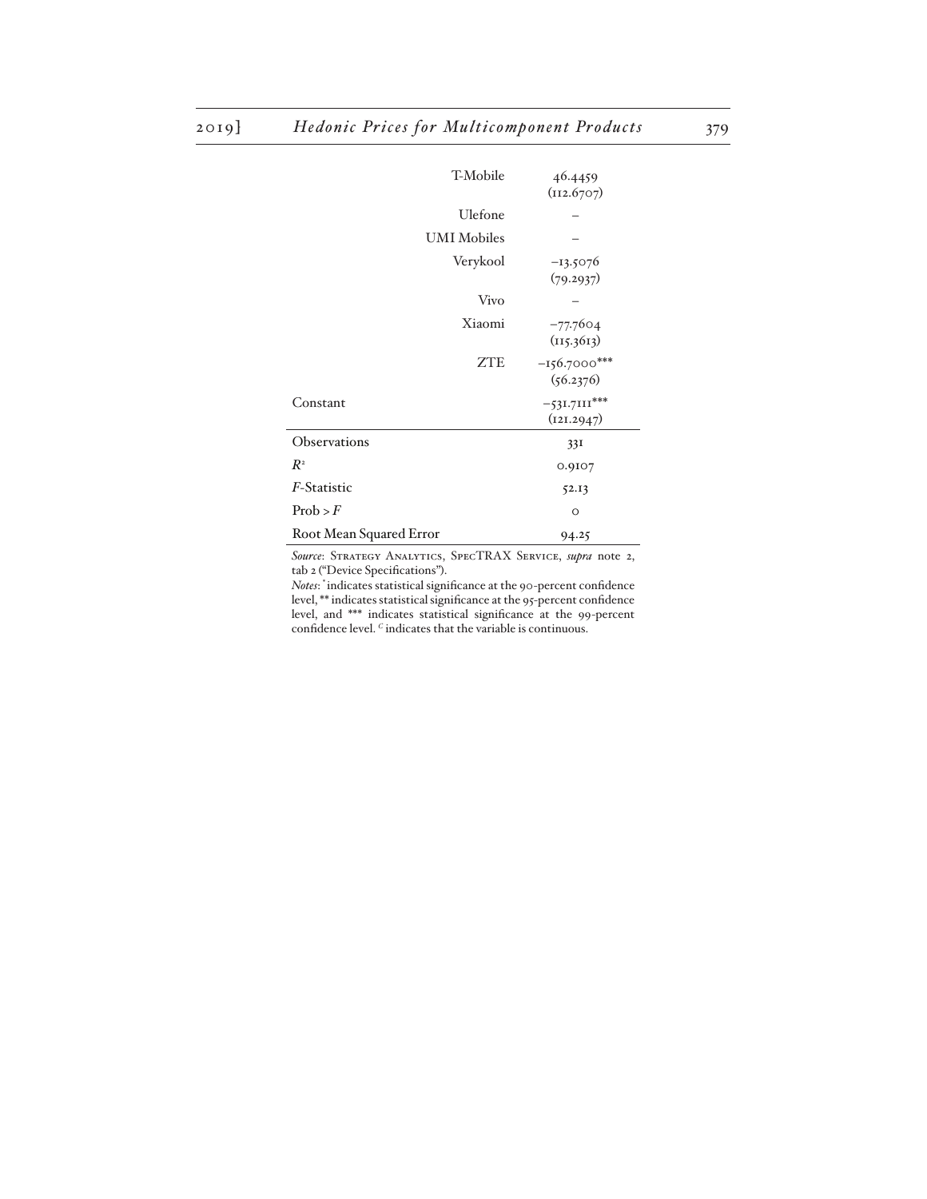| | |
|---|---|
| T-Mobile | 46.4459 (112.6707) |
| Ulefone | – |
| UMI Mobiles | – |
| Verykool | −13.5076 (79.2937) |
| Vivo | – |
| Xiaomi | −77.7604 (115.3613) |
| ZTE | −156.7000*** (56.2376) |
| Constant | −531.7111*** (121.2947) |
| Observations | 331 |
| $R^2$ | 0.9107 |
| *F*-Statistic | 52.13 |
| Prob > *F* | 0 |
| Root Mean Squared Error | 94.25 |

*Source*: Strategy Analytics, SpecTRAX Service, *supra* note 2, tab 2 ("Device Specifications").

*Notes*: * indicates statistical significance at the 90-percent confidence level, ** indicates statistical significance at the 95-percent confidence level, and *** indicates statistical significance at the 99-percent confidence level. $^C$ indicates that the variable is continuous.